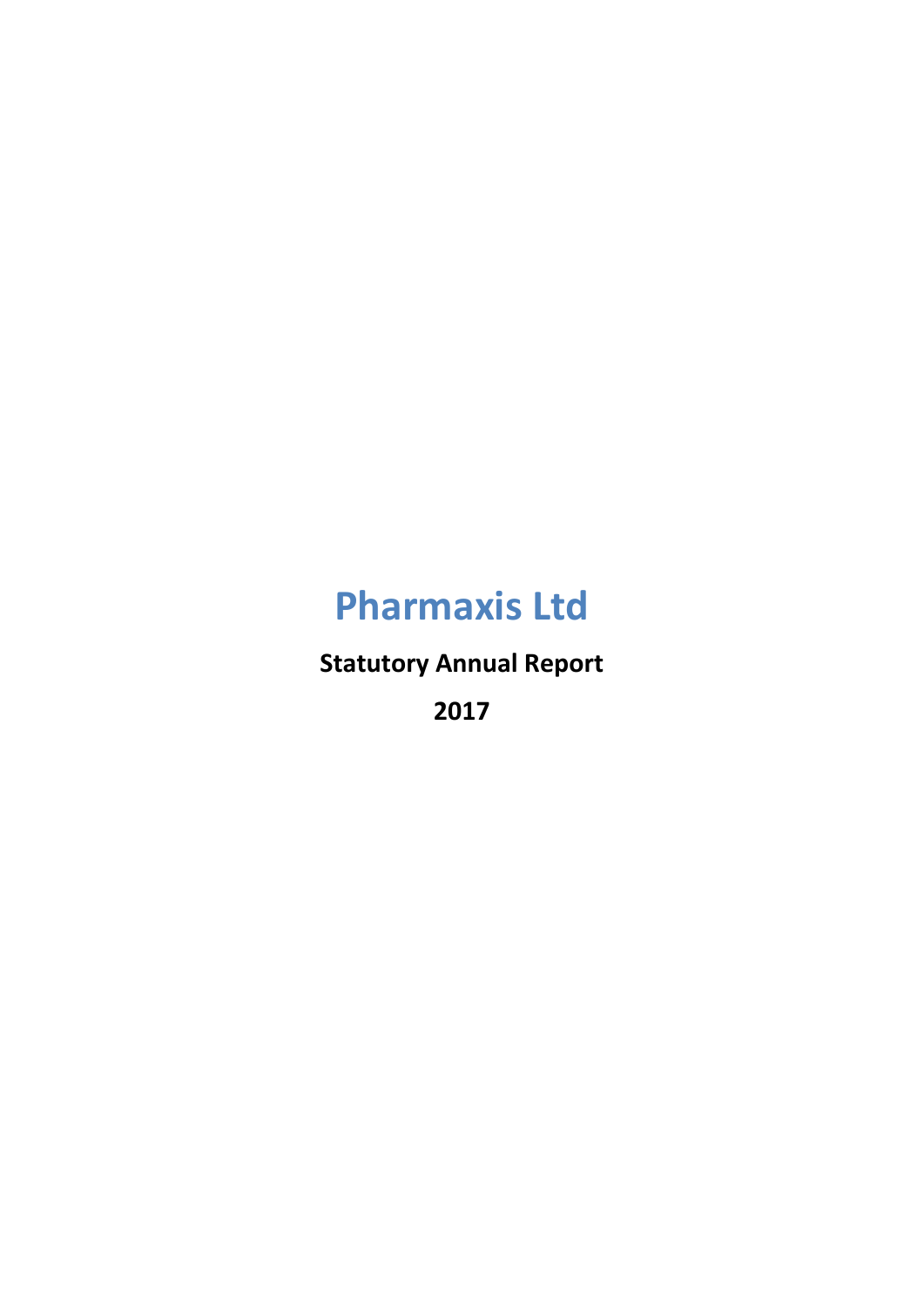# Pharmaxis Ltd

**Statutory Annual Report**

**2017**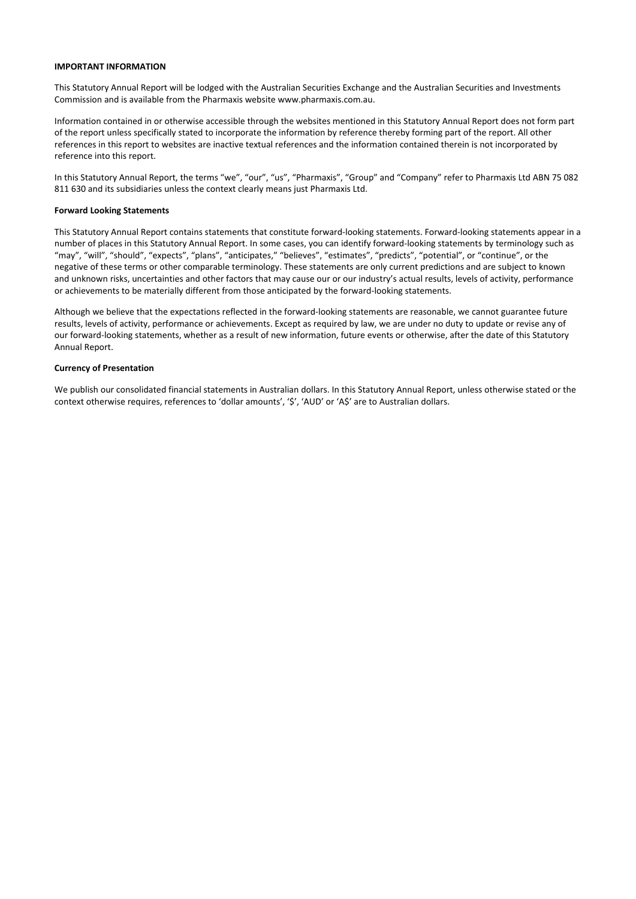**IMPORTANT INFORMATION**

This Statutory Annual Report will be lodged with the Australian Securities Exchange and the Australian Securities and Investments Commission and is available from the Pharmaxis website www.pharmaxis.com.au.

Information contained in or otherwise accessible through the websites mentioned in this Statutory Annual Report does not form part of the report unless specifically stated to incorporate the information by reference thereby forming part of the report. All other references in this report to websites are inactive textual references and the information contained therein is not incorporated by reference into this report.

In this Statutory Annual Report, the terms "we", "our", "us", "Pharmaxis", "Group" and "Company" refer to Pharmaxis Ltd ABN 75 082 811 630 and its subsidiaries unless the context clearly means just Pharmaxis Ltd.

**Forward Looking Statements**

This Statutory Annual Report contains statements that constitute forward-looking statements. Forward-looking statements appear in a number of places in this Statutory Annual Report. In some cases, you can identify forward-looking statements by terminology such as "may", "will", "should", "expects", "plans", "anticipates," "believes", "estimates", "predicts", "potential", or "continue", or the negative of these terms or other comparable terminology. These statements are only current predictions and are subject to known and unknown risks, uncertainties and other factors that may cause our or our industry's actual results, levels of activity, performance or achievements to be materially different from those anticipated by the forward-looking statements.

Although we believe that the expectations reflected in the forward-looking statements are reasonable, we cannot guarantee future results, levels of activity, performance or achievements. Except as required by law, we are under no duty to update or revise any of our forward-looking statements, whether as a result of new information, future events or otherwise, after the date of this Statutory Annual Report.

**Currency of Presentation**

We publish our consolidated financial statements in Australian dollars. In this Statutory Annual Report, unless otherwise stated or the context otherwise requires, references to 'dollar amounts', '$', 'AUD' or 'A$' are to Australian dollars.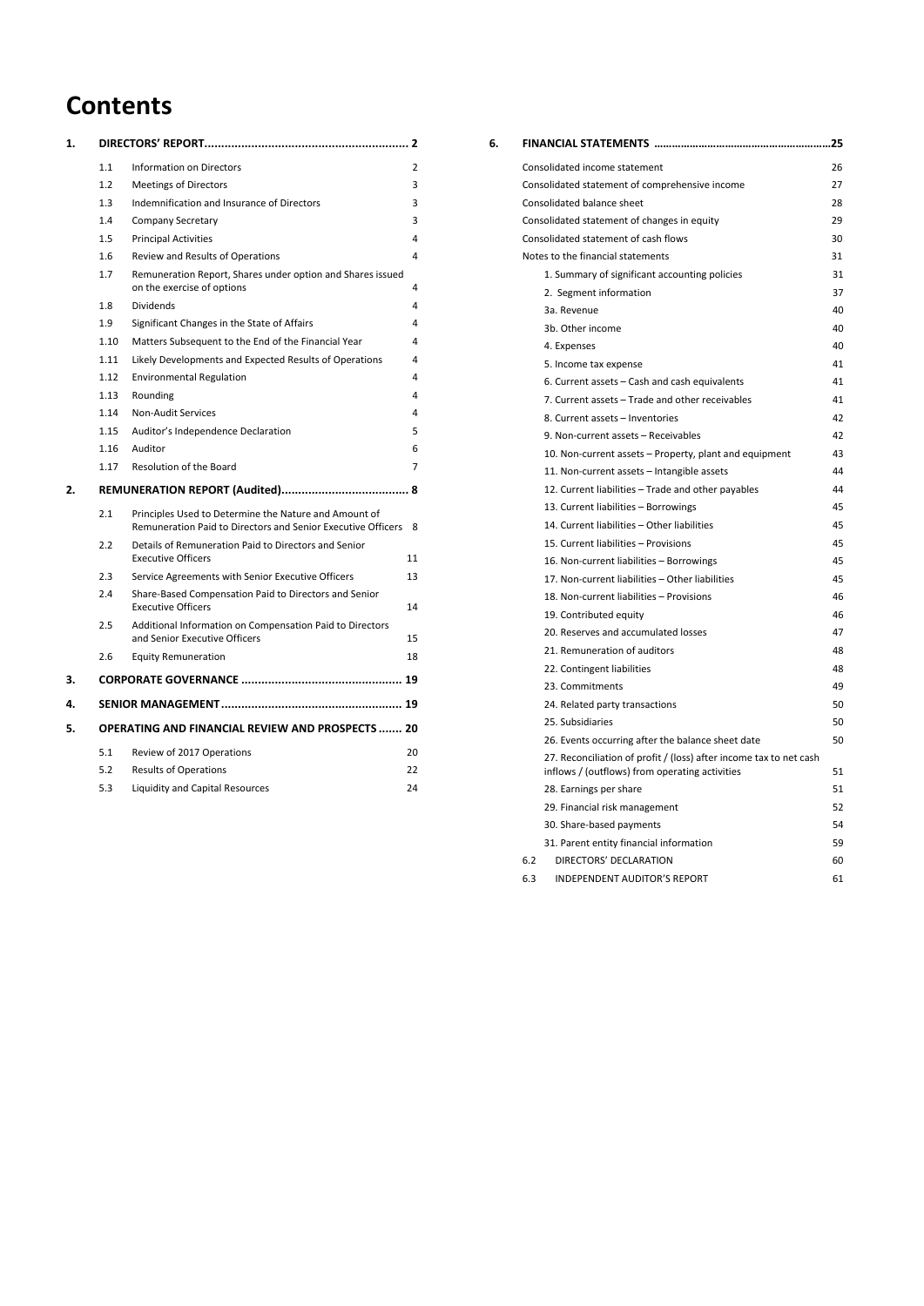# Contents

| | | | |
|---|---|---|---|
| **1.** | **DIRECTORS' REPORT** | | **2** |
| | 1.1 | Information on Directors | 2 |
| | 1.2 | Meetings of Directors | 3 |
| | 1.3 | Indemnification and Insurance of Directors | 3 |
| | 1.4 | Company Secretary | 3 |
| | 1.5 | Principal Activities | 4 |
| | 1.6 | Review and Results of Operations | 4 |
| | 1.7 | Remuneration Report, Shares under option and Shares issued on the exercise of options | 4 |
| | 1.8 | Dividends | 4 |
| | 1.9 | Significant Changes in the State of Affairs | 4 |
| | 1.10 | Matters Subsequent to the End of the Financial Year | 4 |
| | 1.11 | Likely Developments and Expected Results of Operations | 4 |
| | 1.12 | Environmental Regulation | 4 |
| | 1.13 | Rounding | 4 |
| | 1.14 | Non-Audit Services | 4 |
| | 1.15 | Auditor's Independence Declaration | 5 |
| | 1.16 | Auditor | 6 |
| | 1.17 | Resolution of the Board | 7 |
| **2.** | **REMUNERATION REPORT (Audited)** | | **8** |
| | 2.1 | Principles Used to Determine the Nature and Amount of Remuneration Paid to Directors and Senior Executive Officers | 8 |
| | 2.2 | Details of Remuneration Paid to Directors and Senior Executive Officers | 11 |
| | 2.3 | Service Agreements with Senior Executive Officers | 13 |
| | 2.4 | Share-Based Compensation Paid to Directors and Senior Executive Officers | 14 |
| | 2.5 | Additional Information on Compensation Paid to Directors and Senior Executive Officers | 15 |
| | 2.6 | Equity Remuneration | 18 |
| **3.** | **CORPORATE GOVERNANCE** | | **19** |
| **4.** | **SENIOR MANAGEMENT** | | **19** |
| **5.** | **OPERATING AND FINANCIAL REVIEW AND PROSPECTS** | | **20** |
| | 5.1 | Review of 2017 Operations | 20 |
| | 5.2 | Results of Operations | 22 |
| | 5.3 | Liquidity and Capital Resources | 24 |

| | | |
|---|---|---|
| **6.** | **FINANCIAL STATEMENTS** | **25** |
| | Consolidated income statement | 26 |
| | Consolidated statement of comprehensive income | 27 |
| | Consolidated balance sheet | 28 |
| | Consolidated statement of changes in equity | 29 |
| | Consolidated statement of cash flows | 30 |
| | Notes to the financial statements | 31 |
| | 1. Summary of significant accounting policies | 31 |
| | 2. Segment information | 37 |
| | 3a. Revenue | 40 |
| | 3b. Other income | 40 |
| | 4. Expenses | 40 |
| | 5. Income tax expense | 41 |
| | 6. Current assets – Cash and cash equivalents | 41 |
| | 7. Current assets – Trade and other receivables | 41 |
| | 8. Current assets – Inventories | 42 |
| | 9. Non-current assets – Receivables | 42 |
| | 10. Non-current assets – Property, plant and equipment | 43 |
| | 11. Non-current assets – Intangible assets | 44 |
| | 12. Current liabilities – Trade and other payables | 44 |
| | 13. Current liabilities – Borrowings | 45 |
| | 14. Current liabilities – Other liabilities | 45 |
| | 15. Current liabilities – Provisions | 45 |
| | 16. Non-current liabilities – Borrowings | 45 |
| | 17. Non-current liabilities – Other liabilities | 45 |
| | 18. Non-current liabilities – Provisions | 46 |
| | 19. Contributed equity | 46 |
| | 20. Reserves and accumulated losses | 47 |
| | 21. Remuneration of auditors | 48 |
| | 22. Contingent liabilities | 48 |
| | 23. Commitments | 49 |
| | 24. Related party transactions | 50 |
| | 25. Subsidiaries | 50 |
| | 26. Events occurring after the balance sheet date | 50 |
| | 27. Reconciliation of profit / (loss) after income tax to net cash inflows / (outflows) from operating activities | 51 |
| | 28. Earnings per share | 51 |
| | 29. Financial risk management | 52 |
| | 30. Share-based payments | 54 |
| | 31. Parent entity financial information | 59 |
| 6.2 | DIRECTORS' DECLARATION | 60 |
| 6.3 | INDEPENDENT AUDITOR'S REPORT | 61 |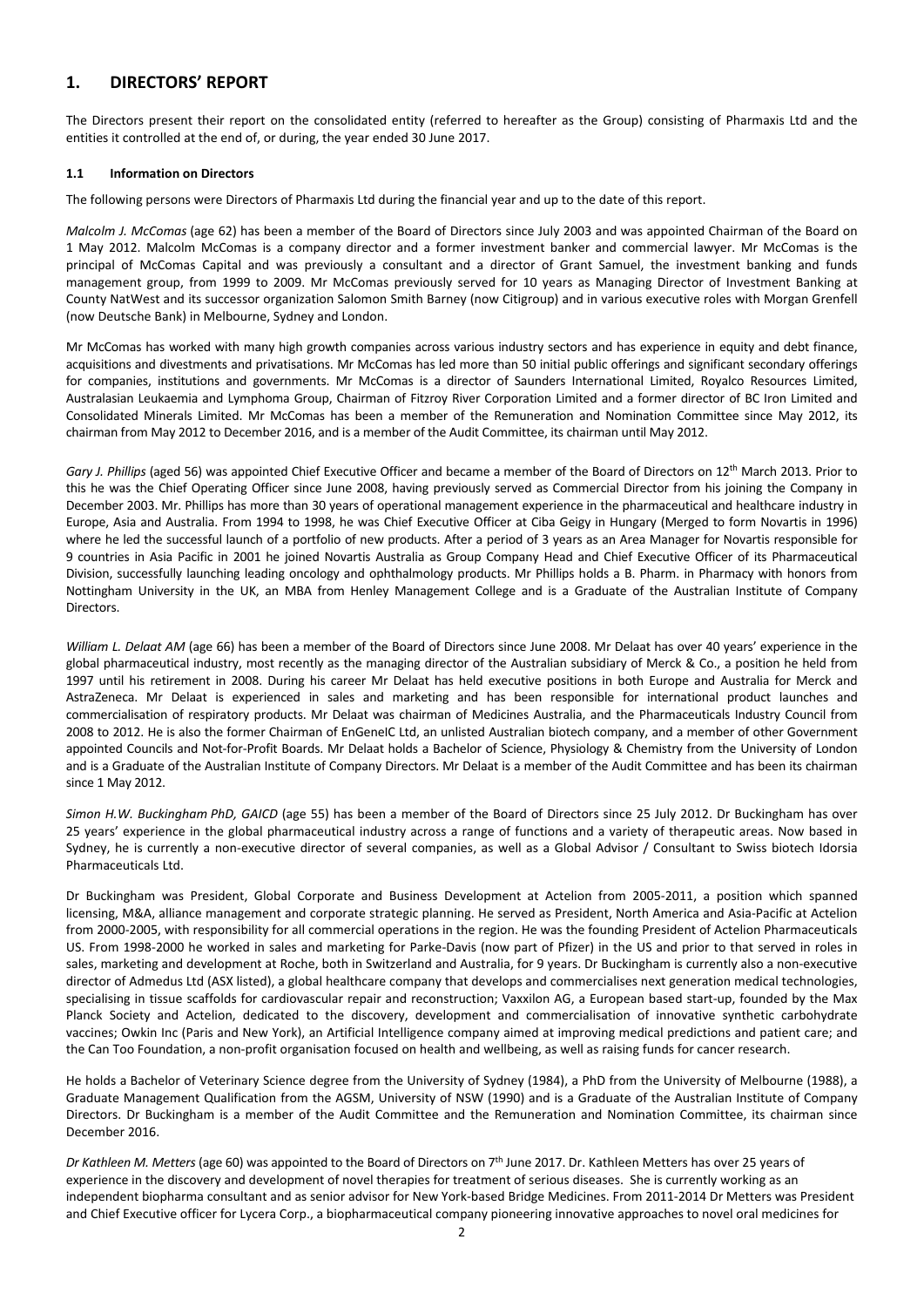## 1. DIRECTORS' REPORT

The Directors present their report on the consolidated entity (referred to hereafter as the Group) consisting of Pharmaxis Ltd and the entities it controlled at the end of, or during, the year ended 30 June 2017.

### 1.1 Information on Directors

The following persons were Directors of Pharmaxis Ltd during the financial year and up to the date of this report.

*Malcolm J. McComas* (age 62) has been a member of the Board of Directors since July 2003 and was appointed Chairman of the Board on 1 May 2012. Malcolm McComas is a company director and a former investment banker and commercial lawyer. Mr McComas is the principal of McComas Capital and was previously a consultant and a director of Grant Samuel, the investment banking and funds management group, from 1999 to 2009. Mr McComas previously served for 10 years as Managing Director of Investment Banking at County NatWest and its successor organization Salomon Smith Barney (now Citigroup) and in various executive roles with Morgan Grenfell (now Deutsche Bank) in Melbourne, Sydney and London.

Mr McComas has worked with many high growth companies across various industry sectors and has experience in equity and debt finance, acquisitions and divestments and privatisations. Mr McComas has led more than 50 initial public offerings and significant secondary offerings for companies, institutions and governments. Mr McComas is a director of Saunders International Limited, Royalco Resources Limited, Australasian Leukaemia and Lymphoma Group, Chairman of Fitzroy River Corporation Limited and a former director of BC Iron Limited and Consolidated Minerals Limited. Mr McComas has been a member of the Remuneration and Nomination Committee since May 2012, its chairman from May 2012 to December 2016, and is a member of the Audit Committee, its chairman until May 2012.

*Gary J. Phillips* (aged 56) was appointed Chief Executive Officer and became a member of the Board of Directors on 12th March 2013. Prior to this he was the Chief Operating Officer since June 2008, having previously served as Commercial Director from his joining the Company in December 2003. Mr. Phillips has more than 30 years of operational management experience in the pharmaceutical and healthcare industry in Europe, Asia and Australia. From 1994 to 1998, he was Chief Executive Officer at Ciba Geigy in Hungary (Merged to form Novartis in 1996) where he led the successful launch of a portfolio of new products. After a period of 3 years as an Area Manager for Novartis responsible for 9 countries in Asia Pacific in 2001 he joined Novartis Australia as Group Company Head and Chief Executive Officer of its Pharmaceutical Division, successfully launching leading oncology and ophthalmology products. Mr Phillips holds a B. Pharm. in Pharmacy with honors from Nottingham University in the UK, an MBA from Henley Management College and is a Graduate of the Australian Institute of Company Directors.

*William L. Delaat AM* (age 66) has been a member of the Board of Directors since June 2008. Mr Delaat has over 40 years' experience in the global pharmaceutical industry, most recently as the managing director of the Australian subsidiary of Merck & Co., a position he held from 1997 until his retirement in 2008. During his career Mr Delaat has held executive positions in both Europe and Australia for Merck and AstraZeneca. Mr Delaat is experienced in sales and marketing and has been responsible for international product launches and commercialisation of respiratory products. Mr Delaat was chairman of Medicines Australia, and the Pharmaceuticals Industry Council from 2008 to 2012. He is also the former Chairman of EnGeneIC Ltd, an unlisted Australian biotech company, and a member of other Government appointed Councils and Not-for-Profit Boards. Mr Delaat holds a Bachelor of Science, Physiology & Chemistry from the University of London and is a Graduate of the Australian Institute of Company Directors. Mr Delaat is a member of the Audit Committee and has been its chairman since 1 May 2012.

*Simon H.W. Buckingham PhD, GAICD* (age 55) has been a member of the Board of Directors since 25 July 2012. Dr Buckingham has over 25 years' experience in the global pharmaceutical industry across a range of functions and a variety of therapeutic areas. Now based in Sydney, he is currently a non-executive director of several companies, as well as a Global Advisor / Consultant to Swiss biotech Idorsia Pharmaceuticals Ltd.

Dr Buckingham was President, Global Corporate and Business Development at Actelion from 2005-2011, a position which spanned licensing, M&A, alliance management and corporate strategic planning. He served as President, North America and Asia-Pacific at Actelion from 2000-2005, with responsibility for all commercial operations in the region. He was the founding President of Actelion Pharmaceuticals US. From 1998-2000 he worked in sales and marketing for Parke-Davis (now part of Pfizer) in the US and prior to that served in roles in sales, marketing and development at Roche, both in Switzerland and Australia, for 9 years. Dr Buckingham is currently also a non-executive director of Admedus Ltd (ASX listed), a global healthcare company that develops and commercialises next generation medical technologies, specialising in tissue scaffolds for cardiovascular repair and reconstruction; Vaxxilon AG, a European based start-up, founded by the Max Planck Society and Actelion, dedicated to the discovery, development and commercialisation of innovative synthetic carbohydrate vaccines; Owkin Inc (Paris and New York), an Artificial Intelligence company aimed at improving medical predictions and patient care; and the Can Too Foundation, a non-profit organisation focused on health and wellbeing, as well as raising funds for cancer research.

He holds a Bachelor of Veterinary Science degree from the University of Sydney (1984), a PhD from the University of Melbourne (1988), a Graduate Management Qualification from the AGSM, University of NSW (1990) and is a Graduate of the Australian Institute of Company Directors. Dr Buckingham is a member of the Audit Committee and the Remuneration and Nomination Committee, its chairman since December 2016.

*Dr Kathleen M. Metters* (age 60) was appointed to the Board of Directors on 7th June 2017. Dr. Kathleen Metters has over 25 years of experience in the discovery and development of novel therapies for treatment of serious diseases. She is currently working as an independent biopharma consultant and as senior advisor for New York-based Bridge Medicines. From 2011-2014 Dr Metters was President and Chief Executive officer for Lycera Corp., a biopharmaceutical company pioneering innovative approaches to novel oral medicines for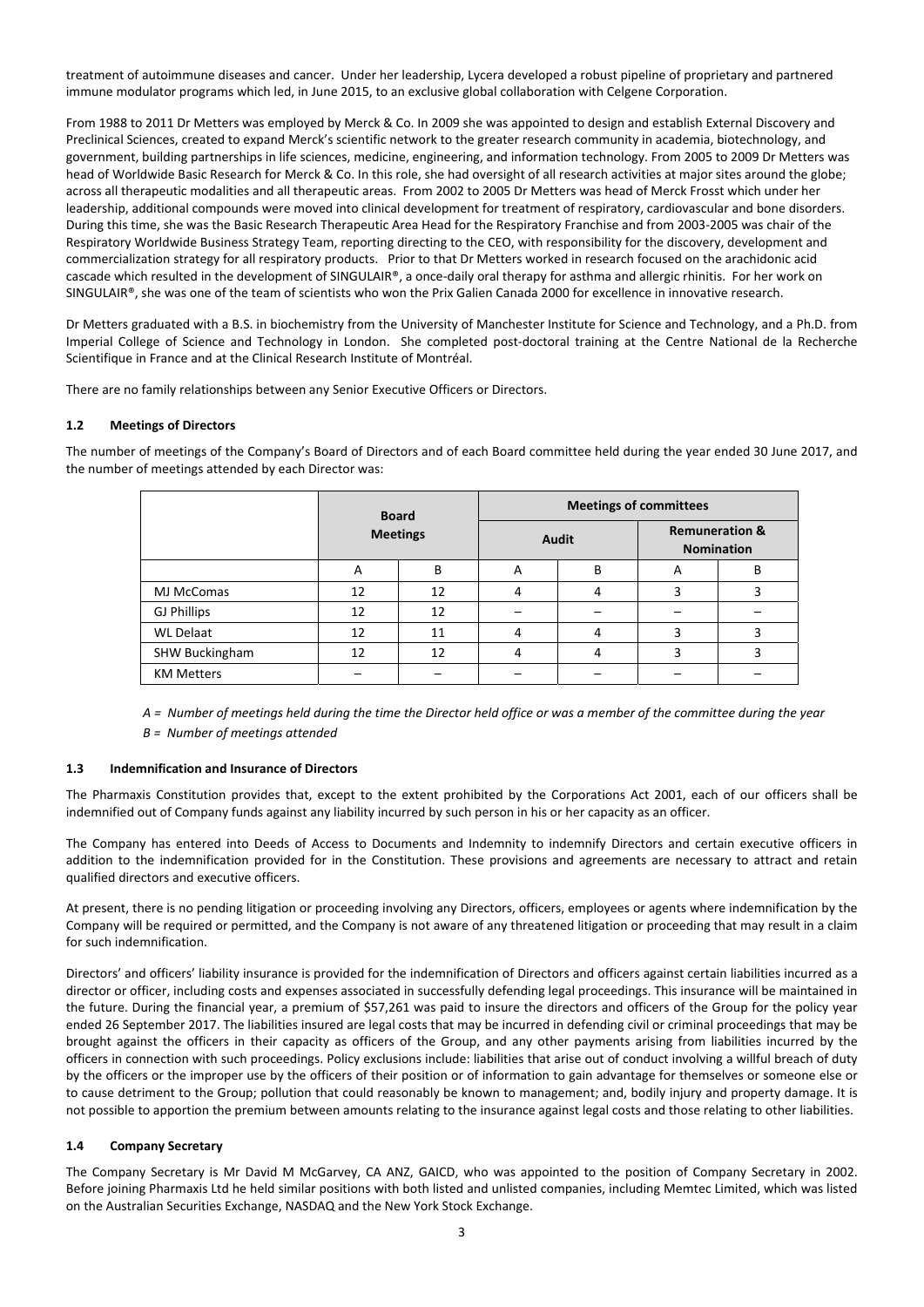treatment of autoimmune diseases and cancer. Under her leadership, Lycera developed a robust pipeline of proprietary and partnered immune modulator programs which led, in June 2015, to an exclusive global collaboration with Celgene Corporation.

From 1988 to 2011 Dr Metters was employed by Merck & Co. In 2009 she was appointed to design and establish External Discovery and Preclinical Sciences, created to expand Merck's scientific network to the greater research community in academia, biotechnology, and government, building partnerships in life sciences, medicine, engineering, and information technology. From 2005 to 2009 Dr Metters was head of Worldwide Basic Research for Merck & Co. In this role, she had oversight of all research activities at major sites around the globe; across all therapeutic modalities and all therapeutic areas. From 2002 to 2005 Dr Metters was head of Merck Frosst which under her leadership, additional compounds were moved into clinical development for treatment of respiratory, cardiovascular and bone disorders. During this time, she was the Basic Research Therapeutic Area Head for the Respiratory Franchise and from 2003-2005 was chair of the Respiratory Worldwide Business Strategy Team, reporting directing to the CEO, with responsibility for the discovery, development and commercialization strategy for all respiratory products. Prior to that Dr Metters worked in research focused on the arachidonic acid cascade which resulted in the development of SINGULAIR®, a once-daily oral therapy for asthma and allergic rhinitis. For her work on SINGULAIR®, she was one of the team of scientists who won the Prix Galien Canada 2000 for excellence in innovative research.

Dr Metters graduated with a B.S. in biochemistry from the University of Manchester Institute for Science and Technology, and a Ph.D. from Imperial College of Science and Technology in London. She completed post-doctoral training at the Centre National de la Recherche Scientifique in France and at the Clinical Research Institute of Montréal.

There are no family relationships between any Senior Executive Officers or Directors.

### 1.2 Meetings of Directors

The number of meetings of the Company's Board of Directors and of each Board committee held during the year ended 30 June 2017, and the number of meetings attended by each Director was:

| | Board Meetings | | Meetings of committees | | | |
|---|---|---|---|---|---|---|
| | | | Audit | | Remuneration & Nomination | |
| | A | B | A | B | A | B |
| MJ McComas | 12 | 12 | 4 | 4 | 3 | 3 |
| GJ Phillips | 12 | 12 | – | – | – | – |
| WL Delaat | 12 | 11 | 4 | 4 | 3 | 3 |
| SHW Buckingham | 12 | 12 | 4 | 4 | 3 | 3 |
| KM Metters | – | – | – | – | – | – |

*A = Number of meetings held during the time the Director held office or was a member of the committee during the year*

*B = Number of meetings attended*

### 1.3 Indemnification and Insurance of Directors

The Pharmaxis Constitution provides that, except to the extent prohibited by the Corporations Act 2001, each of our officers shall be indemnified out of Company funds against any liability incurred by such person in his or her capacity as an officer.

The Company has entered into Deeds of Access to Documents and Indemnity to indemnify Directors and certain executive officers in addition to the indemnification provided for in the Constitution. These provisions and agreements are necessary to attract and retain qualified directors and executive officers.

At present, there is no pending litigation or proceeding involving any Directors, officers, employees or agents where indemnification by the Company will be required or permitted, and the Company is not aware of any threatened litigation or proceeding that may result in a claim for such indemnification.

Directors' and officers' liability insurance is provided for the indemnification of Directors and officers against certain liabilities incurred as a director or officer, including costs and expenses associated in successfully defending legal proceedings. This insurance will be maintained in the future. During the financial year, a premium of $57,261 was paid to insure the directors and officers of the Group for the policy year ended 26 September 2017. The liabilities insured are legal costs that may be incurred in defending civil or criminal proceedings that may be brought against the officers in their capacity as officers of the Group, and any other payments arising from liabilities incurred by the officers in connection with such proceedings. Policy exclusions include: liabilities that arise out of conduct involving a willful breach of duty by the officers or the improper use by the officers of their position or of information to gain advantage for themselves or someone else or to cause detriment to the Group; pollution that could reasonably be known to management; and, bodily injury and property damage. It is not possible to apportion the premium between amounts relating to the insurance against legal costs and those relating to other liabilities.

### 1.4 Company Secretary

The Company Secretary is Mr David M McGarvey, CA ANZ, GAICD, who was appointed to the position of Company Secretary in 2002. Before joining Pharmaxis Ltd he held similar positions with both listed and unlisted companies, including Memtec Limited, which was listed on the Australian Securities Exchange, NASDAQ and the New York Stock Exchange.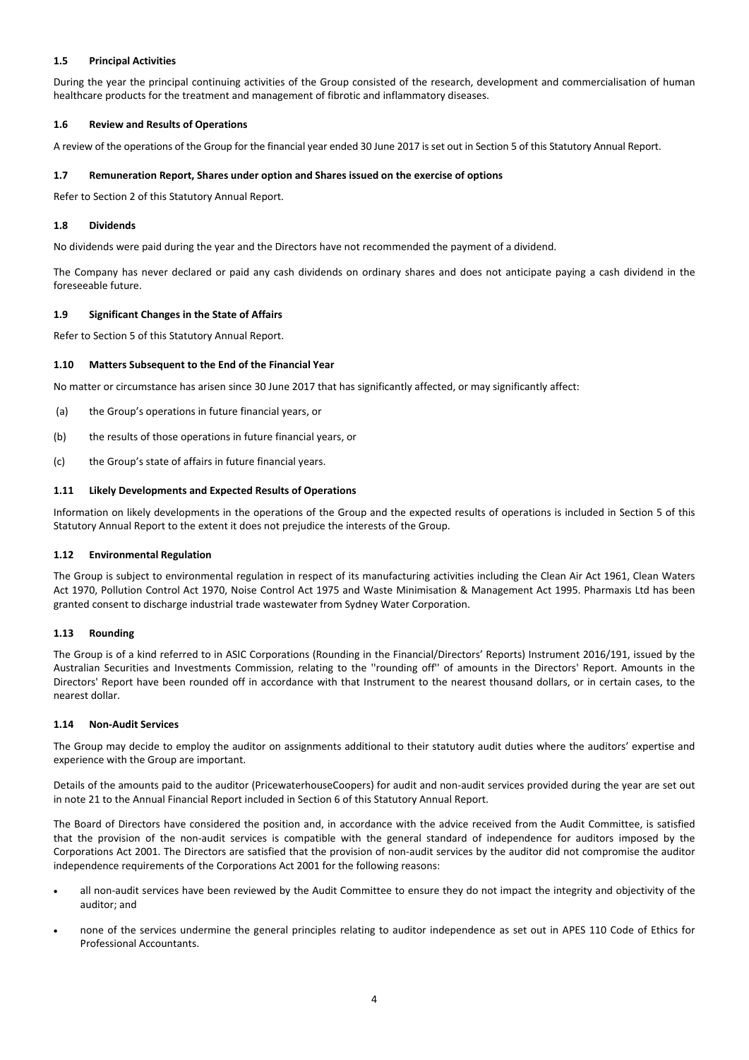### 1.5 Principal Activities

During the year the principal continuing activities of the Group consisted of the research, development and commercialisation of human healthcare products for the treatment and management of fibrotic and inflammatory diseases.

### 1.6 Review and Results of Operations

A review of the operations of the Group for the financial year ended 30 June 2017 is set out in Section 5 of this Statutory Annual Report.

### 1.7 Remuneration Report, Shares under option and Shares issued on the exercise of options

Refer to Section 2 of this Statutory Annual Report.

### 1.8 Dividends

No dividends were paid during the year and the Directors have not recommended the payment of a dividend.

The Company has never declared or paid any cash dividends on ordinary shares and does not anticipate paying a cash dividend in the foreseeable future.

### 1.9 Significant Changes in the State of Affairs

Refer to Section 5 of this Statutory Annual Report.

### 1.10 Matters Subsequent to the End of the Financial Year

No matter or circumstance has arisen since 30 June 2017 that has significantly affected, or may significantly affect:

(a) the Group's operations in future financial years, or

(b) the results of those operations in future financial years, or

(c) the Group's state of affairs in future financial years.

### 1.11 Likely Developments and Expected Results of Operations

Information on likely developments in the operations of the Group and the expected results of operations is included in Section 5 of this Statutory Annual Report to the extent it does not prejudice the interests of the Group.

### 1.12 Environmental Regulation

The Group is subject to environmental regulation in respect of its manufacturing activities including the Clean Air Act 1961, Clean Waters Act 1970, Pollution Control Act 1970, Noise Control Act 1975 and Waste Minimisation & Management Act 1995. Pharmaxis Ltd has been granted consent to discharge industrial trade wastewater from Sydney Water Corporation.

### 1.13 Rounding

The Group is of a kind referred to in ASIC Corporations (Rounding in the Financial/Directors' Reports) Instrument 2016/191, issued by the Australian Securities and Investments Commission, relating to the ''rounding off'' of amounts in the Directors' Report. Amounts in the Directors' Report have been rounded off in accordance with that Instrument to the nearest thousand dollars, or in certain cases, to the nearest dollar.

### 1.14 Non-Audit Services

The Group may decide to employ the auditor on assignments additional to their statutory audit duties where the auditors' expertise and experience with the Group are important.

Details of the amounts paid to the auditor (PricewaterhouseCoopers) for audit and non-audit services provided during the year are set out in note 21 to the Annual Financial Report included in Section 6 of this Statutory Annual Report.

The Board of Directors have considered the position and, in accordance with the advice received from the Audit Committee, is satisfied that the provision of the non-audit services is compatible with the general standard of independence for auditors imposed by the Corporations Act 2001. The Directors are satisfied that the provision of non-audit services by the auditor did not compromise the auditor independence requirements of the Corporations Act 2001 for the following reasons:

- all non-audit services have been reviewed by the Audit Committee to ensure they do not impact the integrity and objectivity of the auditor; and
- none of the services undermine the general principles relating to auditor independence as set out in APES 110 Code of Ethics for Professional Accountants.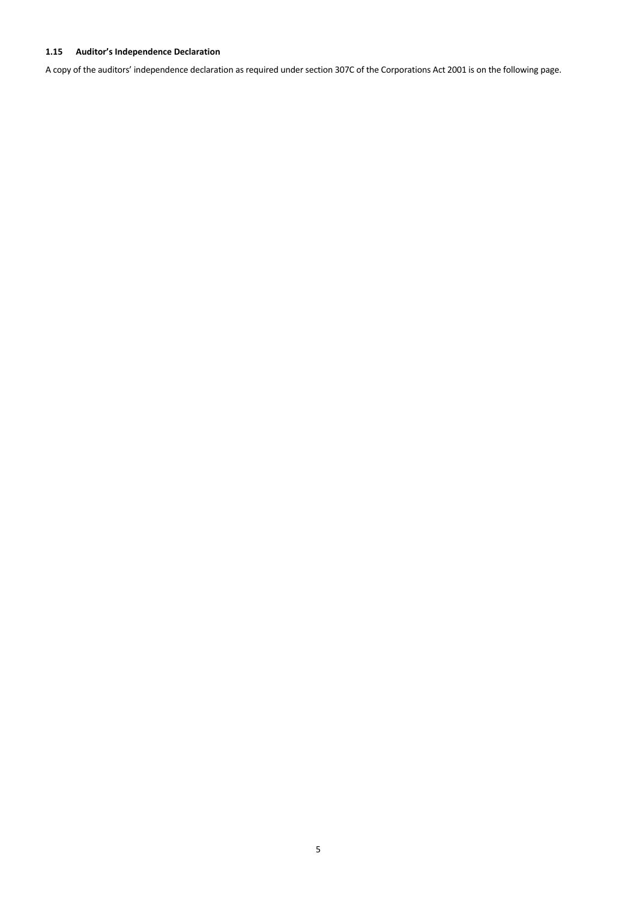### 1.15 Auditor's Independence Declaration

A copy of the auditors' independence declaration as required under section 307C of the Corporations Act 2001 is on the following page.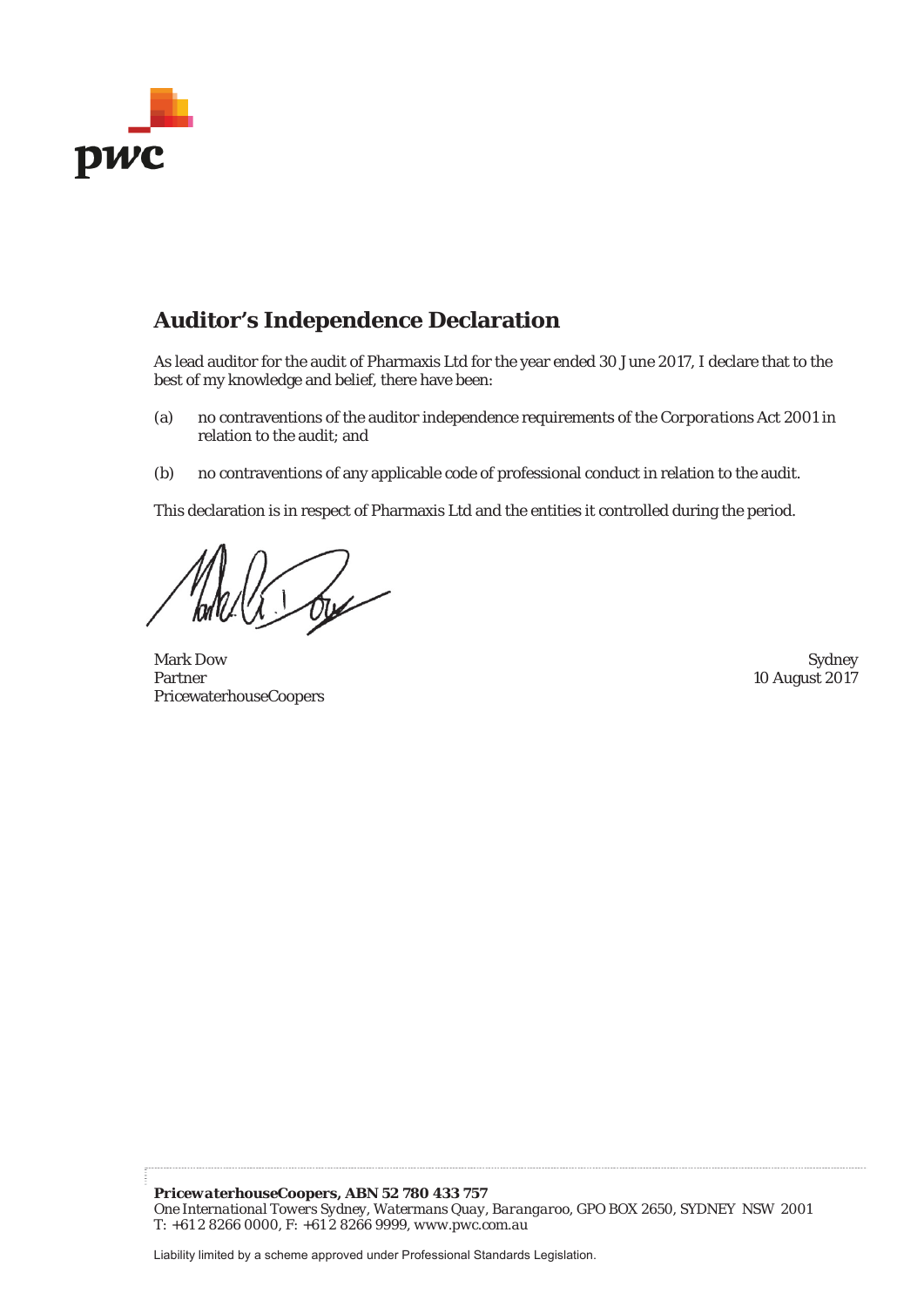## Auditor's Independence Declaration

As lead auditor for the audit of Pharmaxis Ltd for the year ended 30 June 2017, I declare that to the best of my knowledge and belief, there have been:

(a) no contraventions of the auditor independence requirements of the *Corporations Act 2001* in relation to the audit; and

(b) no contraventions of any applicable code of professional conduct in relation to the audit.

This declaration is in respect of Pharmaxis Ltd and the entities it controlled during the period.

Mark Dow
Partner
PricewaterhouseCoopers

Sydney
10 August 2017

***PricewaterhouseCoopers, ABN 52 780 433 757***
*One International Towers Sydney, Watermans Quay, Barangaroo, GPO BOX 2650, SYDNEY NSW 2001*
*T: +61 2 8266 0000, F: +61 2 8266 9999, www.pwc.com.au*

Liability limited by a scheme approved under Professional Standards Legislation.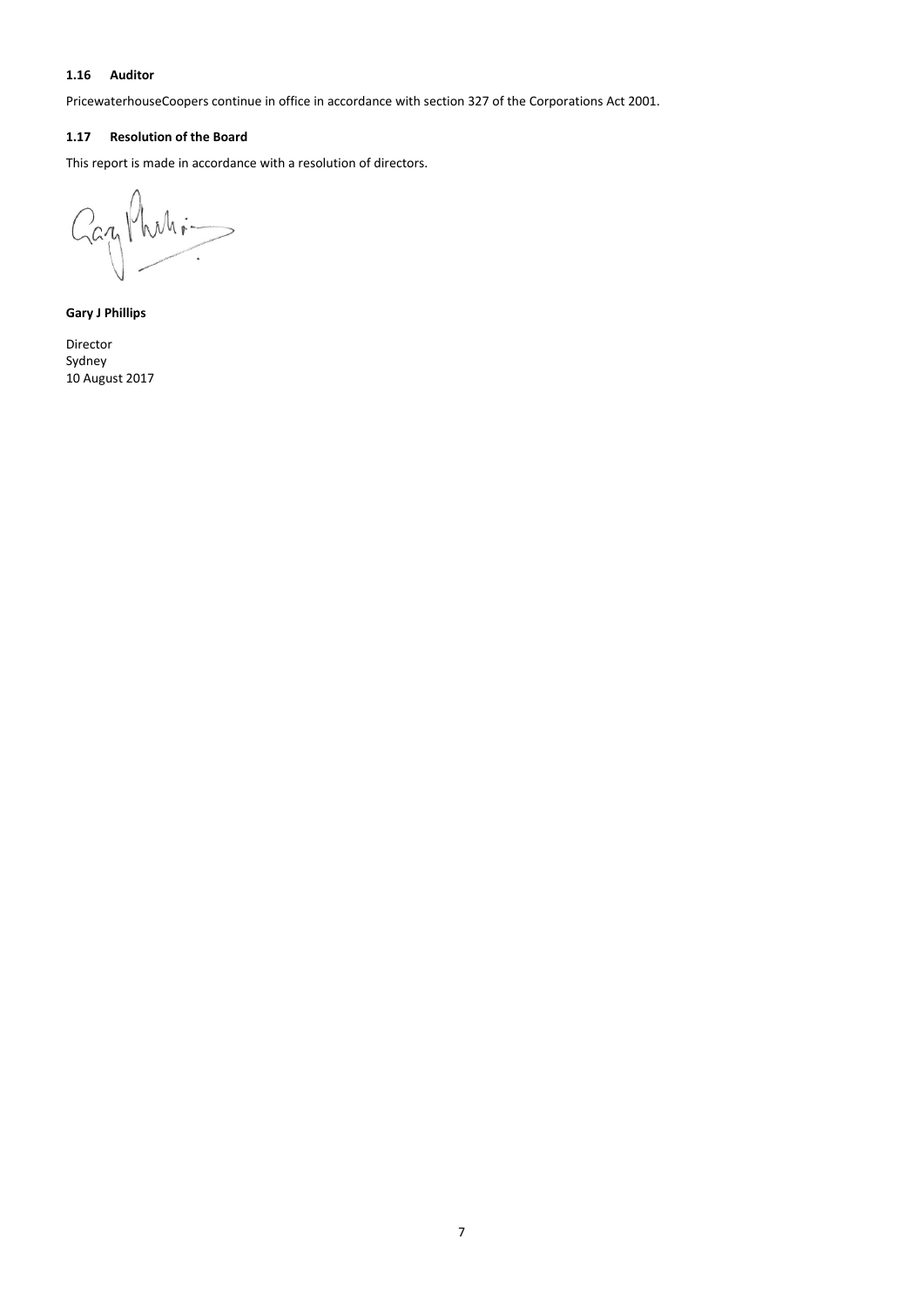### 1.16 Auditor

PricewaterhouseCoopers continue in office in accordance with section 327 of the Corporations Act 2001.

### 1.17 Resolution of the Board

This report is made in accordance with a resolution of directors.

**Gary J Phillips**

Director
Sydney
10 August 2017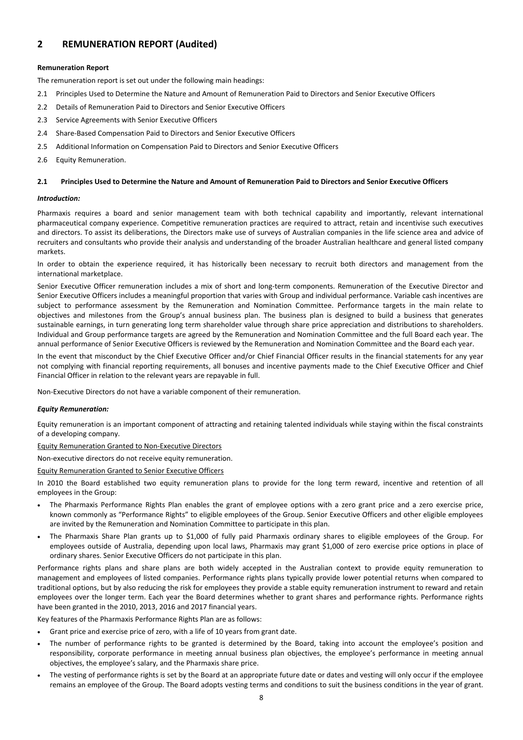## 2 REMUNERATION REPORT (Audited)

**Remuneration Report**

The remuneration report is set out under the following main headings:

2.1 Principles Used to Determine the Nature and Amount of Remuneration Paid to Directors and Senior Executive Officers

2.2 Details of Remuneration Paid to Directors and Senior Executive Officers

2.3 Service Agreements with Senior Executive Officers

2.4 Share-Based Compensation Paid to Directors and Senior Executive Officers

2.5 Additional Information on Compensation Paid to Directors and Senior Executive Officers

2.6 Equity Remuneration.

### 2.1 Principles Used to Determine the Nature and Amount of Remuneration Paid to Directors and Senior Executive Officers

***Introduction:***

Pharmaxis requires a board and senior management team with both technical capability and importantly, relevant international pharmaceutical company experience. Competitive remuneration practices are required to attract, retain and incentivise such executives and directors. To assist its deliberations, the Directors make use of surveys of Australian companies in the life science area and advice of recruiters and consultants who provide their analysis and understanding of the broader Australian healthcare and general listed company markets.

In order to obtain the experience required, it has historically been necessary to recruit both directors and management from the international marketplace.

Senior Executive Officer remuneration includes a mix of short and long-term components. Remuneration of the Executive Director and Senior Executive Officers includes a meaningful proportion that varies with Group and individual performance. Variable cash incentives are subject to performance assessment by the Remuneration and Nomination Committee. Performance targets in the main relate to objectives and milestones from the Group's annual business plan. The business plan is designed to build a business that generates sustainable earnings, in turn generating long term shareholder value through share price appreciation and distributions to shareholders. Individual and Group performance targets are agreed by the Remuneration and Nomination Committee and the full Board each year. The annual performance of Senior Executive Officers is reviewed by the Remuneration and Nomination Committee and the Board each year.

In the event that misconduct by the Chief Executive Officer and/or Chief Financial Officer results in the financial statements for any year not complying with financial reporting requirements, all bonuses and incentive payments made to the Chief Executive Officer and Chief Financial Officer in relation to the relevant years are repayable in full.

Non-Executive Directors do not have a variable component of their remuneration.

***Equity Remuneration:***

Equity remuneration is an important component of attracting and retaining talented individuals while staying within the fiscal constraints of a developing company.

<u>Equity Remuneration Granted to Non-Executive Directors</u>

Non-executive directors do not receive equity remuneration.

<u>Equity Remuneration Granted to Senior Executive Officers</u>

In 2010 the Board established two equity remuneration plans to provide for the long term reward, incentive and retention of all employees in the Group:

- The Pharmaxis Performance Rights Plan enables the grant of employee options with a zero grant price and a zero exercise price, known commonly as "Performance Rights" to eligible employees of the Group. Senior Executive Officers and other eligible employees are invited by the Remuneration and Nomination Committee to participate in this plan.
- The Pharmaxis Share Plan grants up to $1,000 of fully paid Pharmaxis ordinary shares to eligible employees of the Group. For employees outside of Australia, depending upon local laws, Pharmaxis may grant $1,000 of zero exercise price options in place of ordinary shares. Senior Executive Officers do not participate in this plan.

Performance rights plans and share plans are both widely accepted in the Australian context to provide equity remuneration to management and employees of listed companies. Performance rights plans typically provide lower potential returns when compared to traditional options, but by also reducing the risk for employees they provide a stable equity remuneration instrument to reward and retain employees over the longer term. Each year the Board determines whether to grant shares and performance rights. Performance rights have been granted in the 2010, 2013, 2016 and 2017 financial years.

Key features of the Pharmaxis Performance Rights Plan are as follows:

- Grant price and exercise price of zero, with a life of 10 years from grant date.
- The number of performance rights to be granted is determined by the Board, taking into account the employee's position and responsibility, corporate performance in meeting annual business plan objectives, the employee's performance in meeting annual objectives, the employee's salary, and the Pharmaxis share price.
- The vesting of performance rights is set by the Board at an appropriate future date or dates and vesting will only occur if the employee remains an employee of the Group. The Board adopts vesting terms and conditions to suit the business conditions in the year of grant.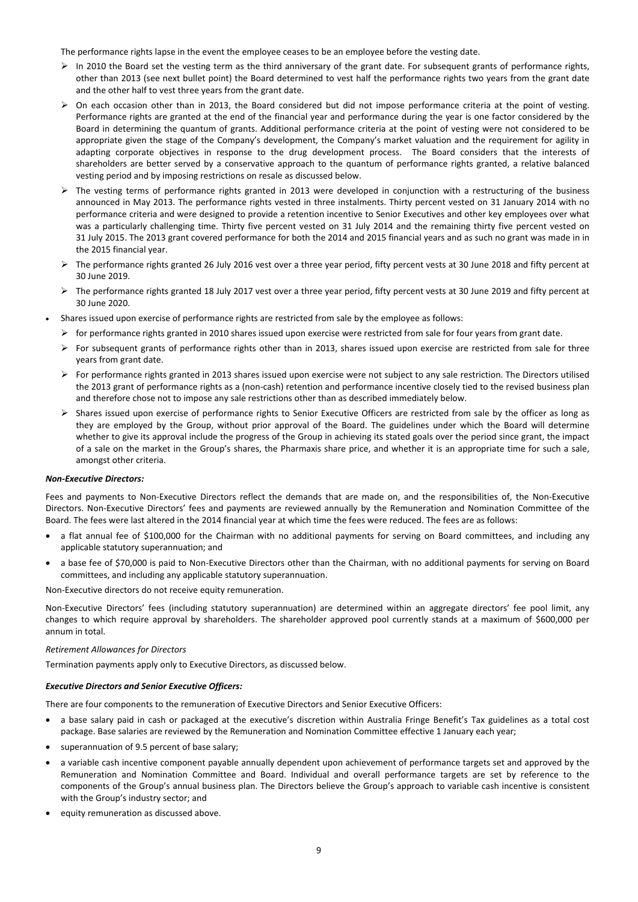The performance rights lapse in the event the employee ceases to be an employee before the vesting date.

- In 2010 the Board set the vesting term as the third anniversary of the grant date. For subsequent grants of performance rights, other than 2013 (see next bullet point) the Board determined to vest half the performance rights two years from the grant date and the other half to vest three years from the grant date.
- On each occasion other than in 2013, the Board considered but did not impose performance criteria at the point of vesting. Performance rights are granted at the end of the financial year and performance during the year is one factor considered by the Board in determining the quantum of grants. Additional performance criteria at the point of vesting were not considered to be appropriate given the stage of the Company's development, the Company's market valuation and the requirement for agility in adapting corporate objectives in response to the drug development process. The Board considers that the interests of shareholders are better served by a conservative approach to the quantum of performance rights granted, a relative balanced vesting period and by imposing restrictions on resale as discussed below.
- The vesting terms of performance rights granted in 2013 were developed in conjunction with a restructuring of the business announced in May 2013. The performance rights vested in three instalments. Thirty percent vested on 31 January 2014 with no performance criteria and were designed to provide a retention incentive to Senior Executives and other key employees over what was a particularly challenging time. Thirty five percent vested on 31 July 2014 and the remaining thirty five percent vested on 31 July 2015. The 2013 grant covered performance for both the 2014 and 2015 financial years and as such no grant was made in in the 2015 financial year.
- The performance rights granted 26 July 2016 vest over a three year period, fifty percent vests at 30 June 2018 and fifty percent at 30 June 2019.
- The performance rights granted 18 July 2017 vest over a three year period, fifty percent vests at 30 June 2019 and fifty percent at 30 June 2020.

- Shares issued upon exercise of performance rights are restricted from sale by the employee as follows:
  - for performance rights granted in 2010 shares issued upon exercise were restricted from sale for four years from grant date.
  - For subsequent grants of performance rights other than in 2013, shares issued upon exercise are restricted from sale for three years from grant date.
  - For performance rights granted in 2013 shares issued upon exercise were not subject to any sale restriction. The Directors utilised the 2013 grant of performance rights as a (non-cash) retention and performance incentive closely tied to the revised business plan and therefore chose not to impose any sale restrictions other than as described immediately below.
  - Shares issued upon exercise of performance rights to Senior Executive Officers are restricted from sale by the officer as long as they are employed by the Group, without prior approval of the Board. The guidelines under which the Board will determine whether to give its approval include the progress of the Group in achieving its stated goals over the period since grant, the impact of a sale on the market in the Group's shares, the Pharmaxis share price, and whether it is an appropriate time for such a sale, amongst other criteria.

***Non-Executive Directors:***

Fees and payments to Non-Executive Directors reflect the demands that are made on, and the responsibilities of, the Non-Executive Directors. Non-Executive Directors' fees and payments are reviewed annually by the Remuneration and Nomination Committee of the Board. The fees were last altered in the 2014 financial year at which time the fees were reduced. The fees are as follows:

- a flat annual fee of $100,000 for the Chairman with no additional payments for serving on Board committees, and including any applicable statutory superannuation; and
- a base fee of $70,000 is paid to Non-Executive Directors other than the Chairman, with no additional payments for serving on Board committees, and including any applicable statutory superannuation.

Non-Executive directors do not receive equity remuneration.

Non-Executive Directors' fees (including statutory superannuation) are determined within an aggregate directors' fee pool limit, any changes to which require approval by shareholders. The shareholder approved pool currently stands at a maximum of $600,000 per annum in total.

*Retirement Allowances for Directors*

Termination payments apply only to Executive Directors, as discussed below.

***Executive Directors and Senior Executive Officers:***

There are four components to the remuneration of Executive Directors and Senior Executive Officers:

- a base salary paid in cash or packaged at the executive's discretion within Australia Fringe Benefit's Tax guidelines as a total cost package. Base salaries are reviewed by the Remuneration and Nomination Committee effective 1 January each year;
- superannuation of 9.5 percent of base salary;
- a variable cash incentive component payable annually dependent upon achievement of performance targets set and approved by the Remuneration and Nomination Committee and Board. Individual and overall performance targets are set by reference to the components of the Group's annual business plan. The Directors believe the Group's approach to variable cash incentive is consistent with the Group's industry sector; and
- equity remuneration as discussed above.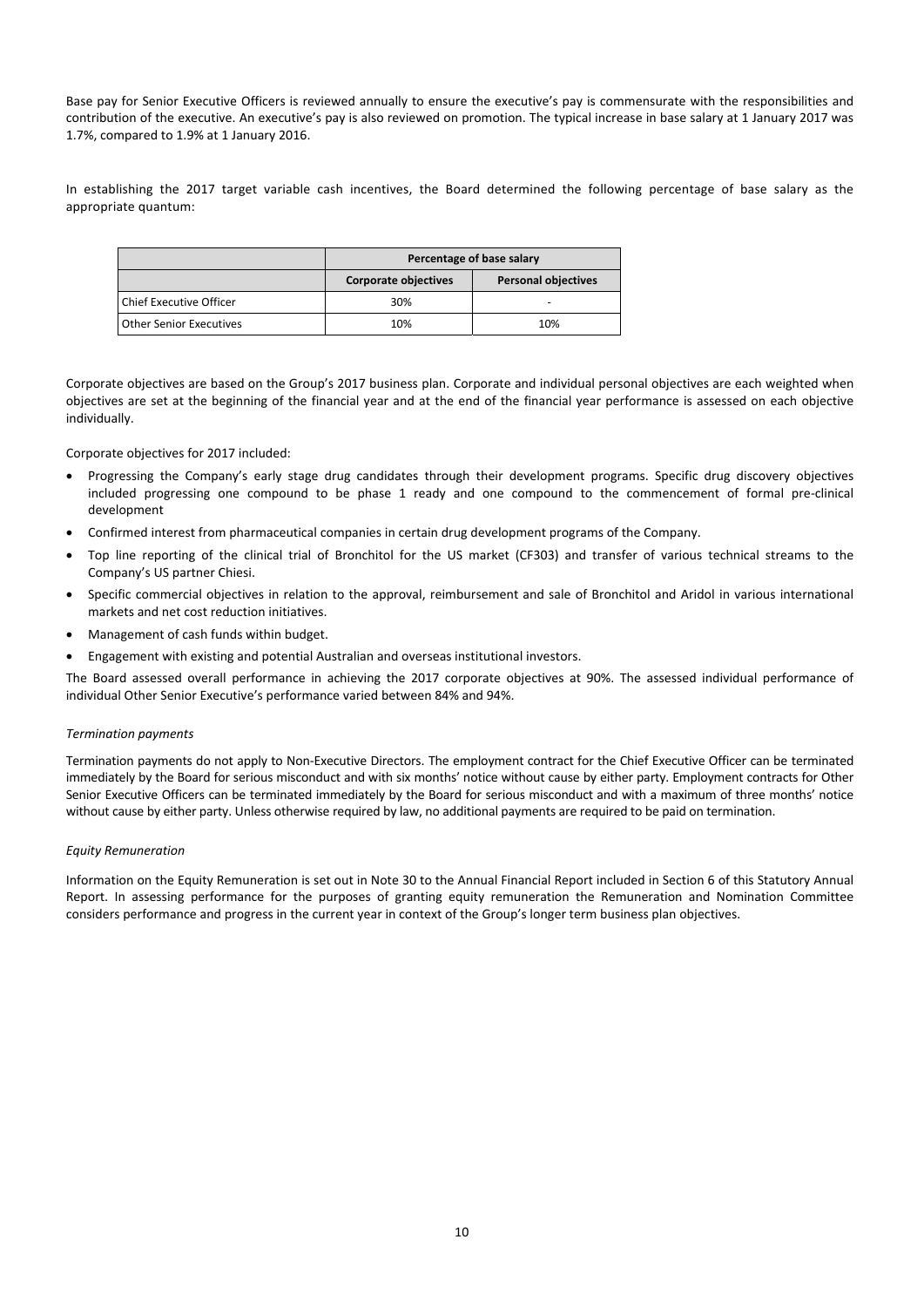Base pay for Senior Executive Officers is reviewed annually to ensure the executive's pay is commensurate with the responsibilities and contribution of the executive. An executive's pay is also reviewed on promotion. The typical increase in base salary at 1 January 2017 was 1.7%, compared to 1.9% at 1 January 2016.

In establishing the 2017 target variable cash incentives, the Board determined the following percentage of base salary as the appropriate quantum:

| | Percentage of base salary | |
|---|---|---|
| | **Corporate objectives** | **Personal objectives** |
| Chief Executive Officer | 30% | - |
| Other Senior Executives | 10% | 10% |

Corporate objectives are based on the Group's 2017 business plan. Corporate and individual personal objectives are each weighted when objectives are set at the beginning of the financial year and at the end of the financial year performance is assessed on each objective individually.

Corporate objectives for 2017 included:

- Progressing the Company's early stage drug candidates through their development programs. Specific drug discovery objectives included progressing one compound to be phase 1 ready and one compound to the commencement of formal pre-clinical development
- Confirmed interest from pharmaceutical companies in certain drug development programs of the Company.
- Top line reporting of the clinical trial of Bronchitol for the US market (CF303) and transfer of various technical streams to the Company's US partner Chiesi.
- Specific commercial objectives in relation to the approval, reimbursement and sale of Bronchitol and Aridol in various international markets and net cost reduction initiatives.
- Management of cash funds within budget.
- Engagement with existing and potential Australian and overseas institutional investors.

The Board assessed overall performance in achieving the 2017 corporate objectives at 90%. The assessed individual performance of individual Other Senior Executive's performance varied between 84% and 94%.

*Termination payments*

Termination payments do not apply to Non-Executive Directors. The employment contract for the Chief Executive Officer can be terminated immediately by the Board for serious misconduct and with six months' notice without cause by either party. Employment contracts for Other Senior Executive Officers can be terminated immediately by the Board for serious misconduct and with a maximum of three months' notice without cause by either party. Unless otherwise required by law, no additional payments are required to be paid on termination.

*Equity Remuneration*

Information on the Equity Remuneration is set out in Note 30 to the Annual Financial Report included in Section 6 of this Statutory Annual Report. In assessing performance for the purposes of granting equity remuneration the Remuneration and Nomination Committee considers performance and progress in the current year in context of the Group's longer term business plan objectives.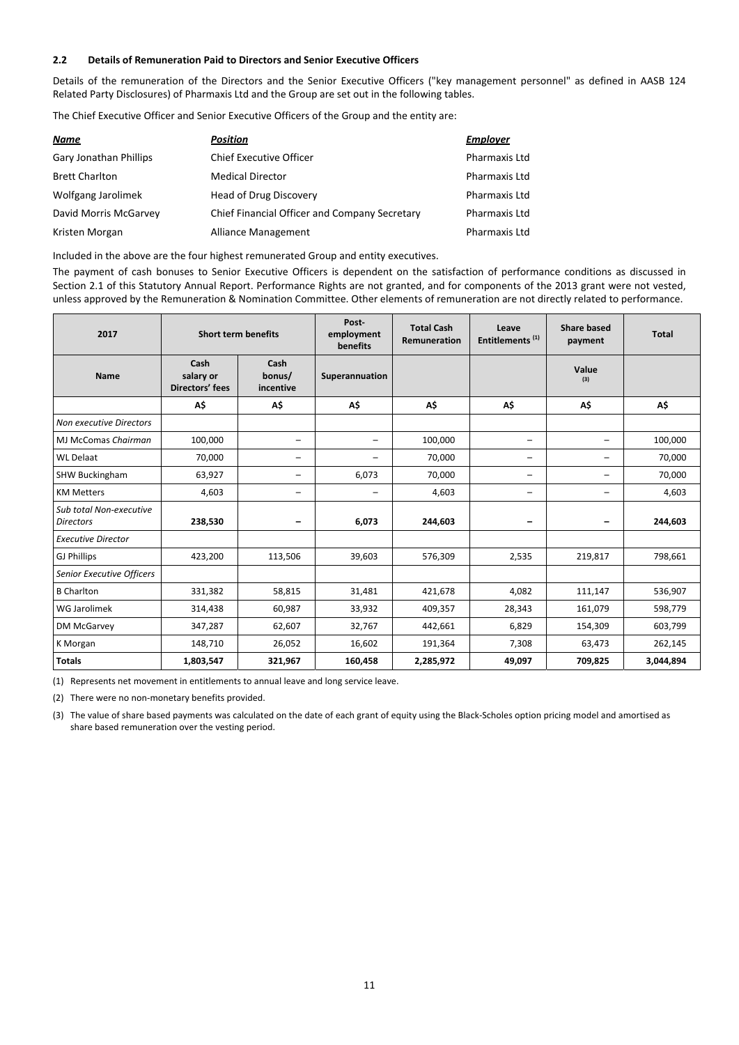### 2.2 Details of Remuneration Paid to Directors and Senior Executive Officers

Details of the remuneration of the Directors and the Senior Executive Officers ("key management personnel" as defined in AASB 124 Related Party Disclosures) of Pharmaxis Ltd and the Group are set out in the following tables.

The Chief Executive Officer and Senior Executive Officers of the Group and the entity are:

| ***Name*** | ***Position*** | ***Employer*** |
|---|---|---|
| Gary Jonathan Phillips | Chief Executive Officer | Pharmaxis Ltd |
| Brett Charlton | Medical Director | Pharmaxis Ltd |
| Wolfgang Jarolimek | Head of Drug Discovery | Pharmaxis Ltd |
| David Morris McGarvey | Chief Financial Officer and Company Secretary | Pharmaxis Ltd |
| Kristen Morgan | Alliance Management | Pharmaxis Ltd |

Included in the above are the four highest remunerated Group and entity executives.

The payment of cash bonuses to Senior Executive Officers is dependent on the satisfaction of performance conditions as discussed in Section 2.1 of this Statutory Annual Report. Performance Rights are not granted, and for components of the 2013 grant were not vested, unless approved by the Remuneration & Nomination Committee. Other elements of remuneration are not directly related to performance.

| 2017 | Short term benefits | | Post-employment benefits | Total Cash Remuneration | Leave Entitlements [1] | Share based payment | Total |
|---|---|---|---|---|---|---|---|
| **Name** | **Cash salary or Directors' fees** | **Cash bonus/ incentive** | **Superannuation** | | | **Value [3]** | |
| | **A$** | **A$** | **A$** | **A$** | **A$** | **A$** | **A$** |
| *Non executive Directors* | | | | | | | |
| MJ McComas *Chairman* | 100,000 | – | – | 100,000 | – | – | 100,000 |
| WL Delaat | 70,000 | – | – | 70,000 | – | – | 70,000 |
| SHW Buckingham | 63,927 | – | 6,073 | 70,000 | – | – | 70,000 |
| KM Metters | 4,603 | – | – | 4,603 | – | – | 4,603 |
| *Sub total Non-executive Directors* | **238,530** | **–** | **6,073** | **244,603** | **–** | **–** | **244,603** |
| *Executive Director* | | | | | | | |
| GJ Phillips | 423,200 | 113,506 | 39,603 | 576,309 | 2,535 | 219,817 | 798,661 |
| *Senior Executive Officers* | | | | | | | |
| B Charlton | 331,382 | 58,815 | 31,481 | 421,678 | 4,082 | 111,147 | 536,907 |
| WG Jarolimek | 314,438 | 60,987 | 33,932 | 409,357 | 28,343 | 161,079 | 598,779 |
| DM McGarvey | 347,287 | 62,607 | 32,767 | 442,661 | 6,829 | 154,309 | 603,799 |
| K Morgan | 148,710 | 26,052 | 16,602 | 191,364 | 7,308 | 63,473 | 262,145 |
| **Totals** | **1,803,547** | **321,967** | **160,458** | **2,285,972** | **49,097** | **709,825** | **3,044,894** |

(1) Represents net movement in entitlements to annual leave and long service leave.

(2) There were no non-monetary benefits provided.

(3) The value of share based payments was calculated on the date of each grant of equity using the Black-Scholes option pricing model and amortised as share based remuneration over the vesting period.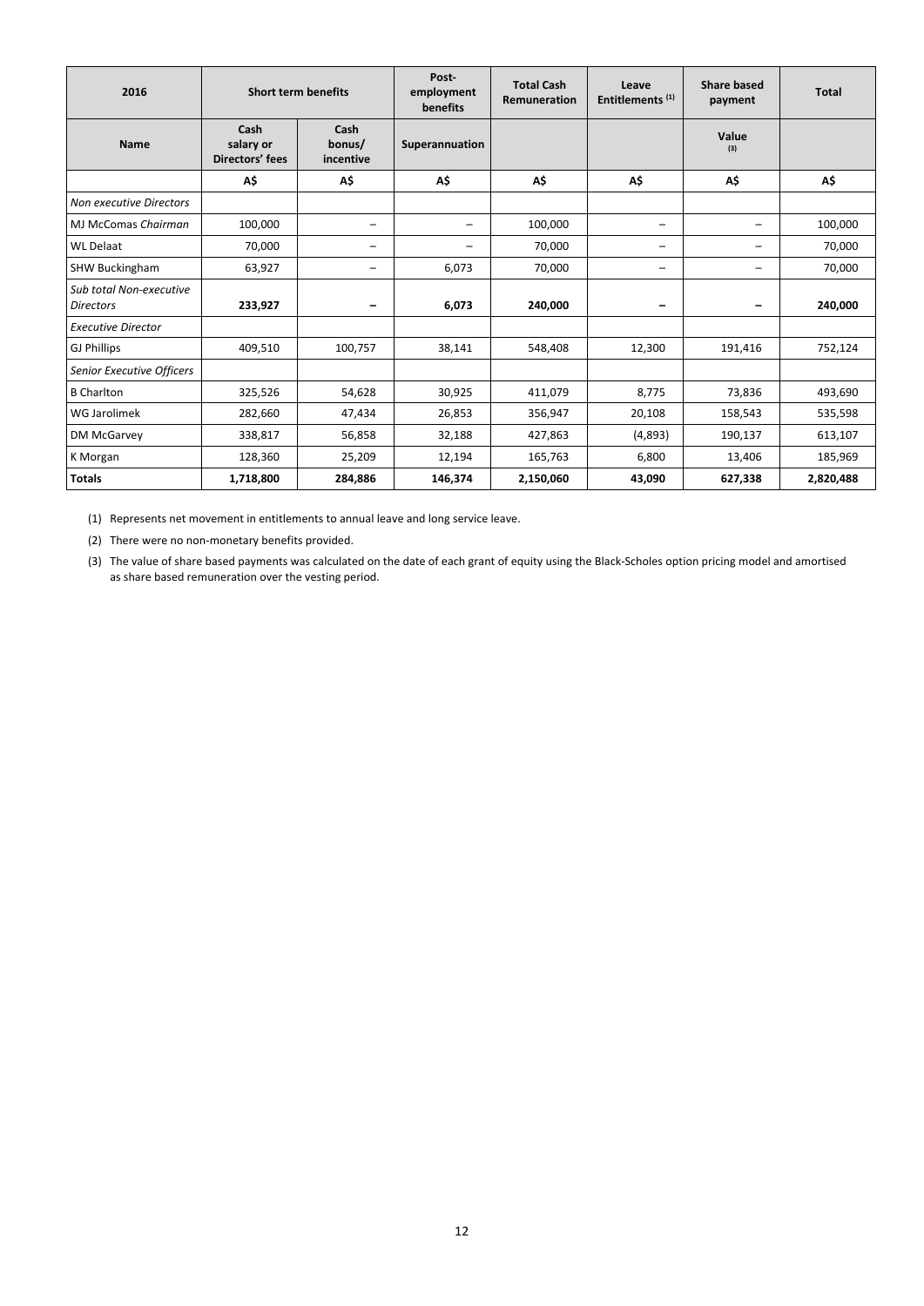| 2016 | Short term benefits | | Post-employment benefits | Total Cash Remuneration | Leave Entitlements [1] | Share based payment | Total |
|---|---|---|---|---|---|---|---|
| Name | Cash salary or Directors' fees | Cash bonus/ incentive | Superannuation | | | Value [3] | |
| | A$ | A$ | A$ | A$ | A$ | A$ | A$ |
| *Non executive Directors* | | | | | | | |
| MJ McComas *Chairman* | 100,000 | – | – | 100,000 | – | – | 100,000 |
| WL Delaat | 70,000 | – | – | 70,000 | – | – | 70,000 |
| SHW Buckingham | 63,927 | – | 6,073 | 70,000 | – | – | 70,000 |
| *Sub total Non-executive Directors* | **233,927** | **–** | **6,073** | **240,000** | **–** | **–** | **240,000** |
| *Executive Director* | | | | | | | |
| GJ Phillips | 409,510 | 100,757 | 38,141 | 548,408 | 12,300 | 191,416 | 752,124 |
| *Senior Executive Officers* | | | | | | | |
| B Charlton | 325,526 | 54,628 | 30,925 | 411,079 | 8,775 | 73,836 | 493,690 |
| WG Jarolimek | 282,660 | 47,434 | 26,853 | 356,947 | 20,108 | 158,543 | 535,598 |
| DM McGarvey | 338,817 | 56,858 | 32,188 | 427,863 | (4,893) | 190,137 | 613,107 |
| K Morgan | 128,360 | 25,209 | 12,194 | 165,763 | 6,800 | 13,406 | 185,969 |
| **Totals** | **1,718,800** | **284,886** | **146,374** | **2,150,060** | **43,090** | **627,338** | **2,820,488** |

(1) Represents net movement in entitlements to annual leave and long service leave.

(2) There were no non-monetary benefits provided.

(3) The value of share based payments was calculated on the date of each grant of equity using the Black-Scholes option pricing model and amortised as share based remuneration over the vesting period.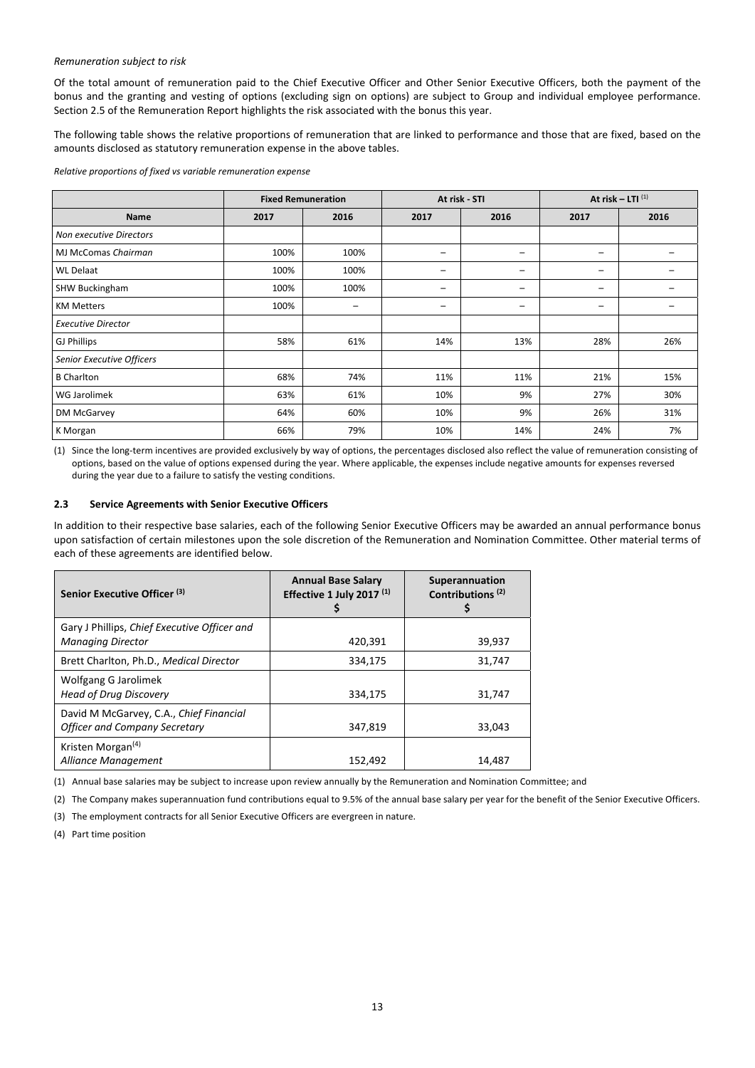*Remuneration subject to risk*

Of the total amount of remuneration paid to the Chief Executive Officer and Other Senior Executive Officers, both the payment of the bonus and the granting and vesting of options (excluding sign on options) are subject to Group and individual employee performance. Section 2.5 of the Remuneration Report highlights the risk associated with the bonus this year.

The following table shows the relative proportions of remuneration that are linked to performance and those that are fixed, based on the amounts disclosed as statutory remuneration expense in the above tables.

*Relative proportions of fixed vs variable remuneration expense*

| | Fixed Remuneration | | At risk - STI | | At risk – LTI [(1)] | |
|---|---|---|---|---|---|---|
| **Name** | **2017** | **2016** | **2017** | **2016** | **2017** | **2016** |
| *Non executive Directors* | | | | | | |
| MJ McComas *Chairman* | 100% | 100% | – | – | – | – |
| WL Delaat | 100% | 100% | – | – | – | – |
| SHW Buckingham | 100% | 100% | – | – | – | – |
| KM Metters | 100% | – | – | – | – | – |
| *Executive Director* | | | | | | |
| GJ Phillips | 58% | 61% | 14% | 13% | 28% | 26% |
| *Senior Executive Officers* | | | | | | |
| B Charlton | 68% | 74% | 11% | 11% | 21% | 15% |
| WG Jarolimek | 63% | 61% | 10% | 9% | 27% | 30% |
| DM McGarvey | 64% | 60% | 10% | 9% | 26% | 31% |
| K Morgan | 66% | 79% | 10% | 14% | 24% | 7% |

(1) Since the long-term incentives are provided exclusively by way of options, the percentages disclosed also reflect the value of remuneration consisting of options, based on the value of options expensed during the year. Where applicable, the expenses include negative amounts for expenses reversed during the year due to a failure to satisfy the vesting conditions.

### 2.3 Service Agreements with Senior Executive Officers

In addition to their respective base salaries, each of the following Senior Executive Officers may be awarded an annual performance bonus upon satisfaction of certain milestones upon the sole discretion of the Remuneration and Nomination Committee. Other material terms of each of these agreements are identified below.

| Senior Executive Officer [(3)] | Annual Base Salary Effective 1 July 2017 [(1)] $ | Superannuation Contributions [(2)] $ |
|---|---|---|
| Gary J Phillips, *Chief Executive Officer and Managing Director* | 420,391 | 39,937 |
| Brett Charlton, Ph.D., *Medical Director* | 334,175 | 31,747 |
| Wolfgang G Jarolimek *Head of Drug Discovery* | 334,175 | 31,747 |
| David M McGarvey, C.A., *Chief Financial Officer and Company Secretary* | 347,819 | 33,043 |
| Kristen Morgan[(4)] *Alliance Management* | 152,492 | 14,487 |

(1) Annual base salaries may be subject to increase upon review annually by the Remuneration and Nomination Committee; and

(2) The Company makes superannuation fund contributions equal to 9.5% of the annual base salary per year for the benefit of the Senior Executive Officers.

(3) The employment contracts for all Senior Executive Officers are evergreen in nature.

(4) Part time position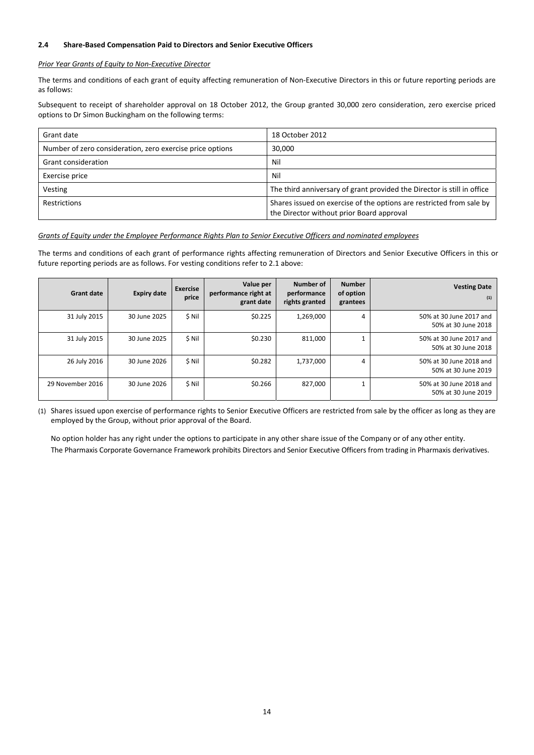### 2.4 Share-Based Compensation Paid to Directors and Senior Executive Officers

*Prior Year Grants of Equity to Non-Executive Director*

The terms and conditions of each grant of equity affecting remuneration of Non-Executive Directors in this or future reporting periods are as follows:

Subsequent to receipt of shareholder approval on 18 October 2012, the Group granted 30,000 zero consideration, zero exercise priced options to Dr Simon Buckingham on the following terms:

| | |
|---|---|
| Grant date | 18 October 2012 |
| Number of zero consideration, zero exercise price options | 30,000 |
| Grant consideration | Nil |
| Exercise price | Nil |
| Vesting | The third anniversary of grant provided the Director is still in office |
| Restrictions | Shares issued on exercise of the options are restricted from sale by the Director without prior Board approval |

*Grants of Equity under the Employee Performance Rights Plan to Senior Executive Officers and nominated employees*

The terms and conditions of each grant of performance rights affecting remuneration of Directors and Senior Executive Officers in this or future reporting periods are as follows. For vesting conditions refer to 2.1 above:

| Grant date | Expiry date | Exercise price | Value per performance right at grant date | Number of performance rights granted | Number of option grantees | Vesting Date (1) |
|---|---|---|---|---|---|---|
| 31 July 2015 | 30 June 2025 | $ Nil | $0.225 | 1,269,000 | 4 | 50% at 30 June 2017 and 50% at 30 June 2018 |
| 31 July 2015 | 30 June 2025 | $ Nil | $0.230 | 811,000 | 1 | 50% at 30 June 2017 and 50% at 30 June 2018 |
| 26 July 2016 | 30 June 2026 | $ Nil | $0.282 | 1,737,000 | 4 | 50% at 30 June 2018 and 50% at 30 June 2019 |
| 29 November 2016 | 30 June 2026 | $ Nil | $0.266 | 827,000 | 1 | 50% at 30 June 2018 and 50% at 30 June 2019 |

(1) Shares issued upon exercise of performance rights to Senior Executive Officers are restricted from sale by the officer as long as they are employed by the Group, without prior approval of the Board.

No option holder has any right under the options to participate in any other share issue of the Company or of any other entity.

The Pharmaxis Corporate Governance Framework prohibits Directors and Senior Executive Officers from trading in Pharmaxis derivatives.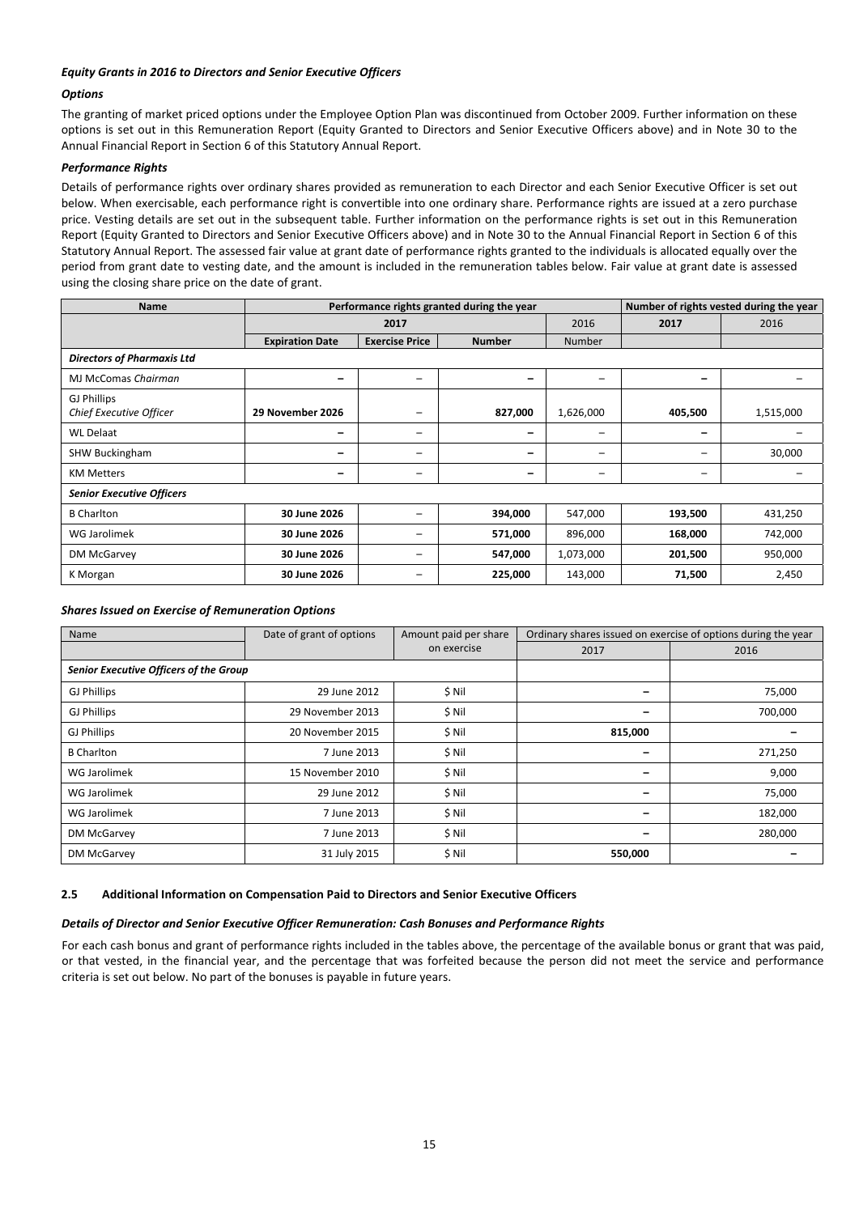### *Equity Grants in 2016 to Directors and Senior Executive Officers*

#### *Options*

The granting of market priced options under the Employee Option Plan was discontinued from October 2009. Further information on these options is set out in this Remuneration Report (Equity Granted to Directors and Senior Executive Officers above) and in Note 30 to the Annual Financial Report in Section 6 of this Statutory Annual Report.

#### *Performance Rights*

Details of performance rights over ordinary shares provided as remuneration to each Director and each Senior Executive Officer is set out below. When exercisable, each performance right is convertible into one ordinary share. Performance rights are issued at a zero purchase price. Vesting details are set out in the subsequent table. Further information on the performance rights is set out in this Remuneration Report (Equity Granted to Directors and Senior Executive Officers above) and in Note 30 to the Annual Financial Report in Section 6 of this Statutory Annual Report. The assessed fair value at grant date of performance rights granted to the individuals is allocated equally over the period from grant date to vesting date, and the amount is included in the remuneration tables below. Fair value at grant date is assessed using the closing share price on the date of grant.

| Name | Performance rights granted during the year | | | | Number of rights vested during the year | |
|---|---|---|---|---|---|---|
| | 2017 | | | 2016 | 2017 | 2016 |
| | Expiration Date | Exercise Price | Number | Number | | |
| ***Directors of Pharmaxis Ltd*** | | | | | | |
| MJ McComas *Chairman* | **–** | – | **–** | – | **–** | – |
| GJ Phillips *Chief Executive Officer* | **29 November 2026** | – | **827,000** | 1,626,000 | **405,500** | 1,515,000 |
| WL Delaat | **–** | – | **–** | – | **–** | – |
| SHW Buckingham | **–** | – | **–** | – | – | 30,000 |
| KM Metters | **–** | – | **–** | – | – | – |
| ***Senior Executive Officers*** | | | | | | |
| B Charlton | **30 June 2026** | – | **394,000** | 547,000 | **193,500** | 431,250 |
| WG Jarolimek | **30 June 2026** | – | **571,000** | 896,000 | **168,000** | 742,000 |
| DM McGarvey | **30 June 2026** | – | **547,000** | 1,073,000 | **201,500** | 950,000 |
| K Morgan | **30 June 2026** | – | **225,000** | 143,000 | **71,500** | 2,450 |

### *Shares Issued on Exercise of Remuneration Options*

| Name | Date of grant of options | Amount paid per share on exercise | Ordinary shares issued on exercise of options during the year | |
|---|---|---|---|---|
| | | | 2017 | 2016 |
| ***Senior Executive Officers of the Group*** | | | | |
| GJ Phillips | 29 June 2012 | $ Nil | **–** | 75,000 |
| GJ Phillips | 29 November 2013 | $ Nil | **–** | 700,000 |
| GJ Phillips | 20 November 2015 | $ Nil | **815,000** | **–** |
| B Charlton | 7 June 2013 | $ Nil | **–** | 271,250 |
| WG Jarolimek | 15 November 2010 | $ Nil | **–** | 9,000 |
| WG Jarolimek | 29 June 2012 | $ Nil | **–** | 75,000 |
| WG Jarolimek | 7 June 2013 | $ Nil | **–** | 182,000 |
| DM McGarvey | 7 June 2013 | $ Nil | **–** | 280,000 |
| DM McGarvey | 31 July 2015 | $ Nil | **550,000** | **–** |

## 2.5 Additional Information on Compensation Paid to Directors and Senior Executive Officers

### *Details of Director and Senior Executive Officer Remuneration: Cash Bonuses and Performance Rights*

For each cash bonus and grant of performance rights included in the tables above, the percentage of the available bonus or grant that was paid, or that vested, in the financial year, and the percentage that was forfeited because the person did not meet the service and performance criteria is set out below. No part of the bonuses is payable in future years.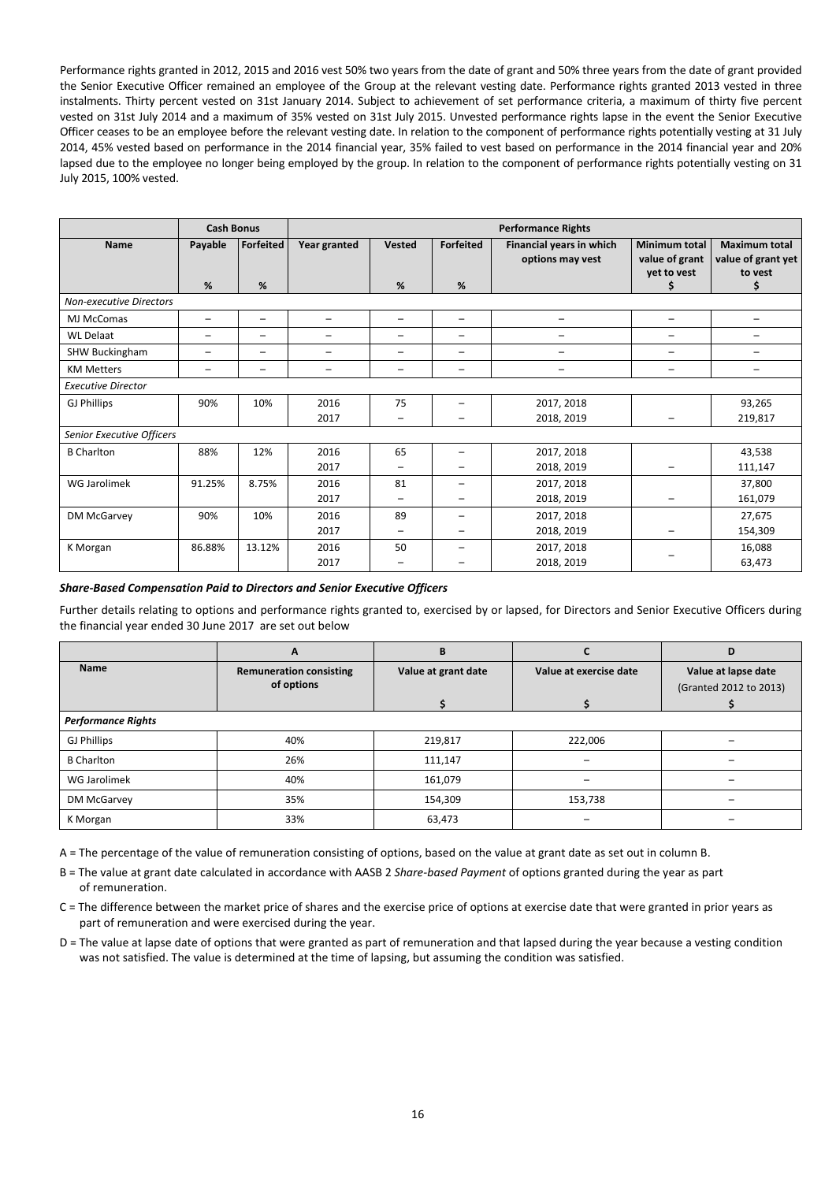Performance rights granted in 2012, 2015 and 2016 vest 50% two years from the date of grant and 50% three years from the date of grant provided the Senior Executive Officer remained an employee of the Group at the relevant vesting date. Performance rights granted 2013 vested in three instalments. Thirty percent vested on 31st January 2014. Subject to achievement of set performance criteria, a maximum of thirty five percent vested on 31st July 2014 and a maximum of 35% vested on 31st July 2015. Unvested performance rights lapse in the event the Senior Executive Officer ceases to be an employee before the relevant vesting date. In relation to the component of performance rights potentially vesting at 31 July 2014, 45% vested based on performance in the 2014 financial year, 35% failed to vest based on performance in the 2014 financial year and 20% lapsed due to the employee no longer being employed by the group. In relation to the component of performance rights potentially vesting on 31 July 2015, 100% vested.

| | Cash Bonus | | Performance Rights | | | | | |
|---|---|---|---|---|---|---|---|---|
| Name | Payable | Forfeited | Year granted | Vested | Forfeited | Financial years in which options may vest | Minimum total value of grant yet to vest | Maximum total value of grant yet to vest |
| | % | % | | % | % | | $ | $ |
| *Non-executive Directors* | | | | | | | | |
| MJ McComas | – | – | – | – | – | – | – | – |
| WL Delaat | – | – | – | – | – | – | – | – |
| SHW Buckingham | – | – | – | – | – | – | – | – |
| KM Metters | – | – | – | – | – | – | – | – |
| *Executive Director* | | | | | | | | |
| GJ Phillips | 90% | 10% | 2016 | 75 | – | 2017, 2018 | | 93,265 |
| | | | 2017 | – | – | 2018, 2019 | – | 219,817 |
| *Senior Executive Officers* | | | | | | | | |
| B Charlton | 88% | 12% | 2016 | 65 | – | 2017, 2018 | | 43,538 |
| | | | 2017 | – | – | 2018, 2019 | – | 111,147 |
| WG Jarolimek | 91.25% | 8.75% | 2016 | 81 | – | 2017, 2018 | | 37,800 |
| | | | 2017 | – | – | 2018, 2019 | – | 161,079 |
| DM McGarvey | 90% | 10% | 2016 | 89 | – | 2017, 2018 | | 27,675 |
| | | | 2017 | – | – | 2018, 2019 | – | 154,309 |
| K Morgan | 86.88% | 13.12% | 2016 | 50 | – | 2017, 2018 | – | 16,088 |
| | | | 2017 | – | – | 2018, 2019 | | 63,473 |

***Share-Based Compensation Paid to Directors and Senior Executive Officers***

Further details relating to options and performance rights granted to, exercised by or lapsed, for Directors and Senior Executive Officers during the financial year ended 30 June 2017 are set out below

| | A | B | C | D |
|---|---|---|---|---|
| Name | Remuneration consisting of options | Value at grant date | Value at exercise date | Value at lapse date (Granted 2012 to 2013) |
| | | $ | $ | $ |
| *Performance Rights* | | | | |
| GJ Phillips | 40% | 219,817 | 222,006 | – |
| B Charlton | 26% | 111,147 | – | – |
| WG Jarolimek | 40% | 161,079 | – | – |
| DM McGarvey | 35% | 154,309 | 153,738 | – |
| K Morgan | 33% | 63,473 | – | – |

A = The percentage of the value of remuneration consisting of options, based on the value at grant date as set out in column B.

B = The value at grant date calculated in accordance with AASB 2 *Share-based Payment* of options granted during the year as part of remuneration.

C = The difference between the market price of shares and the exercise price of options at exercise date that were granted in prior years as part of remuneration and were exercised during the year.

D = The value at lapse date of options that were granted as part of remuneration and that lapsed during the year because a vesting condition was not satisfied. The value is determined at the time of lapsing, but assuming the condition was satisfied.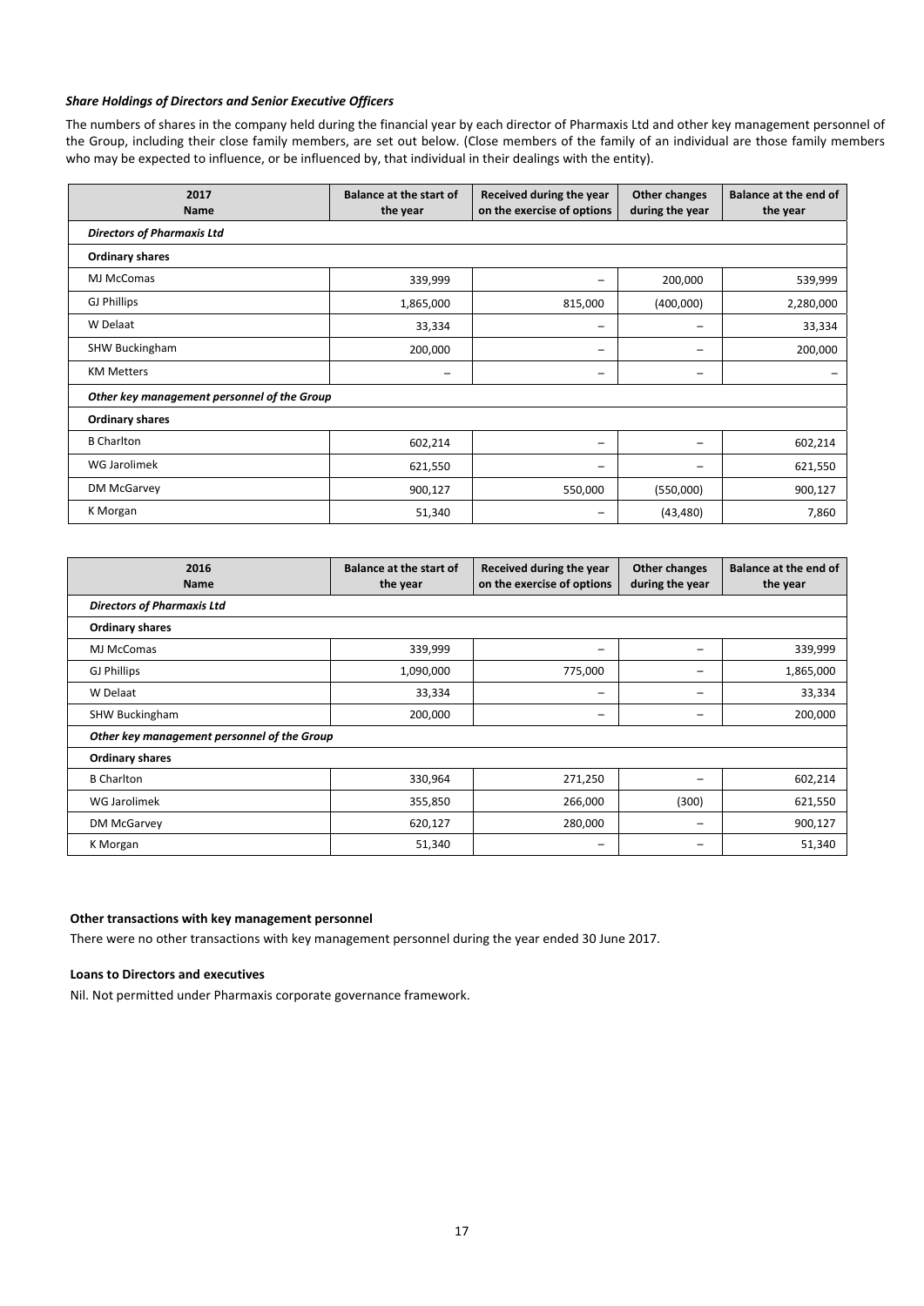***Share Holdings of Directors and Senior Executive Officers***

The numbers of shares in the company held during the financial year by each director of Pharmaxis Ltd and other key management personnel of the Group, including their close family members, are set out below. (Close members of the family of an individual are those family members who may be expected to influence, or be influenced by, that individual in their dealings with the entity).

| 2017 Name | Balance at the start of the year | Received during the year on the exercise of options | Other changes during the year | Balance at the end of the year |
|---|---|---|---|---|
| ***Directors of Pharmaxis Ltd*** | | | | |
| **Ordinary shares** | | | | |
| MJ McComas | 339,999 | – | 200,000 | 539,999 |
| GJ Phillips | 1,865,000 | 815,000 | (400,000) | 2,280,000 |
| W Delaat | 33,334 | – | – | 33,334 |
| SHW Buckingham | 200,000 | – | – | 200,000 |
| KM Metters | – | – | – | – |
| ***Other key management personnel of the Group*** | | | | |
| **Ordinary shares** | | | | |
| B Charlton | 602,214 | – | – | 602,214 |
| WG Jarolimek | 621,550 | – | – | 621,550 |
| DM McGarvey | 900,127 | 550,000 | (550,000) | 900,127 |
| K Morgan | 51,340 | – | (43,480) | 7,860 |

| 2016 Name | Balance at the start of the year | Received during the year on the exercise of options | Other changes during the year | Balance at the end of the year |
|---|---|---|---|---|
| ***Directors of Pharmaxis Ltd*** | | | | |
| **Ordinary shares** | | | | |
| MJ McComas | 339,999 | – | – | 339,999 |
| GJ Phillips | 1,090,000 | 775,000 | – | 1,865,000 |
| W Delaat | 33,334 | – | – | 33,334 |
| SHW Buckingham | 200,000 | – | – | 200,000 |
| ***Other key management personnel of the Group*** | | | | |
| **Ordinary shares** | | | | |
| B Charlton | 330,964 | 271,250 | – | 602,214 |
| WG Jarolimek | 355,850 | 266,000 | (300) | 621,550 |
| DM McGarvey | 620,127 | 280,000 | – | 900,127 |
| K Morgan | 51,340 | – | – | 51,340 |

**Other transactions with key management personnel**

There were no other transactions with key management personnel during the year ended 30 June 2017.

**Loans to Directors and executives**

Nil. Not permitted under Pharmaxis corporate governance framework.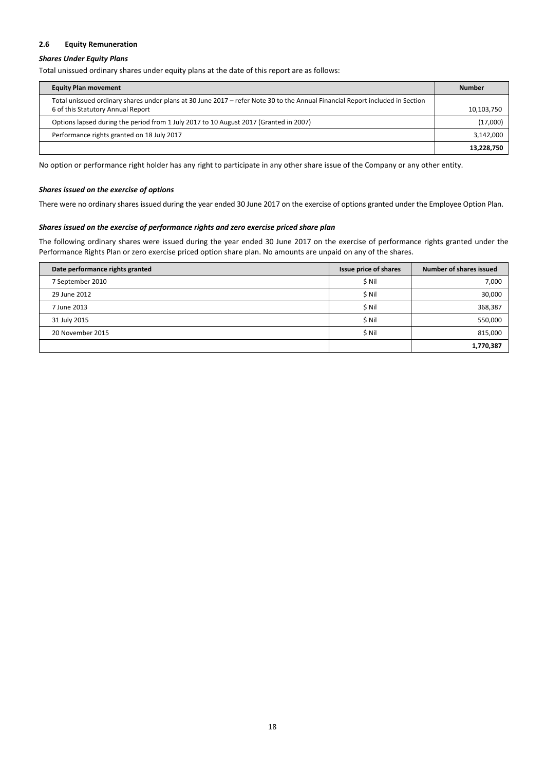### 2.6 Equity Remuneration

***Shares Under Equity Plans***

Total unissued ordinary shares under equity plans at the date of this report are as follows:

| Equity Plan movement | Number |
|---|---|
| Total unissued ordinary shares under plans at 30 June 2017 – refer Note 30 to the Annual Financial Report included in Section 6 of this Statutory Annual Report | 10,103,750 |
| Options lapsed during the period from 1 July 2017 to 10 August 2017 (Granted in 2007) | (17,000) |
| Performance rights granted on 18 July 2017 | 3,142,000 |
| | **13,228,750** |

No option or performance right holder has any right to participate in any other share issue of the Company or any other entity.

***Shares issued on the exercise of options***

There were no ordinary shares issued during the year ended 30 June 2017 on the exercise of options granted under the Employee Option Plan.

***Shares issued on the exercise of performance rights and zero exercise priced share plan***

The following ordinary shares were issued during the year ended 30 June 2017 on the exercise of performance rights granted under the Performance Rights Plan or zero exercise priced option share plan. No amounts are unpaid on any of the shares.

| Date performance rights granted | Issue price of shares | Number of shares issued |
|---|---|---|
| 7 September 2010 | $ Nil | 7,000 |
| 29 June 2012 | $ Nil | 30,000 |
| 7 June 2013 | $ Nil | 368,387 |
| 31 July 2015 | $ Nil | 550,000 |
| 20 November 2015 | $ Nil | 815,000 |
| | | **1,770,387** |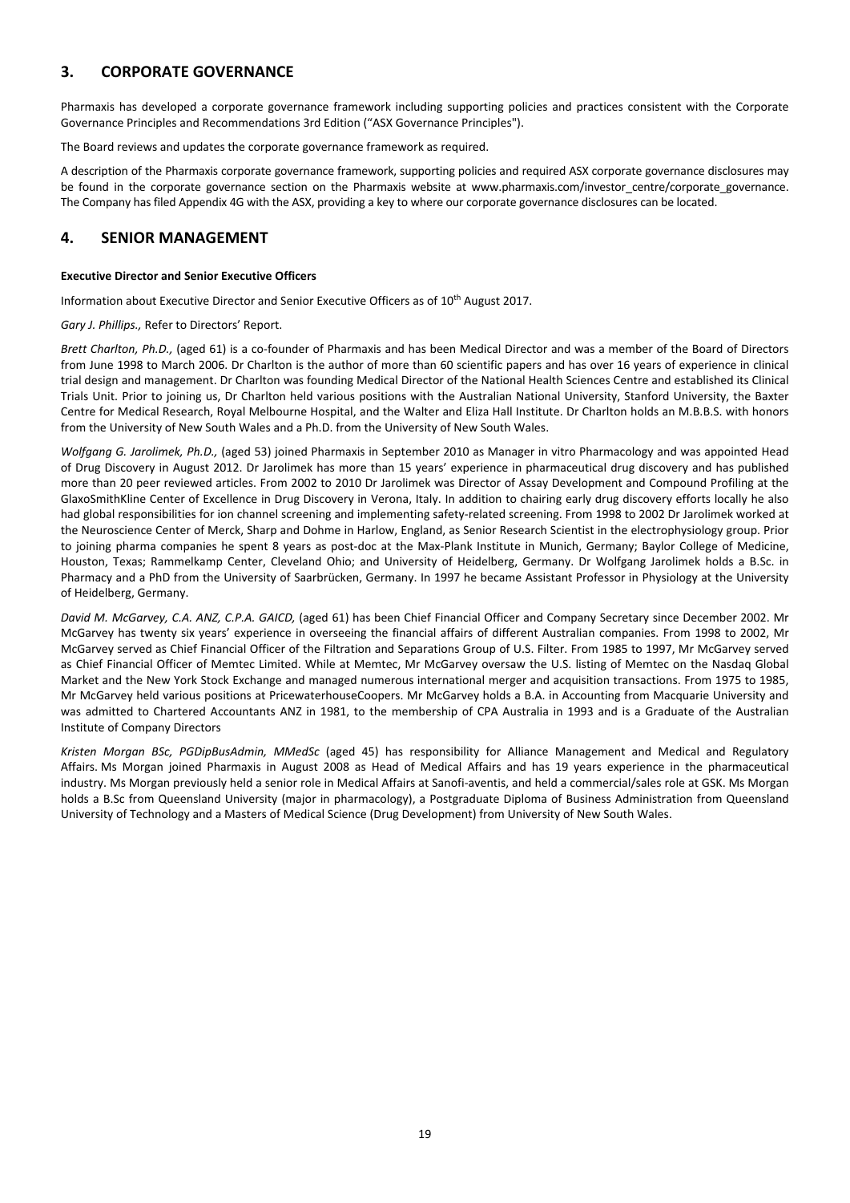## 3. CORPORATE GOVERNANCE

Pharmaxis has developed a corporate governance framework including supporting policies and practices consistent with the Corporate Governance Principles and Recommendations 3rd Edition ("ASX Governance Principles").

The Board reviews and updates the corporate governance framework as required.

A description of the Pharmaxis corporate governance framework, supporting policies and required ASX corporate governance disclosures may be found in the corporate governance section on the Pharmaxis website at www.pharmaxis.com/investor_centre/corporate_governance. The Company has filed Appendix 4G with the ASX, providing a key to where our corporate governance disclosures can be located.

## 4. SENIOR MANAGEMENT

**Executive Director and Senior Executive Officers**

Information about Executive Director and Senior Executive Officers as of 10th August 2017.

*Gary J. Phillips.,* Refer to Directors' Report.

*Brett Charlton, Ph.D.,* (aged 61) is a co-founder of Pharmaxis and has been Medical Director and was a member of the Board of Directors from June 1998 to March 2006. Dr Charlton is the author of more than 60 scientific papers and has over 16 years of experience in clinical trial design and management. Dr Charlton was founding Medical Director of the National Health Sciences Centre and established its Clinical Trials Unit. Prior to joining us, Dr Charlton held various positions with the Australian National University, Stanford University, the Baxter Centre for Medical Research, Royal Melbourne Hospital, and the Walter and Eliza Hall Institute. Dr Charlton holds an M.B.B.S. with honors from the University of New South Wales and a Ph.D. from the University of New South Wales.

*Wolfgang G. Jarolimek, Ph.D.,* (aged 53) joined Pharmaxis in September 2010 as Manager in vitro Pharmacology and was appointed Head of Drug Discovery in August 2012. Dr Jarolimek has more than 15 years' experience in pharmaceutical drug discovery and has published more than 20 peer reviewed articles. From 2002 to 2010 Dr Jarolimek was Director of Assay Development and Compound Profiling at the GlaxoSmithKline Center of Excellence in Drug Discovery in Verona, Italy. In addition to chairing early drug discovery efforts locally he also had global responsibilities for ion channel screening and implementing safety-related screening. From 1998 to 2002 Dr Jarolimek worked at the Neuroscience Center of Merck, Sharp and Dohme in Harlow, England, as Senior Research Scientist in the electrophysiology group. Prior to joining pharma companies he spent 8 years as post-doc at the Max-Plank Institute in Munich, Germany; Baylor College of Medicine, Houston, Texas; Rammelkamp Center, Cleveland Ohio; and University of Heidelberg, Germany. Dr Wolfgang Jarolimek holds a B.Sc. in Pharmacy and a PhD from the University of Saarbrücken, Germany. In 1997 he became Assistant Professor in Physiology at the University of Heidelberg, Germany.

*David M. McGarvey, C.A. ANZ, C.P.A. GAICD,* (aged 61) has been Chief Financial Officer and Company Secretary since December 2002. Mr McGarvey has twenty six years' experience in overseeing the financial affairs of different Australian companies. From 1998 to 2002, Mr McGarvey served as Chief Financial Officer of the Filtration and Separations Group of U.S. Filter. From 1985 to 1997, Mr McGarvey served as Chief Financial Officer of Memtec Limited. While at Memtec, Mr McGarvey oversaw the U.S. listing of Memtec on the Nasdaq Global Market and the New York Stock Exchange and managed numerous international merger and acquisition transactions. From 1975 to 1985, Mr McGarvey held various positions at PricewaterhouseCoopers. Mr McGarvey holds a B.A. in Accounting from Macquarie University and was admitted to Chartered Accountants ANZ in 1981, to the membership of CPA Australia in 1993 and is a Graduate of the Australian Institute of Company Directors

*Kristen Morgan BSc, PGDipBusAdmin, MMedSc* (aged 45) has responsibility for Alliance Management and Medical and Regulatory Affairs. Ms Morgan joined Pharmaxis in August 2008 as Head of Medical Affairs and has 19 years experience in the pharmaceutical industry. Ms Morgan previously held a senior role in Medical Affairs at Sanofi-aventis, and held a commercial/sales role at GSK. Ms Morgan holds a B.Sc from Queensland University (major in pharmacology), a Postgraduate Diploma of Business Administration from Queensland University of Technology and a Masters of Medical Science (Drug Development) from University of New South Wales.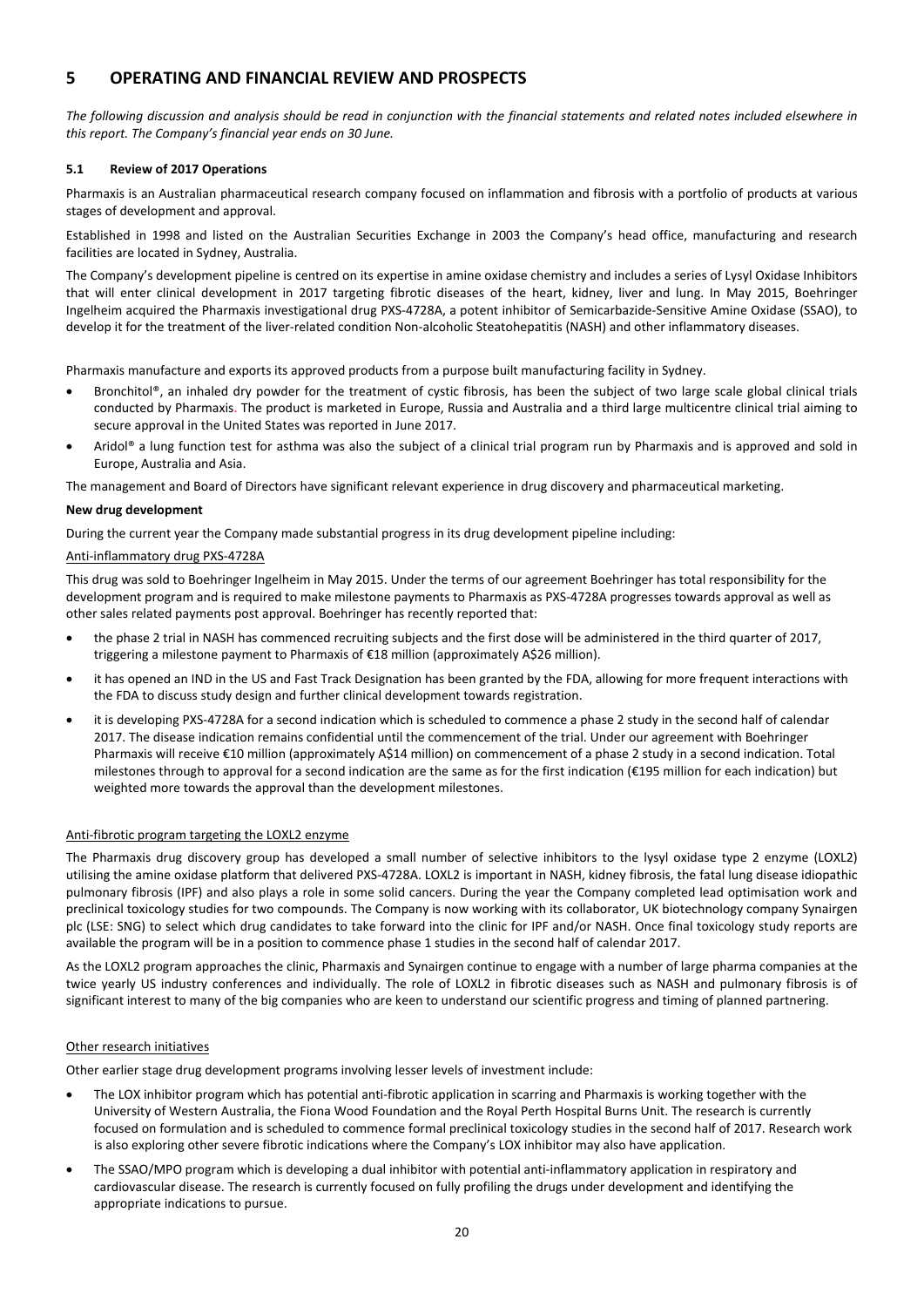# 5 OPERATING AND FINANCIAL REVIEW AND PROSPECTS

*The following discussion and analysis should be read in conjunction with the financial statements and related notes included elsewhere in this report. The Company's financial year ends on 30 June.*

### 5.1 Review of 2017 Operations

Pharmaxis is an Australian pharmaceutical research company focused on inflammation and fibrosis with a portfolio of products at various stages of development and approval.

Established in 1998 and listed on the Australian Securities Exchange in 2003 the Company's head office, manufacturing and research facilities are located in Sydney, Australia.

The Company's development pipeline is centred on its expertise in amine oxidase chemistry and includes a series of Lysyl Oxidase Inhibitors that will enter clinical development in 2017 targeting fibrotic diseases of the heart, kidney, liver and lung. In May 2015, Boehringer Ingelheim acquired the Pharmaxis investigational drug PXS-4728A, a potent inhibitor of Semicarbazide-Sensitive Amine Oxidase (SSAO), to develop it for the treatment of the liver-related condition Non-alcoholic Steatohepatitis (NASH) and other inflammatory diseases.

Pharmaxis manufacture and exports its approved products from a purpose built manufacturing facility in Sydney.

- Bronchitol®, an inhaled dry powder for the treatment of cystic fibrosis, has been the subject of two large scale global clinical trials conducted by Pharmaxis. The product is marketed in Europe, Russia and Australia and a third large multicentre clinical trial aiming to secure approval in the United States was reported in June 2017.
- Aridol® a lung function test for asthma was also the subject of a clinical trial program run by Pharmaxis and is approved and sold in Europe, Australia and Asia.

The management and Board of Directors have significant relevant experience in drug discovery and pharmaceutical marketing.

**New drug development**

During the current year the Company made substantial progress in its drug development pipeline including:

<u>Anti-inflammatory drug PXS-4728A</u>

This drug was sold to Boehringer Ingelheim in May 2015. Under the terms of our agreement Boehringer has total responsibility for the development program and is required to make milestone payments to Pharmaxis as PXS-4728A progresses towards approval as well as other sales related payments post approval. Boehringer has recently reported that:

- the phase 2 trial in NASH has commenced recruiting subjects and the first dose will be administered in the third quarter of 2017, triggering a milestone payment to Pharmaxis of €18 million (approximately A$26 million).
- it has opened an IND in the US and Fast Track Designation has been granted by the FDA, allowing for more frequent interactions with the FDA to discuss study design and further clinical development towards registration.
- it is developing PXS-4728A for a second indication which is scheduled to commence a phase 2 study in the second half of calendar 2017. The disease indication remains confidential until the commencement of the trial. Under our agreement with Boehringer Pharmaxis will receive €10 million (approximately A$14 million) on commencement of a phase 2 study in a second indication. Total milestones through to approval for a second indication are the same as for the first indication (€195 million for each indication) but weighted more towards the approval than the development milestones.

<u>Anti-fibrotic program targeting the LOXL2 enzyme</u>

The Pharmaxis drug discovery group has developed a small number of selective inhibitors to the lysyl oxidase type 2 enzyme (LOXL2) utilising the amine oxidase platform that delivered PXS-4728A. LOXL2 is important in NASH, kidney fibrosis, the fatal lung disease idiopathic pulmonary fibrosis (IPF) and also plays a role in some solid cancers. During the year the Company completed lead optimisation work and preclinical toxicology studies for two compounds. The Company is now working with its collaborator, UK biotechnology company Synairgen plc (LSE: SNG) to select which drug candidates to take forward into the clinic for IPF and/or NASH. Once final toxicology study reports are available the program will be in a position to commence phase 1 studies in the second half of calendar 2017.

As the LOXL2 program approaches the clinic, Pharmaxis and Synairgen continue to engage with a number of large pharma companies at the twice yearly US industry conferences and individually. The role of LOXL2 in fibrotic diseases such as NASH and pulmonary fibrosis is of significant interest to many of the big companies who are keen to understand our scientific progress and timing of planned partnering.

<u>Other research initiatives</u>

Other earlier stage drug development programs involving lesser levels of investment include:

- The LOX inhibitor program which has potential anti-fibrotic application in scarring and Pharmaxis is working together with the University of Western Australia, the Fiona Wood Foundation and the Royal Perth Hospital Burns Unit. The research is currently focused on formulation and is scheduled to commence formal preclinical toxicology studies in the second half of 2017. Research work is also exploring other severe fibrotic indications where the Company's LOX inhibitor may also have application.
- The SSAO/MPO program which is developing a dual inhibitor with potential anti-inflammatory application in respiratory and cardiovascular disease. The research is currently focused on fully profiling the drugs under development and identifying the appropriate indications to pursue.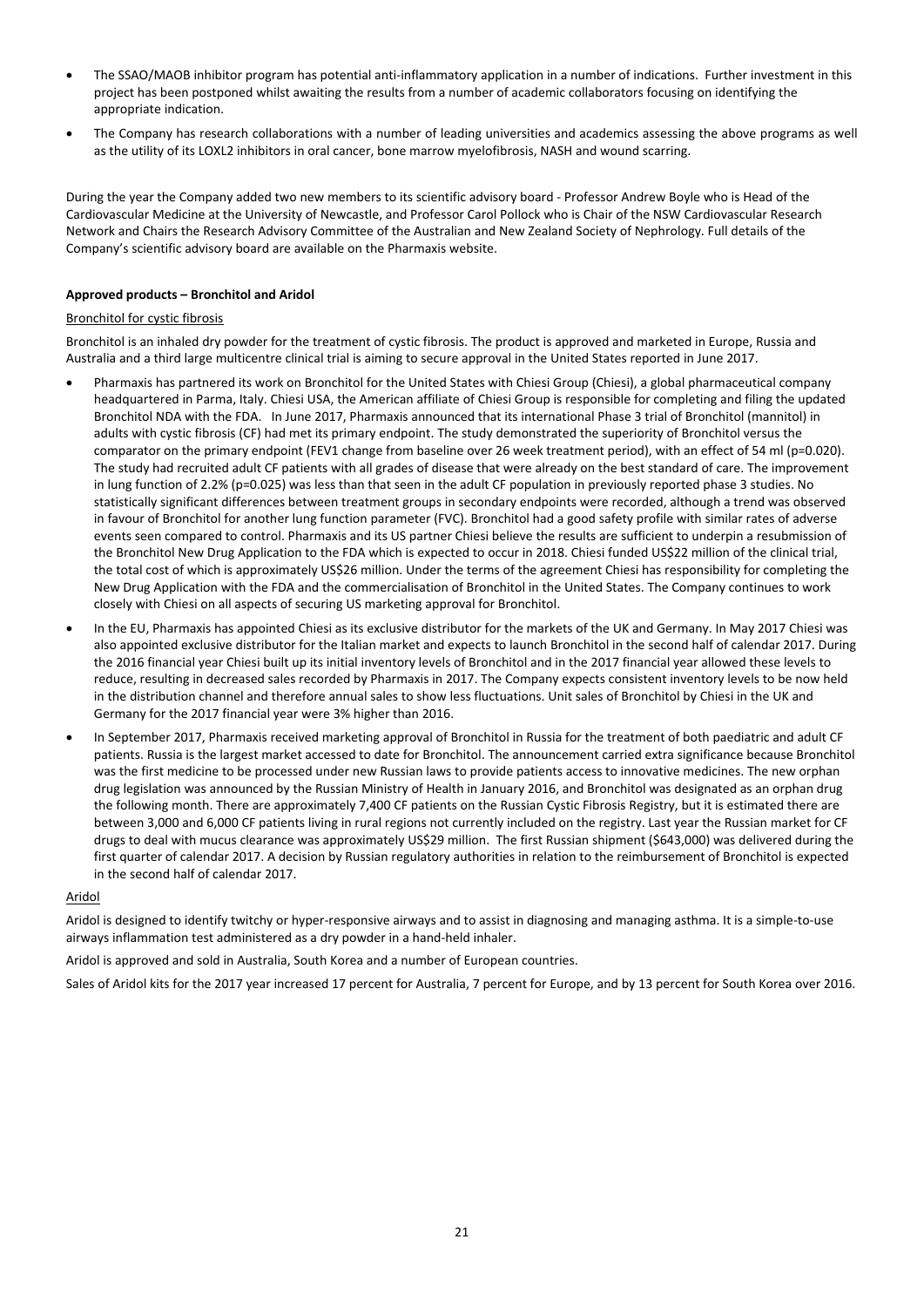- The SSAO/MAOB inhibitor program has potential anti-inflammatory application in a number of indications. Further investment in this project has been postponed whilst awaiting the results from a number of academic collaborators focusing on identifying the appropriate indication.
- The Company has research collaborations with a number of leading universities and academics assessing the above programs as well as the utility of its LOXL2 inhibitors in oral cancer, bone marrow myelofibrosis, NASH and wound scarring.

During the year the Company added two new members to its scientific advisory board - Professor Andrew Boyle who is Head of the Cardiovascular Medicine at the University of Newcastle, and Professor Carol Pollock who is Chair of the NSW Cardiovascular Research Network and Chairs the Research Advisory Committee of the Australian and New Zealand Society of Nephrology. Full details of the Company's scientific advisory board are available on the Pharmaxis website.

**Approved products – Bronchitol and Aridol**

Bronchitol for cystic fibrosis

Bronchitol is an inhaled dry powder for the treatment of cystic fibrosis. The product is approved and marketed in Europe, Russia and Australia and a third large multicentre clinical trial is aiming to secure approval in the United States reported in June 2017.

- Pharmaxis has partnered its work on Bronchitol for the United States with Chiesi Group (Chiesi), a global pharmaceutical company headquartered in Parma, Italy. Chiesi USA, the American affiliate of Chiesi Group is responsible for completing and filing the updated Bronchitol NDA with the FDA. In June 2017, Pharmaxis announced that its international Phase 3 trial of Bronchitol (mannitol) in adults with cystic fibrosis (CF) had met its primary endpoint. The study demonstrated the superiority of Bronchitol versus the comparator on the primary endpoint (FEV1 change from baseline over 26 week treatment period), with an effect of 54 ml (p=0.020). The study had recruited adult CF patients with all grades of disease that were already on the best standard of care. The improvement in lung function of 2.2% (p=0.025) was less than that seen in the adult CF population in previously reported phase 3 studies. No statistically significant differences between treatment groups in secondary endpoints were recorded, although a trend was observed in favour of Bronchitol for another lung function parameter (FVC). Bronchitol had a good safety profile with similar rates of adverse events seen compared to control. Pharmaxis and its US partner Chiesi believe the results are sufficient to underpin a resubmission of the Bronchitol New Drug Application to the FDA which is expected to occur in 2018. Chiesi funded US$22 million of the clinical trial, the total cost of which is approximately US$26 million. Under the terms of the agreement Chiesi has responsibility for completing the New Drug Application with the FDA and the commercialisation of Bronchitol in the United States. The Company continues to work closely with Chiesi on all aspects of securing US marketing approval for Bronchitol.
- In the EU, Pharmaxis has appointed Chiesi as its exclusive distributor for the markets of the UK and Germany. In May 2017 Chiesi was also appointed exclusive distributor for the Italian market and expects to launch Bronchitol in the second half of calendar 2017. During the 2016 financial year Chiesi built up its initial inventory levels of Bronchitol and in the 2017 financial year allowed these levels to reduce, resulting in decreased sales recorded by Pharmaxis in 2017. The Company expects consistent inventory levels to be now held in the distribution channel and therefore annual sales to show less fluctuations. Unit sales of Bronchitol by Chiesi in the UK and Germany for the 2017 financial year were 3% higher than 2016.
- In September 2017, Pharmaxis received marketing approval of Bronchitol in Russia for the treatment of both paediatric and adult CF patients. Russia is the largest market accessed to date for Bronchitol. The announcement carried extra significance because Bronchitol was the first medicine to be processed under new Russian laws to provide patients access to innovative medicines. The new orphan drug legislation was announced by the Russian Ministry of Health in January 2016, and Bronchitol was designated as an orphan drug the following month. There are approximately 7,400 CF patients on the Russian Cystic Fibrosis Registry, but it is estimated there are between 3,000 and 6,000 CF patients living in rural regions not currently included on the registry. Last year the Russian market for CF drugs to deal with mucus clearance was approximately US$29 million. The first Russian shipment ($643,000) was delivered during the first quarter of calendar 2017. A decision by Russian regulatory authorities in relation to the reimbursement of Bronchitol is expected in the second half of calendar 2017.

Aridol

Aridol is designed to identify twitchy or hyper-responsive airways and to assist in diagnosing and managing asthma. It is a simple-to-use airways inflammation test administered as a dry powder in a hand-held inhaler.

Aridol is approved and sold in Australia, South Korea and a number of European countries.

Sales of Aridol kits for the 2017 year increased 17 percent for Australia, 7 percent for Europe, and by 13 percent for South Korea over 2016.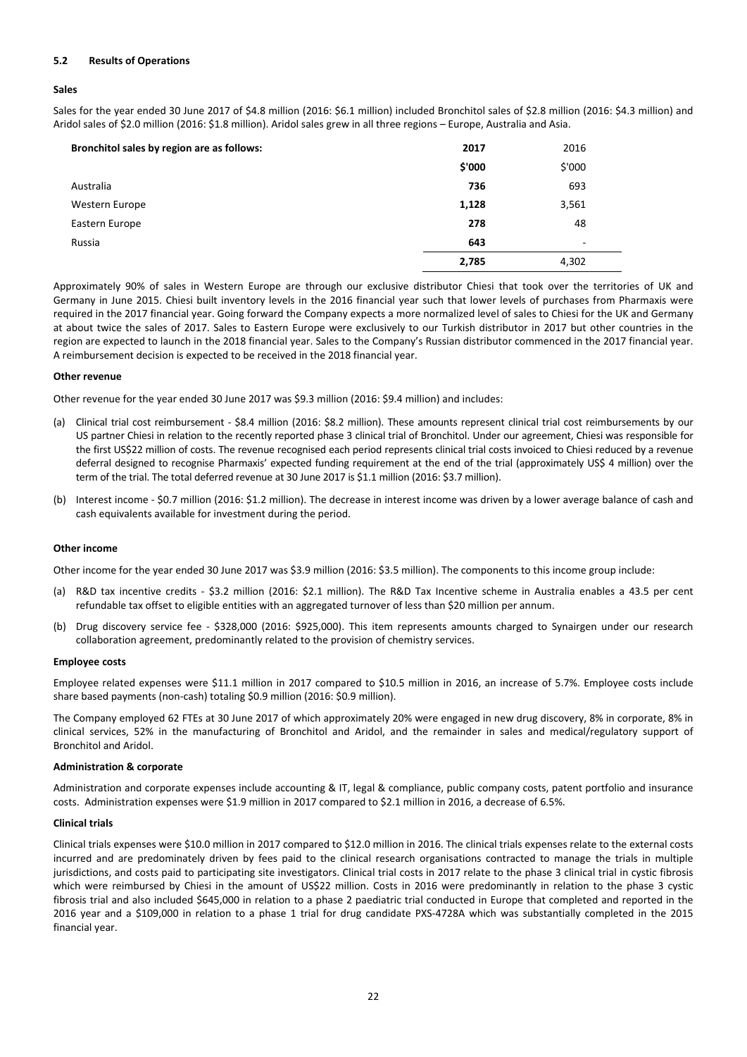### 5.2 Results of Operations

**Sales**

Sales for the year ended 30 June 2017 of $4.8 million (2016: $6.1 million) included Bronchitol sales of $2.8 million (2016: $4.3 million) and Aridol sales of $2.0 million (2016: $1.8 million). Aridol sales grew in all three regions – Europe, Australia and Asia.

| Bronchitol sales by region are as follows: | 2017 | 2016 |
|---|---|---|
| | $'000 | $'000 |
| Australia | 736 | 693 |
| Western Europe | 1,128 | 3,561 |
| Eastern Europe | 278 | 48 |
| Russia | 643 | - |
| | 2,785 | 4,302 |

Approximately 90% of sales in Western Europe are through our exclusive distributor Chiesi that took over the territories of UK and Germany in June 2015. Chiesi built inventory levels in the 2016 financial year such that lower levels of purchases from Pharmaxis were required in the 2017 financial year. Going forward the Company expects a more normalized level of sales to Chiesi for the UK and Germany at about twice the sales of 2017. Sales to Eastern Europe were exclusively to our Turkish distributor in 2017 but other countries in the region are expected to launch in the 2018 financial year. Sales to the Company's Russian distributor commenced in the 2017 financial year. A reimbursement decision is expected to be received in the 2018 financial year.

**Other revenue**

Other revenue for the year ended 30 June 2017 was $9.3 million (2016: $9.4 million) and includes:

(a) Clinical trial cost reimbursement - $8.4 million (2016: $8.2 million). These amounts represent clinical trial cost reimbursements by our US partner Chiesi in relation to the recently reported phase 3 clinical trial of Bronchitol. Under our agreement, Chiesi was responsible for the first US$22 million of costs. The revenue recognised each period represents clinical trial costs invoiced to Chiesi reduced by a revenue deferral designed to recognise Pharmaxis' expected funding requirement at the end of the trial (approximately US$ 4 million) over the term of the trial. The total deferred revenue at 30 June 2017 is $1.1 million (2016: $3.7 million).

(b) Interest income - $0.7 million (2016: $1.2 million). The decrease in interest income was driven by a lower average balance of cash and cash equivalents available for investment during the period.

**Other income**

Other income for the year ended 30 June 2017 was $3.9 million (2016: $3.5 million). The components to this income group include:

(a) R&D tax incentive credits - $3.2 million (2016: $2.1 million). The R&D Tax Incentive scheme in Australia enables a 43.5 per cent refundable tax offset to eligible entities with an aggregated turnover of less than $20 million per annum.

(b) Drug discovery service fee - $328,000 (2016: $925,000). This item represents amounts charged to Synairgen under our research collaboration agreement, predominantly related to the provision of chemistry services.

**Employee costs**

Employee related expenses were $11.1 million in 2017 compared to $10.5 million in 2016, an increase of 5.7%. Employee costs include share based payments (non-cash) totaling $0.9 million (2016: $0.9 million).

The Company employed 62 FTEs at 30 June 2017 of which approximately 20% were engaged in new drug discovery, 8% in corporate, 8% in clinical services, 52% in the manufacturing of Bronchitol and Aridol, and the remainder in sales and medical/regulatory support of Bronchitol and Aridol.

**Administration & corporate**

Administration and corporate expenses include accounting & IT, legal & compliance, public company costs, patent portfolio and insurance costs. Administration expenses were $1.9 million in 2017 compared to $2.1 million in 2016, a decrease of 6.5%.

**Clinical trials**

Clinical trials expenses were $10.0 million in 2017 compared to $12.0 million in 2016. The clinical trials expenses relate to the external costs incurred and are predominately driven by fees paid to the clinical research organisations contracted to manage the trials in multiple jurisdictions, and costs paid to participating site investigators. Clinical trial costs in 2017 relate to the phase 3 clinical trial in cystic fibrosis which were reimbursed by Chiesi in the amount of US$22 million. Costs in 2016 were predominantly in relation to the phase 3 cystic fibrosis trial and also included $645,000 in relation to a phase 2 paediatric trial conducted in Europe that completed and reported in the 2016 year and a $109,000 in relation to a phase 1 trial for drug candidate PXS-4728A which was substantially completed in the 2015 financial year.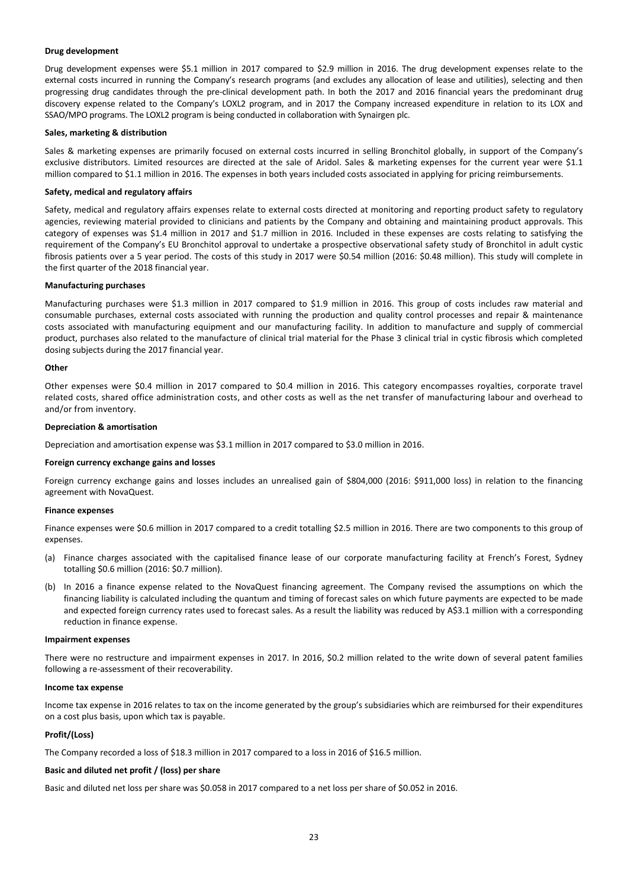**Drug development**

Drug development expenses were $5.1 million in 2017 compared to $2.9 million in 2016. The drug development expenses relate to the external costs incurred in running the Company's research programs (and excludes any allocation of lease and utilities), selecting and then progressing drug candidates through the pre-clinical development path. In both the 2017 and 2016 financial years the predominant drug discovery expense related to the Company's LOXL2 program, and in 2017 the Company increased expenditure in relation to its LOX and SSAO/MPO programs. The LOXL2 program is being conducted in collaboration with Synairgen plc.

**Sales, marketing & distribution**

Sales & marketing expenses are primarily focused on external costs incurred in selling Bronchitol globally, in support of the Company's exclusive distributors. Limited resources are directed at the sale of Aridol. Sales & marketing expenses for the current year were $1.1 million compared to $1.1 million in 2016. The expenses in both years included costs associated in applying for pricing reimbursements.

**Safety, medical and regulatory affairs**

Safety, medical and regulatory affairs expenses relate to external costs directed at monitoring and reporting product safety to regulatory agencies, reviewing material provided to clinicians and patients by the Company and obtaining and maintaining product approvals. This category of expenses was $1.4 million in 2017 and $1.7 million in 2016. Included in these expenses are costs relating to satisfying the requirement of the Company's EU Bronchitol approval to undertake a prospective observational safety study of Bronchitol in adult cystic fibrosis patients over a 5 year period. The costs of this study in 2017 were $0.54 million (2016: $0.48 million). This study will complete in the first quarter of the 2018 financial year.

**Manufacturing purchases**

Manufacturing purchases were $1.3 million in 2017 compared to $1.9 million in 2016. This group of costs includes raw material and consumable purchases, external costs associated with running the production and quality control processes and repair & maintenance costs associated with manufacturing equipment and our manufacturing facility. In addition to manufacture and supply of commercial product, purchases also related to the manufacture of clinical trial material for the Phase 3 clinical trial in cystic fibrosis which completed dosing subjects during the 2017 financial year.

**Other**

Other expenses were $0.4 million in 2017 compared to $0.4 million in 2016. This category encompasses royalties, corporate travel related costs, shared office administration costs, and other costs as well as the net transfer of manufacturing labour and overhead to and/or from inventory.

**Depreciation & amortisation**

Depreciation and amortisation expense was $3.1 million in 2017 compared to $3.0 million in 2016.

**Foreign currency exchange gains and losses**

Foreign currency exchange gains and losses includes an unrealised gain of $804,000 (2016: $911,000 loss) in relation to the financing agreement with NovaQuest.

**Finance expenses**

Finance expenses were $0.6 million in 2017 compared to a credit totalling $2.5 million in 2016. There are two components to this group of expenses.

(a) Finance charges associated with the capitalised finance lease of our corporate manufacturing facility at French's Forest, Sydney totalling $0.6 million (2016: $0.7 million).

(b) In 2016 a finance expense related to the NovaQuest financing agreement. The Company revised the assumptions on which the financing liability is calculated including the quantum and timing of forecast sales on which future payments are expected to be made and expected foreign currency rates used to forecast sales. As a result the liability was reduced by A$3.1 million with a corresponding reduction in finance expense.

**Impairment expenses**

There were no restructure and impairment expenses in 2017. In 2016, $0.2 million related to the write down of several patent families following a re-assessment of their recoverability.

**Income tax expense**

Income tax expense in 2016 relates to tax on the income generated by the group's subsidiaries which are reimbursed for their expenditures on a cost plus basis, upon which tax is payable.

**Profit/(Loss)**

The Company recorded a loss of $18.3 million in 2017 compared to a loss in 2016 of $16.5 million.

**Basic and diluted net profit / (loss) per share**

Basic and diluted net loss per share was $0.058 in 2017 compared to a net loss per share of $0.052 in 2016.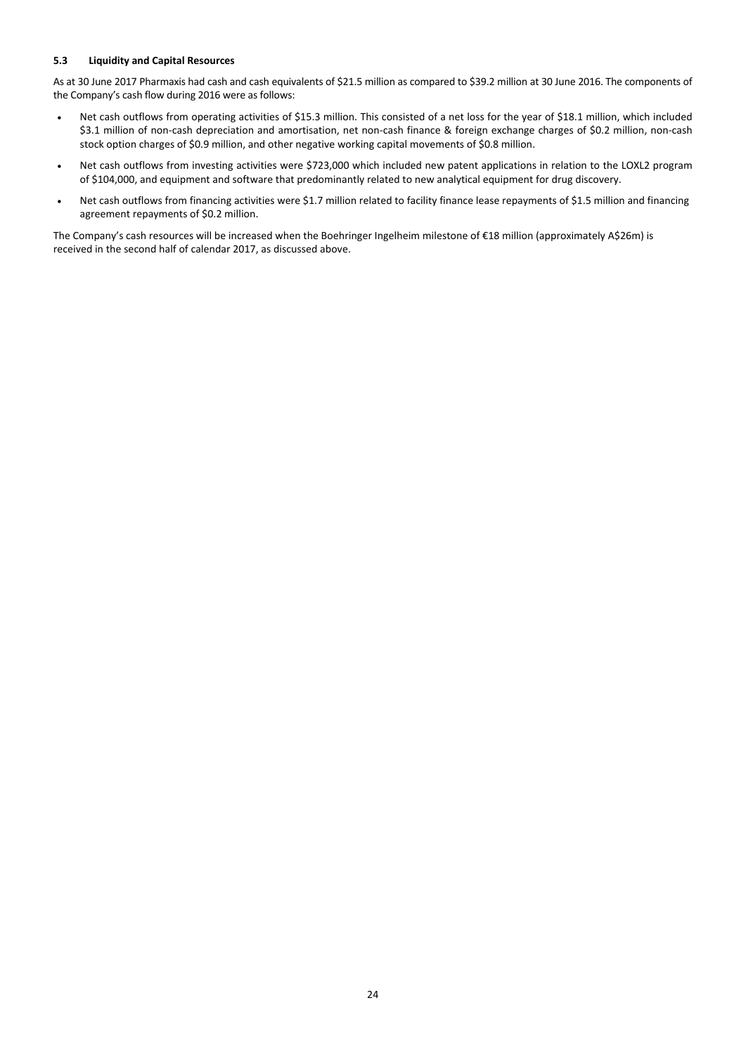### 5.3 Liquidity and Capital Resources

As at 30 June 2017 Pharmaxis had cash and cash equivalents of $21.5 million as compared to $39.2 million at 30 June 2016. The components of the Company's cash flow during 2016 were as follows:

- Net cash outflows from operating activities of $15.3 million. This consisted of a net loss for the year of $18.1 million, which included $3.1 million of non-cash depreciation and amortisation, net non-cash finance & foreign exchange charges of $0.2 million, non-cash stock option charges of $0.9 million, and other negative working capital movements of $0.8 million.
- Net cash outflows from investing activities were $723,000 which included new patent applications in relation to the LOXL2 program of $104,000, and equipment and software that predominantly related to new analytical equipment for drug discovery.
- Net cash outflows from financing activities were $1.7 million related to facility finance lease repayments of $1.5 million and financing agreement repayments of $0.2 million.

The Company's cash resources will be increased when the Boehringer Ingelheim milestone of €18 million (approximately A$26m) is received in the second half of calendar 2017, as discussed above.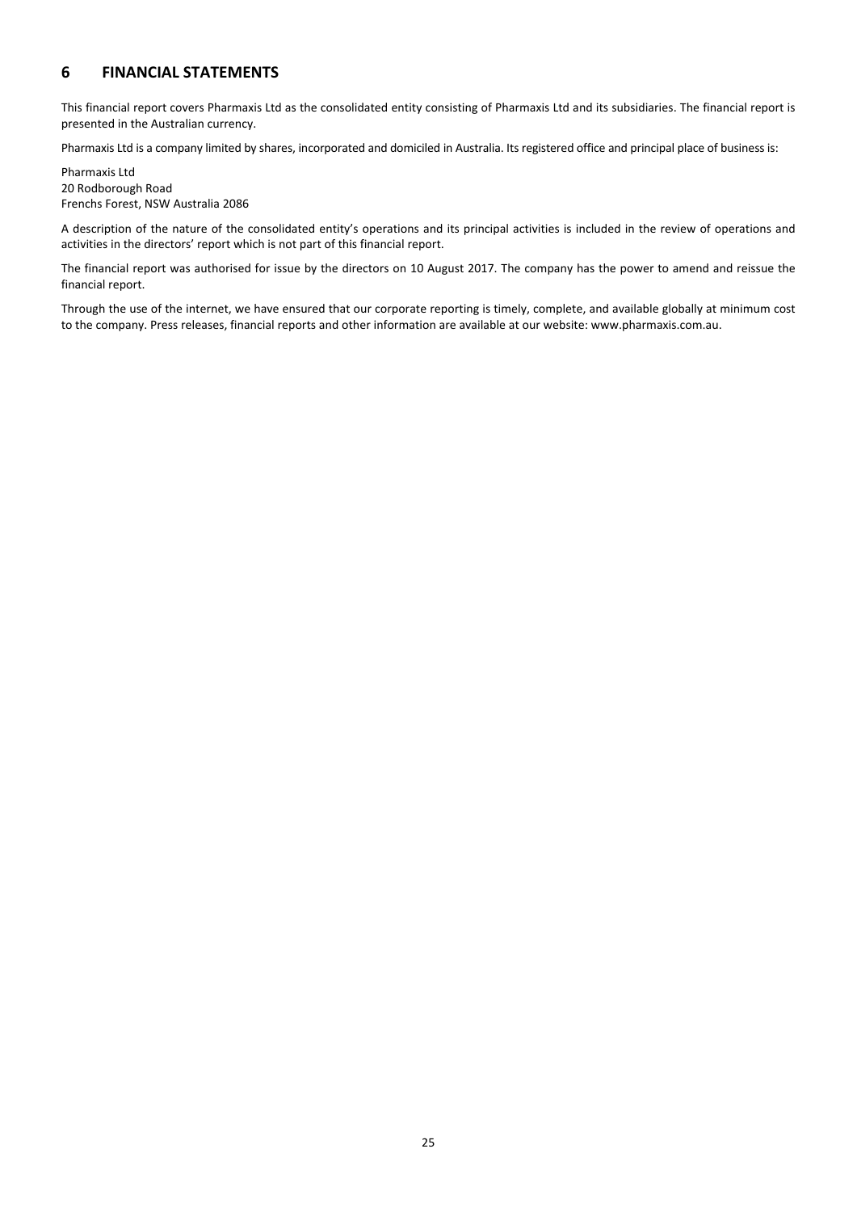## 6 FINANCIAL STATEMENTS

This financial report covers Pharmaxis Ltd as the consolidated entity consisting of Pharmaxis Ltd and its subsidiaries. The financial report is presented in the Australian currency.

Pharmaxis Ltd is a company limited by shares, incorporated and domiciled in Australia. Its registered office and principal place of business is:

Pharmaxis Ltd
20 Rodborough Road
Frenchs Forest, NSW Australia 2086

A description of the nature of the consolidated entity's operations and its principal activities is included in the review of operations and activities in the directors' report which is not part of this financial report.

The financial report was authorised for issue by the directors on 10 August 2017. The company has the power to amend and reissue the financial report.

Through the use of the internet, we have ensured that our corporate reporting is timely, complete, and available globally at minimum cost to the company. Press releases, financial reports and other information are available at our website: www.pharmaxis.com.au.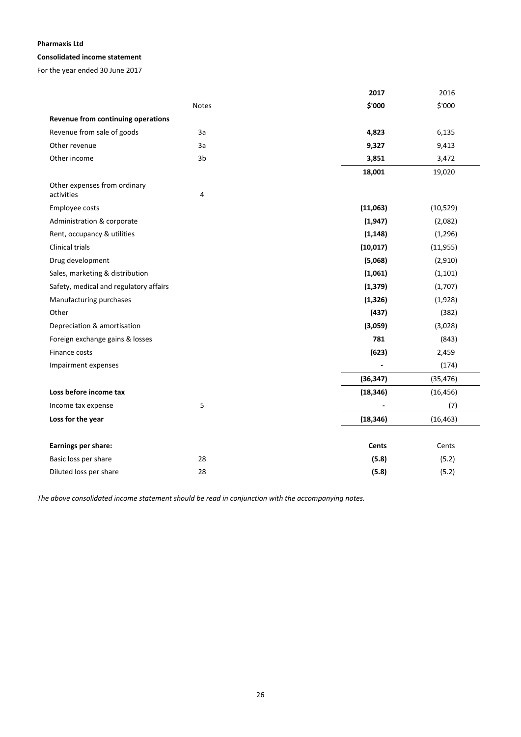**Pharmaxis Ltd**

**Consolidated income statement**

For the year ended 30 June 2017

| | Notes | 2017 | 2016 |
|---|---|---|---|
| | | **\$'000** | \$'000 |
| **Revenue from continuing operations** | | | |
| Revenue from sale of goods | 3a | **4,823** | 6,135 |
| Other revenue | 3a | **9,327** | 9,413 |
| Other income | 3b | **3,851** | 3,472 |
| | | **18,001** | 19,020 |
| Other expenses from ordinary activities | 4 | | |
| Employee costs | | **(11,063)** | (10,529) |
| Administration & corporate | | **(1,947)** | (2,082) |
| Rent, occupancy & utilities | | **(1,148)** | (1,296) |
| Clinical trials | | **(10,017)** | (11,955) |
| Drug development | | **(5,068)** | (2,910) |
| Sales, marketing & distribution | | **(1,061)** | (1,101) |
| Safety, medical and regulatory affairs | | **(1,379)** | (1,707) |
| Manufacturing purchases | | **(1,326)** | (1,928) |
| Other | | **(437)** | (382) |
| Depreciation & amortisation | | **(3,059)** | (3,028) |
| Foreign exchange gains & losses | | **781** | (843) |
| Finance costs | | **(623)** | 2,459 |
| Impairment expenses | | **-** | (174) |
| | | **(36,347)** | (35,476) |
| **Loss before income tax** | | **(18,346)** | (16,456) |
| Income tax expense | 5 | **-** | (7) |
| **Loss for the year** | | **(18,346)** | (16,463) |
| | | | |
| **Earnings per share:** | | **Cents** | Cents |
| Basic loss per share | 28 | **(5.8)** | (5.2) |
| Diluted loss per share | 28 | **(5.8)** | (5.2) |

*The above consolidated income statement should be read in conjunction with the accompanying notes.*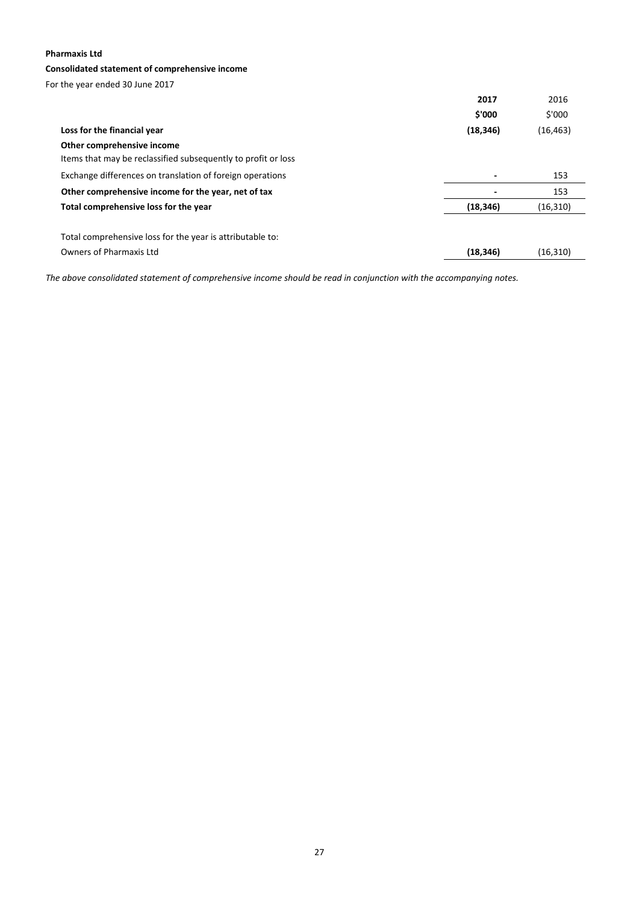**Pharmaxis Ltd**

**Consolidated statement of comprehensive income**

For the year ended 30 June 2017

| | **2017** | 2016 |
|---|---|---|
| | **$'000** | $'000 |
| **Loss for the financial year** | **(18,346)** | (16,463) |
| **Other comprehensive income** | | |
| Items that may be reclassified subsequently to profit or loss | | |
| Exchange differences on translation of foreign operations | - | 153 |
| **Other comprehensive income for the year, net of tax** | - | 153 |
| **Total comprehensive loss for the year** | **(18,346)** | (16,310) |
| | | |
| Total comprehensive loss for the year is attributable to: | | |
| Owners of Pharmaxis Ltd | **(18,346)** | (16,310) |

*The above consolidated statement of comprehensive income should be read in conjunction with the accompanying notes.*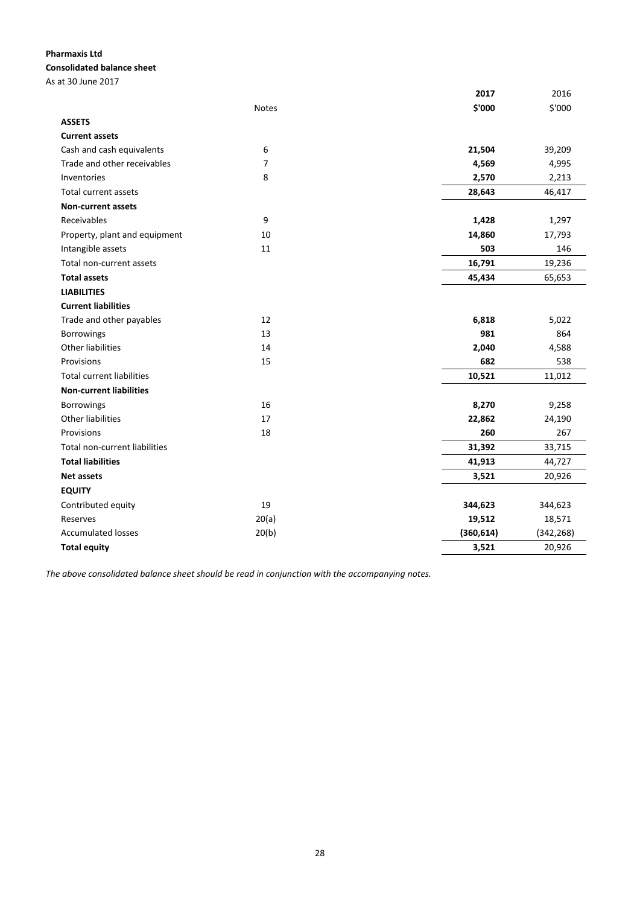**Pharmaxis Ltd**

**Consolidated balance sheet**

As at 30 June 2017

| | Notes | 2017 | 2016 |
|---|---|---|---|
| | | **$'000** | $'000 |
| **ASSETS** | | | |
| **Current assets** | | | |
| Cash and cash equivalents | 6 | **21,504** | 39,209 |
| Trade and other receivables | 7 | **4,569** | 4,995 |
| Inventories | 8 | **2,570** | 2,213 |
| Total current assets | | **28,643** | 46,417 |
| **Non-current assets** | | | |
| Receivables | 9 | **1,428** | 1,297 |
| Property, plant and equipment | 10 | **14,860** | 17,793 |
| Intangible assets | 11 | **503** | 146 |
| Total non-current assets | | **16,791** | 19,236 |
| **Total assets** | | **45,434** | 65,653 |
| **LIABILITIES** | | | |
| **Current liabilities** | | | |
| Trade and other payables | 12 | **6,818** | 5,022 |
| Borrowings | 13 | **981** | 864 |
| Other liabilities | 14 | **2,040** | 4,588 |
| Provisions | 15 | **682** | 538 |
| Total current liabilities | | **10,521** | 11,012 |
| **Non-current liabilities** | | | |
| Borrowings | 16 | **8,270** | 9,258 |
| Other liabilities | 17 | **22,862** | 24,190 |
| Provisions | 18 | **260** | 267 |
| Total non-current liabilities | | **31,392** | 33,715 |
| **Total liabilities** | | **41,913** | 44,727 |
| **Net assets** | | **3,521** | 20,926 |
| **EQUITY** | | | |
| Contributed equity | 19 | **344,623** | 344,623 |
| Reserves | 20(a) | **19,512** | 18,571 |
| Accumulated losses | 20(b) | **(360,614)** | (342,268) |
| **Total equity** | | **3,521** | 20,926 |

*The above consolidated balance sheet should be read in conjunction with the accompanying notes.*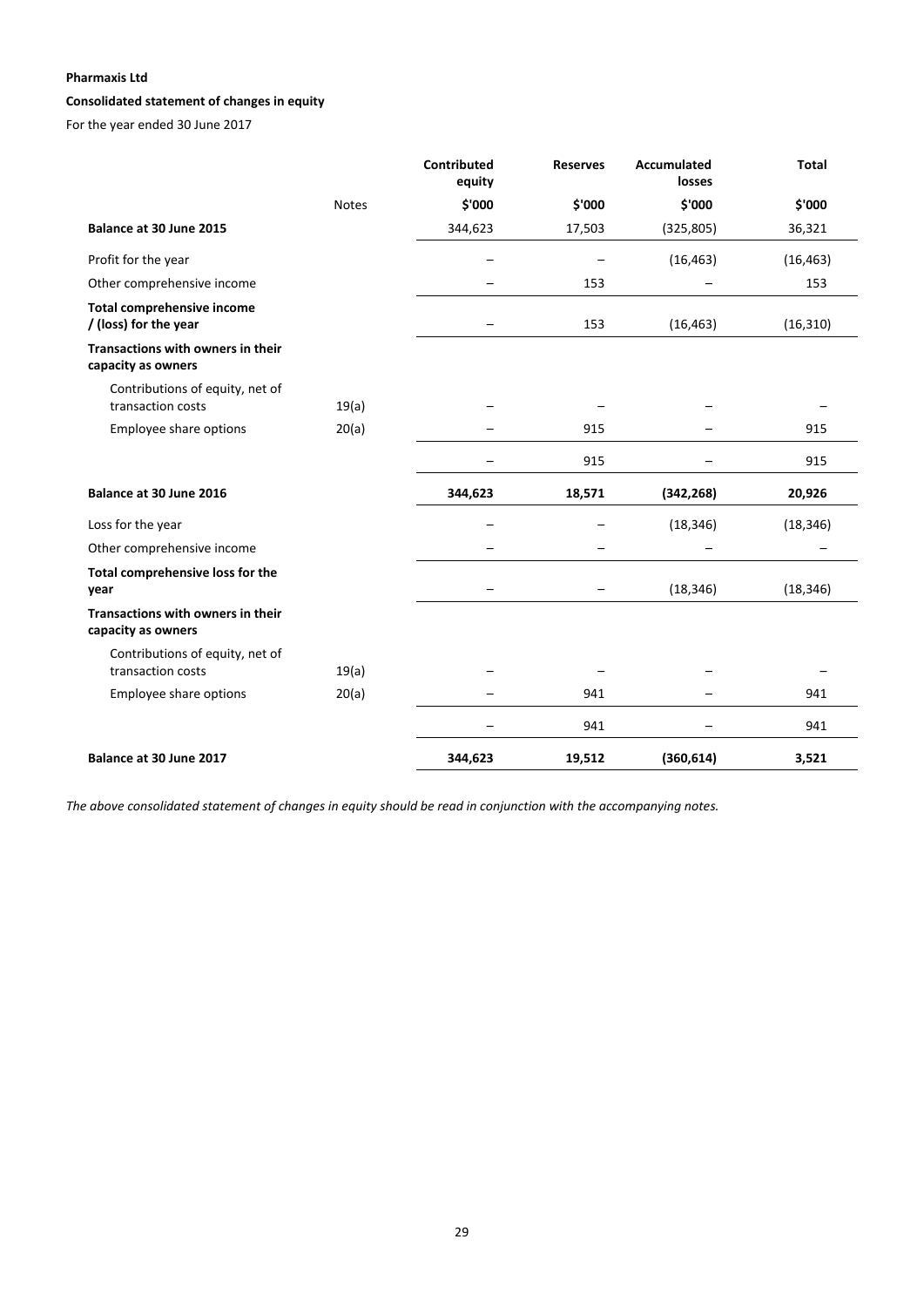**Pharmaxis Ltd**

**Consolidated statement of changes in equity**

For the year ended 30 June 2017

| | Notes | Contributed equity | Reserves | Accumulated losses | Total |
|---|---|---|---|---|---|
| | | $'000 | $'000 | $'000 | $'000 |
| **Balance at 30 June 2015** | | 344,623 | 17,503 | (325,805) | 36,321 |
| Profit for the year | | – | – | (16,463) | (16,463) |
| Other comprehensive income | | – | 153 | – | 153 |
| **Total comprehensive income / (loss) for the year** | | – | 153 | (16,463) | (16,310) |
| **Transactions with owners in their capacity as owners** | | | | | |
| Contributions of equity, net of transaction costs | 19(a) | – | – | – | – |
| Employee share options | 20(a) | – | 915 | – | 915 |
| | | – | 915 | – | 915 |
| **Balance at 30 June 2016** | | **344,623** | **18,571** | **(342,268)** | **20,926** |
| Loss for the year | | – | – | (18,346) | (18,346) |
| Other comprehensive income | | – | – | – | – |
| **Total comprehensive loss for the year** | | – | – | (18,346) | (18,346) |
| **Transactions with owners in their capacity as owners** | | | | | |
| Contributions of equity, net of transaction costs | 19(a) | – | – | – | – |
| Employee share options | 20(a) | – | 941 | – | 941 |
| | | – | 941 | – | 941 |
| **Balance at 30 June 2017** | | **344,623** | **19,512** | **(360,614)** | **3,521** |

*The above consolidated statement of changes in equity should be read in conjunction with the accompanying notes.*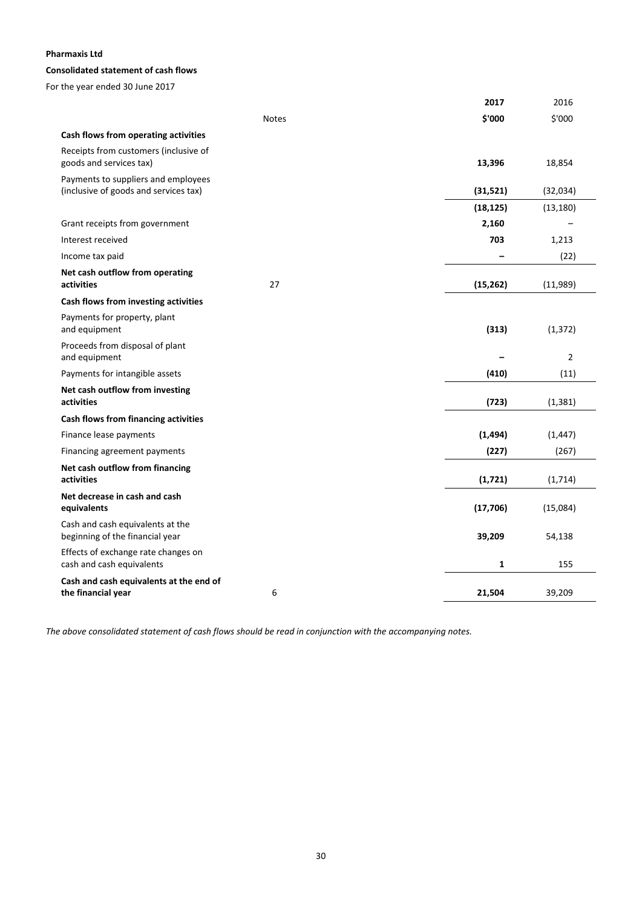**Pharmaxis Ltd**

**Consolidated statement of cash flows**

For the year ended 30 June 2017

| | Notes | **2017** | 2016 |
|---|---|---|---|
| | | **$'000** | $'000 |
| **Cash flows from operating activities** | | | |
| Receipts from customers (inclusive of goods and services tax) | | **13,396** | 18,854 |
| Payments to suppliers and employees (inclusive of goods and services tax) | | **(31,521)** | (32,034) |
| | | **(18,125)** | (13,180) |
| Grant receipts from government | | **2,160** | – |
| Interest received | | **703** | 1,213 |
| Income tax paid | | **–** | (22) |
| **Net cash outflow from operating activities** | 27 | **(15,262)** | (11,989) |
| **Cash flows from investing activities** | | | |
| Payments for property, plant and equipment | | **(313)** | (1,372) |
| Proceeds from disposal of plant and equipment | | **–** | 2 |
| Payments for intangible assets | | **(410)** | (11) |
| **Net cash outflow from investing activities** | | **(723)** | (1,381) |
| **Cash flows from financing activities** | | | |
| Finance lease payments | | **(1,494)** | (1,447) |
| Financing agreement payments | | **(227)** | (267) |
| **Net cash outflow from financing activities** | | **(1,721)** | (1,714) |
| **Net decrease in cash and cash equivalents** | | **(17,706)** | (15,084) |
| Cash and cash equivalents at the beginning of the financial year | | **39,209** | 54,138 |
| Effects of exchange rate changes on cash and cash equivalents | | **1** | 155 |
| **Cash and cash equivalents at the end of the financial year** | 6 | **21,504** | 39,209 |

*The above consolidated statement of cash flows should be read in conjunction with the accompanying notes.*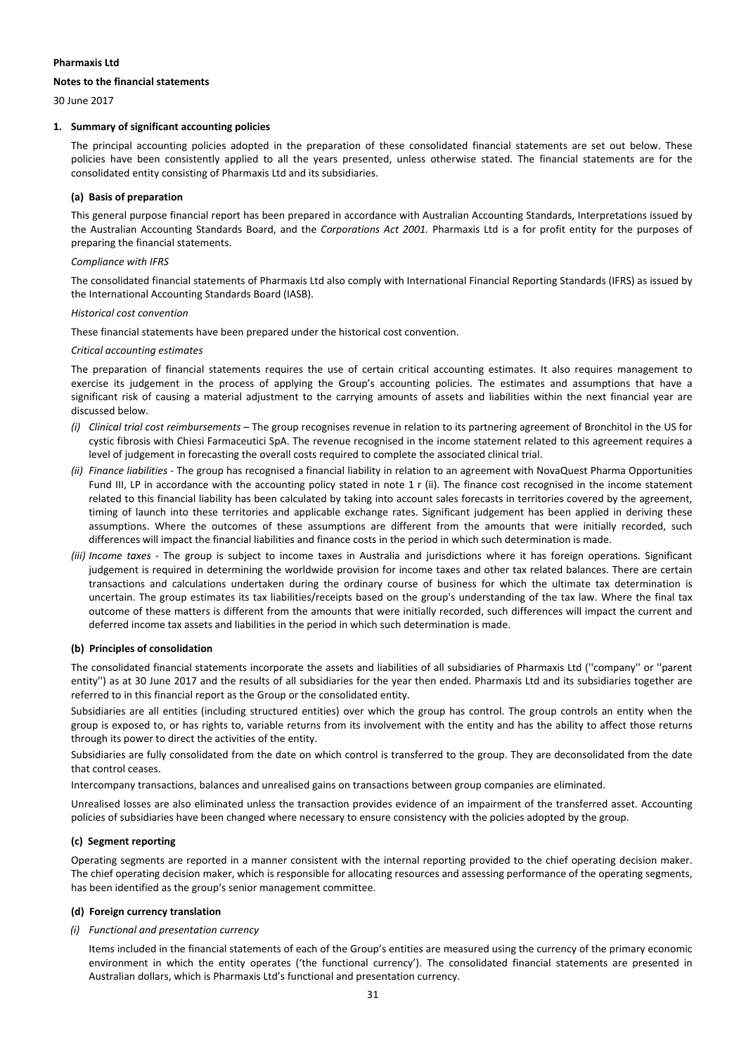**Pharmaxis Ltd**

**Notes to the financial statements**

30 June 2017

## 1. Summary of significant accounting policies

The principal accounting policies adopted in the preparation of these consolidated financial statements are set out below. These policies have been consistently applied to all the years presented, unless otherwise stated. The financial statements are for the consolidated entity consisting of Pharmaxis Ltd and its subsidiaries.

### (a) Basis of preparation

This general purpose financial report has been prepared in accordance with Australian Accounting Standards, Interpretations issued by the Australian Accounting Standards Board, and the *Corporations Act 2001.* Pharmaxis Ltd is a for profit entity for the purposes of preparing the financial statements.

*Compliance with IFRS*

The consolidated financial statements of Pharmaxis Ltd also comply with International Financial Reporting Standards (IFRS) as issued by the International Accounting Standards Board (IASB).

*Historical cost convention*

These financial statements have been prepared under the historical cost convention.

*Critical accounting estimates*

The preparation of financial statements requires the use of certain critical accounting estimates. It also requires management to exercise its judgement in the process of applying the Group's accounting policies. The estimates and assumptions that have a significant risk of causing a material adjustment to the carrying amounts of assets and liabilities within the next financial year are discussed below.

*(i) Clinical trial cost reimbursements* – The group recognises revenue in relation to its partnering agreement of Bronchitol in the US for cystic fibrosis with Chiesi Farmaceutici SpA. The revenue recognised in the income statement related to this agreement requires a level of judgement in forecasting the overall costs required to complete the associated clinical trial.

*(ii) Finance liabilities* - The group has recognised a financial liability in relation to an agreement with NovaQuest Pharma Opportunities Fund III, LP in accordance with the accounting policy stated in note 1 r (ii). The finance cost recognised in the income statement related to this financial liability has been calculated by taking into account sales forecasts in territories covered by the agreement, timing of launch into these territories and applicable exchange rates. Significant judgement has been applied in deriving these assumptions. Where the outcomes of these assumptions are different from the amounts that were initially recorded, such differences will impact the financial liabilities and finance costs in the period in which such determination is made.

*(iii) Income taxes* - The group is subject to income taxes in Australia and jurisdictions where it has foreign operations. Significant judgement is required in determining the worldwide provision for income taxes and other tax related balances. There are certain transactions and calculations undertaken during the ordinary course of business for which the ultimate tax determination is uncertain. The group estimates its tax liabilities/receipts based on the group's understanding of the tax law. Where the final tax outcome of these matters is different from the amounts that were initially recorded, such differences will impact the current and deferred income tax assets and liabilities in the period in which such determination is made.

### (b) Principles of consolidation

The consolidated financial statements incorporate the assets and liabilities of all subsidiaries of Pharmaxis Ltd (''company'' or ''parent entity'') as at 30 June 2017 and the results of all subsidiaries for the year then ended. Pharmaxis Ltd and its subsidiaries together are referred to in this financial report as the Group or the consolidated entity.

Subsidiaries are all entities (including structured entities) over which the group has control. The group controls an entity when the group is exposed to, or has rights to, variable returns from its involvement with the entity and has the ability to affect those returns through its power to direct the activities of the entity.

Subsidiaries are fully consolidated from the date on which control is transferred to the group. They are deconsolidated from the date that control ceases.

Intercompany transactions, balances and unrealised gains on transactions between group companies are eliminated.

Unrealised losses are also eliminated unless the transaction provides evidence of an impairment of the transferred asset. Accounting policies of subsidiaries have been changed where necessary to ensure consistency with the policies adopted by the group.

### (c) Segment reporting

Operating segments are reported in a manner consistent with the internal reporting provided to the chief operating decision maker. The chief operating decision maker, which is responsible for allocating resources and assessing performance of the operating segments, has been identified as the group's senior management committee.

### (d) Foreign currency translation

*(i) Functional and presentation currency*

Items included in the financial statements of each of the Group's entities are measured using the currency of the primary economic environment in which the entity operates ('the functional currency'). The consolidated financial statements are presented in Australian dollars, which is Pharmaxis Ltd's functional and presentation currency.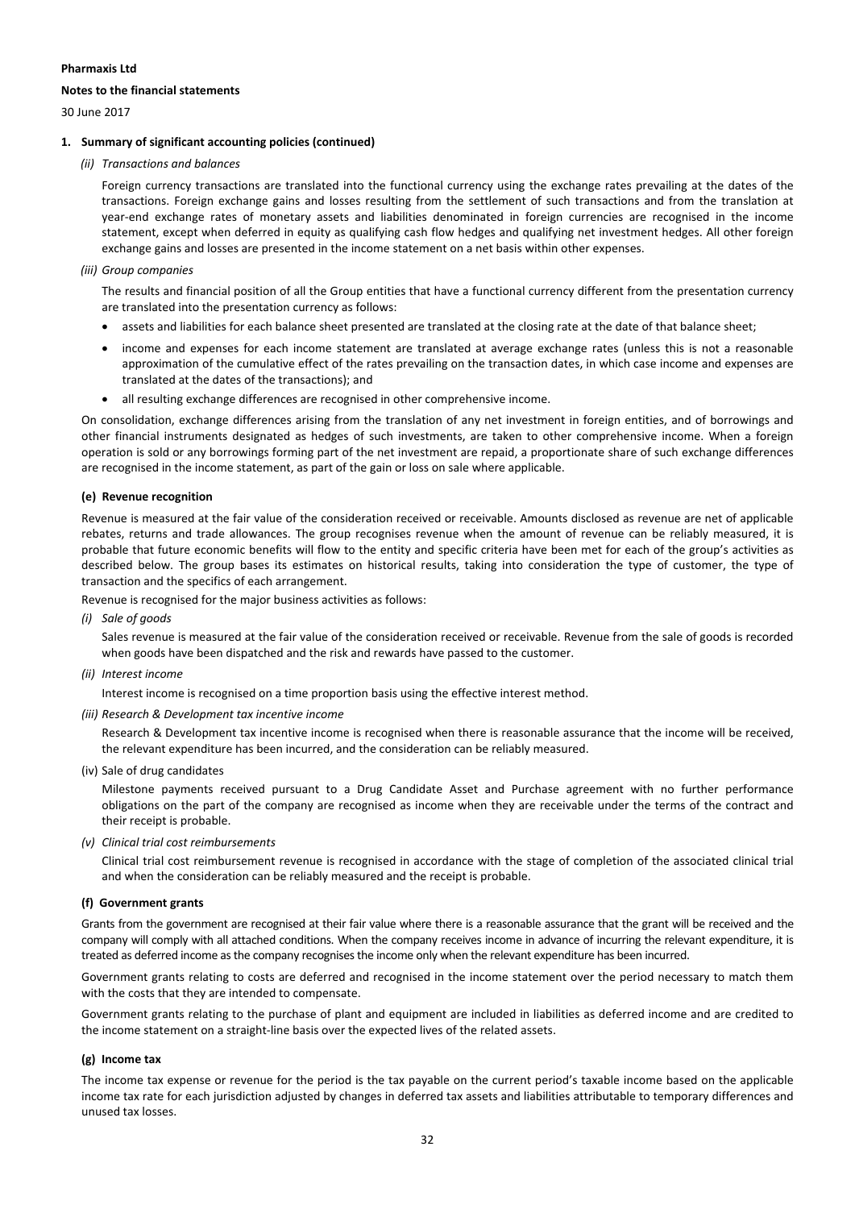**Pharmaxis Ltd**

**Notes to the financial statements**

30 June 2017

**1. Summary of significant accounting policies (continued)**

*(ii) Transactions and balances*

Foreign currency transactions are translated into the functional currency using the exchange rates prevailing at the dates of the transactions. Foreign exchange gains and losses resulting from the settlement of such transactions and from the translation at year-end exchange rates of monetary assets and liabilities denominated in foreign currencies are recognised in the income statement, except when deferred in equity as qualifying cash flow hedges and qualifying net investment hedges. All other foreign exchange gains and losses are presented in the income statement on a net basis within other expenses.

*(iii) Group companies*

The results and financial position of all the Group entities that have a functional currency different from the presentation currency are translated into the presentation currency as follows:

- assets and liabilities for each balance sheet presented are translated at the closing rate at the date of that balance sheet;
- income and expenses for each income statement are translated at average exchange rates (unless this is not a reasonable approximation of the cumulative effect of the rates prevailing on the transaction dates, in which case income and expenses are translated at the dates of the transactions); and
- all resulting exchange differences are recognised in other comprehensive income.

On consolidation, exchange differences arising from the translation of any net investment in foreign entities, and of borrowings and other financial instruments designated as hedges of such investments, are taken to other comprehensive income. When a foreign operation is sold or any borrowings forming part of the net investment are repaid, a proportionate share of such exchange differences are recognised in the income statement, as part of the gain or loss on sale where applicable.

**(e) Revenue recognition**

Revenue is measured at the fair value of the consideration received or receivable. Amounts disclosed as revenue are net of applicable rebates, returns and trade allowances. The group recognises revenue when the amount of revenue can be reliably measured, it is probable that future economic benefits will flow to the entity and specific criteria have been met for each of the group's activities as described below. The group bases its estimates on historical results, taking into consideration the type of customer, the type of transaction and the specifics of each arrangement.

Revenue is recognised for the major business activities as follows:

*(i) Sale of goods*

Sales revenue is measured at the fair value of the consideration received or receivable. Revenue from the sale of goods is recorded when goods have been dispatched and the risk and rewards have passed to the customer.

*(ii) Interest income*

Interest income is recognised on a time proportion basis using the effective interest method.

*(iii) Research & Development tax incentive income*

Research & Development tax incentive income is recognised when there is reasonable assurance that the income will be received, the relevant expenditure has been incurred, and the consideration can be reliably measured.

(iv) Sale of drug candidates

Milestone payments received pursuant to a Drug Candidate Asset and Purchase agreement with no further performance obligations on the part of the company are recognised as income when they are receivable under the terms of the contract and their receipt is probable.

*(v) Clinical trial cost reimbursements*

Clinical trial cost reimbursement revenue is recognised in accordance with the stage of completion of the associated clinical trial and when the consideration can be reliably measured and the receipt is probable.

**(f) Government grants**

Grants from the government are recognised at their fair value where there is a reasonable assurance that the grant will be received and the company will comply with all attached conditions. When the company receives income in advance of incurring the relevant expenditure, it is treated as deferred income as the company recognises the income only when the relevant expenditure has been incurred.

Government grants relating to costs are deferred and recognised in the income statement over the period necessary to match them with the costs that they are intended to compensate.

Government grants relating to the purchase of plant and equipment are included in liabilities as deferred income and are credited to the income statement on a straight-line basis over the expected lives of the related assets.

**(g) Income tax**

The income tax expense or revenue for the period is the tax payable on the current period's taxable income based on the applicable income tax rate for each jurisdiction adjusted by changes in deferred tax assets and liabilities attributable to temporary differences and unused tax losses.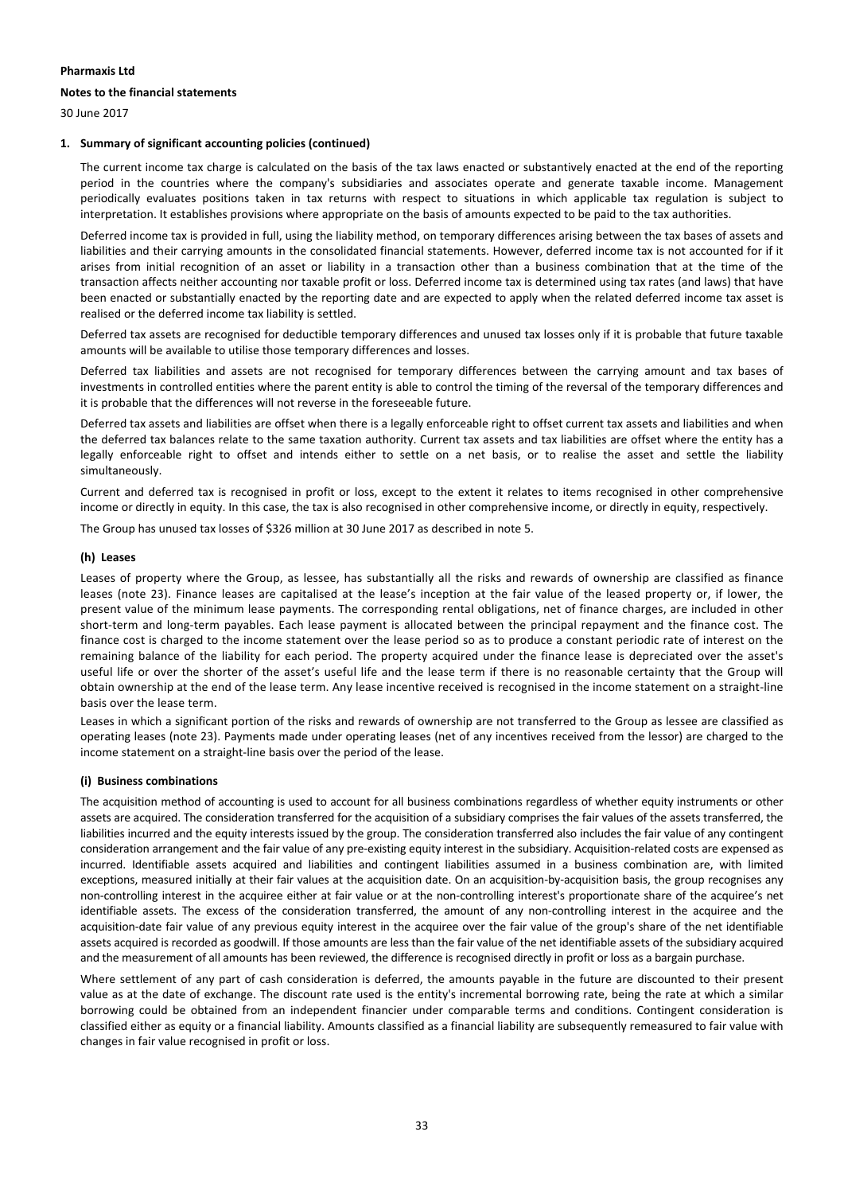**Pharmaxis Ltd**

**Notes to the financial statements**

30 June 2017

**1. Summary of significant accounting policies (continued)**

The current income tax charge is calculated on the basis of the tax laws enacted or substantively enacted at the end of the reporting period in the countries where the company's subsidiaries and associates operate and generate taxable income. Management periodically evaluates positions taken in tax returns with respect to situations in which applicable tax regulation is subject to interpretation. It establishes provisions where appropriate on the basis of amounts expected to be paid to the tax authorities.

Deferred income tax is provided in full, using the liability method, on temporary differences arising between the tax bases of assets and liabilities and their carrying amounts in the consolidated financial statements. However, deferred income tax is not accounted for if it arises from initial recognition of an asset or liability in a transaction other than a business combination that at the time of the transaction affects neither accounting nor taxable profit or loss. Deferred income tax is determined using tax rates (and laws) that have been enacted or substantially enacted by the reporting date and are expected to apply when the related deferred income tax asset is realised or the deferred income tax liability is settled.

Deferred tax assets are recognised for deductible temporary differences and unused tax losses only if it is probable that future taxable amounts will be available to utilise those temporary differences and losses.

Deferred tax liabilities and assets are not recognised for temporary differences between the carrying amount and tax bases of investments in controlled entities where the parent entity is able to control the timing of the reversal of the temporary differences and it is probable that the differences will not reverse in the foreseeable future.

Deferred tax assets and liabilities are offset when there is a legally enforceable right to offset current tax assets and liabilities and when the deferred tax balances relate to the same taxation authority. Current tax assets and tax liabilities are offset where the entity has a legally enforceable right to offset and intends either to settle on a net basis, or to realise the asset and settle the liability simultaneously.

Current and deferred tax is recognised in profit or loss, except to the extent it relates to items recognised in other comprehensive income or directly in equity. In this case, the tax is also recognised in other comprehensive income, or directly in equity, respectively.

The Group has unused tax losses of $326 million at 30 June 2017 as described in note 5.

**(h) Leases**

Leases of property where the Group, as lessee, has substantially all the risks and rewards of ownership are classified as finance leases (note 23). Finance leases are capitalised at the lease's inception at the fair value of the leased property or, if lower, the present value of the minimum lease payments. The corresponding rental obligations, net of finance charges, are included in other short-term and long-term payables. Each lease payment is allocated between the principal repayment and the finance cost. The finance cost is charged to the income statement over the lease period so as to produce a constant periodic rate of interest on the remaining balance of the liability for each period. The property acquired under the finance lease is depreciated over the asset's useful life or over the shorter of the asset's useful life and the lease term if there is no reasonable certainty that the Group will obtain ownership at the end of the lease term. Any lease incentive received is recognised in the income statement on a straight-line basis over the lease term.

Leases in which a significant portion of the risks and rewards of ownership are not transferred to the Group as lessee are classified as operating leases (note 23). Payments made under operating leases (net of any incentives received from the lessor) are charged to the income statement on a straight-line basis over the period of the lease.

**(i) Business combinations**

The acquisition method of accounting is used to account for all business combinations regardless of whether equity instruments or other assets are acquired. The consideration transferred for the acquisition of a subsidiary comprises the fair values of the assets transferred, the liabilities incurred and the equity interests issued by the group. The consideration transferred also includes the fair value of any contingent consideration arrangement and the fair value of any pre-existing equity interest in the subsidiary. Acquisition-related costs are expensed as incurred. Identifiable assets acquired and liabilities and contingent liabilities assumed in a business combination are, with limited exceptions, measured initially at their fair values at the acquisition date. On an acquisition-by-acquisition basis, the group recognises any non-controlling interest in the acquiree either at fair value or at the non-controlling interest's proportionate share of the acquiree's net identifiable assets. The excess of the consideration transferred, the amount of any non-controlling interest in the acquiree and the acquisition-date fair value of any previous equity interest in the acquiree over the fair value of the group's share of the net identifiable assets acquired is recorded as goodwill. If those amounts are less than the fair value of the net identifiable assets of the subsidiary acquired and the measurement of all amounts has been reviewed, the difference is recognised directly in profit or loss as a bargain purchase.

Where settlement of any part of cash consideration is deferred, the amounts payable in the future are discounted to their present value as at the date of exchange. The discount rate used is the entity's incremental borrowing rate, being the rate at which a similar borrowing could be obtained from an independent financier under comparable terms and conditions. Contingent consideration is classified either as equity or a financial liability. Amounts classified as a financial liability are subsequently remeasured to fair value with changes in fair value recognised in profit or loss.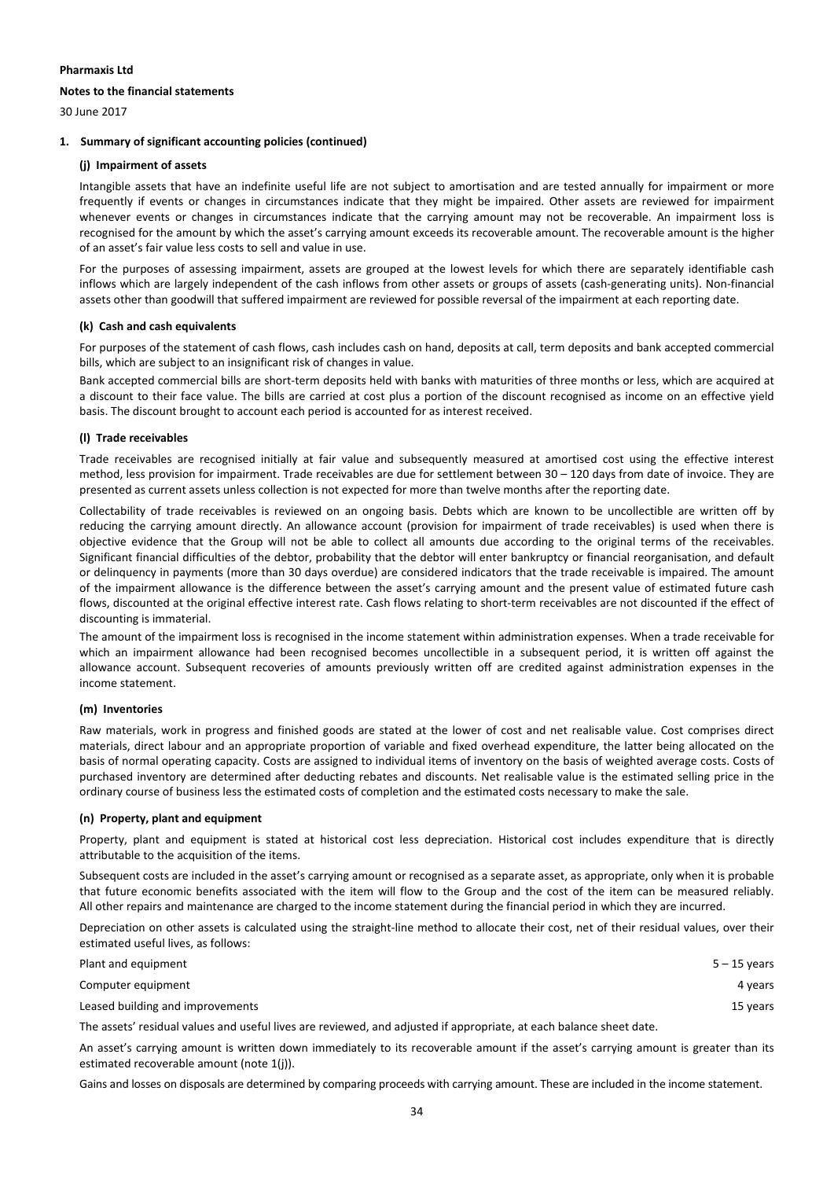**Pharmaxis Ltd**

**Notes to the financial statements**

30 June 2017

## 1. Summary of significant accounting policies (continued)

### (j) Impairment of assets

Intangible assets that have an indefinite useful life are not subject to amortisation and are tested annually for impairment or more frequently if events or changes in circumstances indicate that they might be impaired. Other assets are reviewed for impairment whenever events or changes in circumstances indicate that the carrying amount may not be recoverable. An impairment loss is recognised for the amount by which the asset's carrying amount exceeds its recoverable amount. The recoverable amount is the higher of an asset's fair value less costs to sell and value in use.

For the purposes of assessing impairment, assets are grouped at the lowest levels for which there are separately identifiable cash inflows which are largely independent of the cash inflows from other assets or groups of assets (cash-generating units). Non-financial assets other than goodwill that suffered impairment are reviewed for possible reversal of the impairment at each reporting date.

### (k) Cash and cash equivalents

For purposes of the statement of cash flows, cash includes cash on hand, deposits at call, term deposits and bank accepted commercial bills, which are subject to an insignificant risk of changes in value.

Bank accepted commercial bills are short-term deposits held with banks with maturities of three months or less, which are acquired at a discount to their face value. The bills are carried at cost plus a portion of the discount recognised as income on an effective yield basis. The discount brought to account each period is accounted for as interest received.

### (l) Trade receivables

Trade receivables are recognised initially at fair value and subsequently measured at amortised cost using the effective interest method, less provision for impairment. Trade receivables are due for settlement between 30 – 120 days from date of invoice. They are presented as current assets unless collection is not expected for more than twelve months after the reporting date.

Collectability of trade receivables is reviewed on an ongoing basis. Debts which are known to be uncollectible are written off by reducing the carrying amount directly. An allowance account (provision for impairment of trade receivables) is used when there is objective evidence that the Group will not be able to collect all amounts due according to the original terms of the receivables. Significant financial difficulties of the debtor, probability that the debtor will enter bankruptcy or financial reorganisation, and default or delinquency in payments (more than 30 days overdue) are considered indicators that the trade receivable is impaired. The amount of the impairment allowance is the difference between the asset's carrying amount and the present value of estimated future cash flows, discounted at the original effective interest rate. Cash flows relating to short-term receivables are not discounted if the effect of discounting is immaterial.

The amount of the impairment loss is recognised in the income statement within administration expenses. When a trade receivable for which an impairment allowance had been recognised becomes uncollectible in a subsequent period, it is written off against the allowance account. Subsequent recoveries of amounts previously written off are credited against administration expenses in the income statement.

### (m) Inventories

Raw materials, work in progress and finished goods are stated at the lower of cost and net realisable value. Cost comprises direct materials, direct labour and an appropriate proportion of variable and fixed overhead expenditure, the latter being allocated on the basis of normal operating capacity. Costs are assigned to individual items of inventory on the basis of weighted average costs. Costs of purchased inventory are determined after deducting rebates and discounts. Net realisable value is the estimated selling price in the ordinary course of business less the estimated costs of completion and the estimated costs necessary to make the sale.

### (n) Property, plant and equipment

Property, plant and equipment is stated at historical cost less depreciation. Historical cost includes expenditure that is directly attributable to the acquisition of the items.

Subsequent costs are included in the asset's carrying amount or recognised as a separate asset, as appropriate, only when it is probable that future economic benefits associated with the item will flow to the Group and the cost of the item can be measured reliably. All other repairs and maintenance are charged to the income statement during the financial period in which they are incurred.

Depreciation on other assets is calculated using the straight-line method to allocate their cost, net of their residual values, over their estimated useful lives, as follows:

| | |
|---|---|
| Plant and equipment | 5 – 15 years |
| Computer equipment | 4 years |
| Leased building and improvements | 15 years |

The assets' residual values and useful lives are reviewed, and adjusted if appropriate, at each balance sheet date.

An asset's carrying amount is written down immediately to its recoverable amount if the asset's carrying amount is greater than its estimated recoverable amount (note 1(j)).

Gains and losses on disposals are determined by comparing proceeds with carrying amount. These are included in the income statement.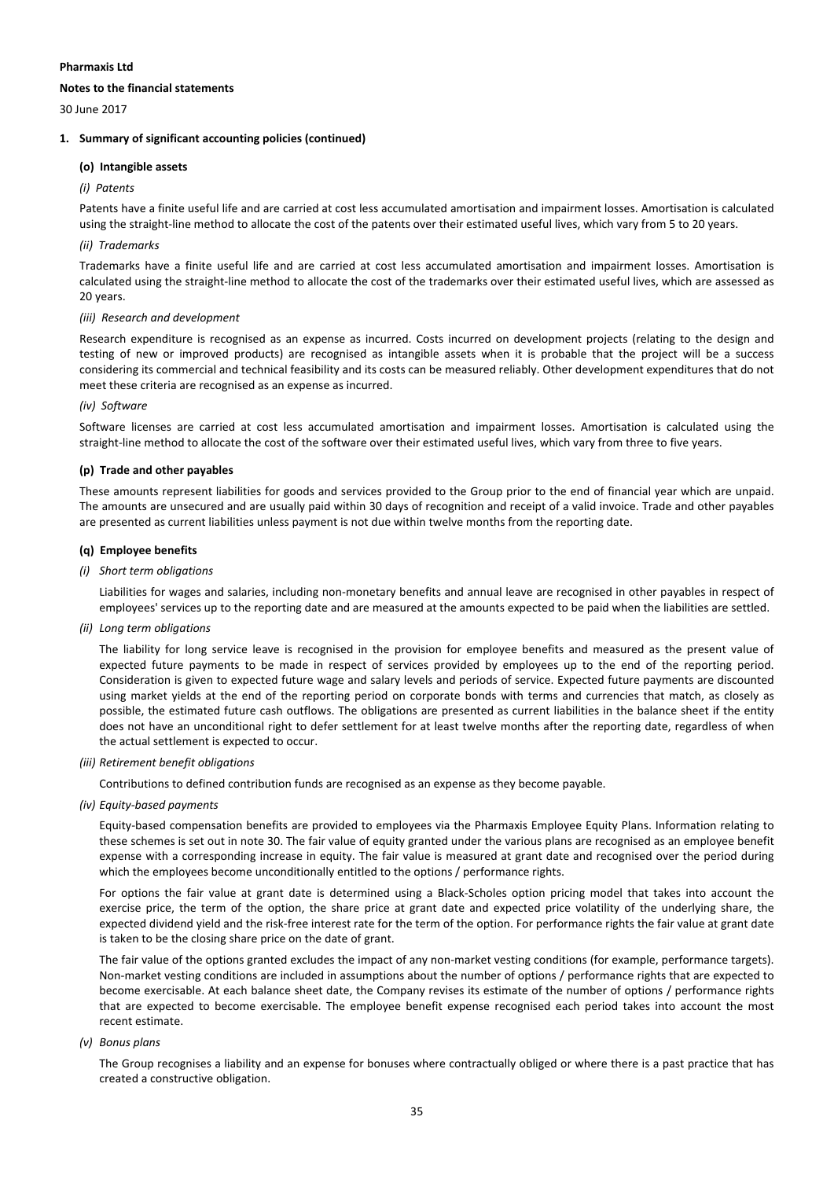**Pharmaxis Ltd**

**Notes to the financial statements**

30 June 2017

**1. Summary of significant accounting policies (continued)**

**(o) Intangible assets**

*(i) Patents*

Patents have a finite useful life and are carried at cost less accumulated amortisation and impairment losses. Amortisation is calculated using the straight-line method to allocate the cost of the patents over their estimated useful lives, which vary from 5 to 20 years.

*(ii) Trademarks*

Trademarks have a finite useful life and are carried at cost less accumulated amortisation and impairment losses. Amortisation is calculated using the straight-line method to allocate the cost of the trademarks over their estimated useful lives, which are assessed as 20 years.

*(iii) Research and development*

Research expenditure is recognised as an expense as incurred. Costs incurred on development projects (relating to the design and testing of new or improved products) are recognised as intangible assets when it is probable that the project will be a success considering its commercial and technical feasibility and its costs can be measured reliably. Other development expenditures that do not meet these criteria are recognised as an expense as incurred.

*(iv) Software*

Software licenses are carried at cost less accumulated amortisation and impairment losses. Amortisation is calculated using the straight-line method to allocate the cost of the software over their estimated useful lives, which vary from three to five years.

**(p) Trade and other payables**

These amounts represent liabilities for goods and services provided to the Group prior to the end of financial year which are unpaid. The amounts are unsecured and are usually paid within 30 days of recognition and receipt of a valid invoice. Trade and other payables are presented as current liabilities unless payment is not due within twelve months from the reporting date.

**(q) Employee benefits**

*(i) Short term obligations*

Liabilities for wages and salaries, including non-monetary benefits and annual leave are recognised in other payables in respect of employees' services up to the reporting date and are measured at the amounts expected to be paid when the liabilities are settled.

*(ii) Long term obligations*

The liability for long service leave is recognised in the provision for employee benefits and measured as the present value of expected future payments to be made in respect of services provided by employees up to the end of the reporting period. Consideration is given to expected future wage and salary levels and periods of service. Expected future payments are discounted using market yields at the end of the reporting period on corporate bonds with terms and currencies that match, as closely as possible, the estimated future cash outflows. The obligations are presented as current liabilities in the balance sheet if the entity does not have an unconditional right to defer settlement for at least twelve months after the reporting date, regardless of when the actual settlement is expected to occur.

*(iii) Retirement benefit obligations*

Contributions to defined contribution funds are recognised as an expense as they become payable.

*(iv) Equity-based payments*

Equity-based compensation benefits are provided to employees via the Pharmaxis Employee Equity Plans. Information relating to these schemes is set out in note 30. The fair value of equity granted under the various plans are recognised as an employee benefit expense with a corresponding increase in equity. The fair value is measured at grant date and recognised over the period during which the employees become unconditionally entitled to the options / performance rights.

For options the fair value at grant date is determined using a Black-Scholes option pricing model that takes into account the exercise price, the term of the option, the share price at grant date and expected price volatility of the underlying share, the expected dividend yield and the risk-free interest rate for the term of the option. For performance rights the fair value at grant date is taken to be the closing share price on the date of grant.

The fair value of the options granted excludes the impact of any non-market vesting conditions (for example, performance targets). Non-market vesting conditions are included in assumptions about the number of options / performance rights that are expected to become exercisable. At each balance sheet date, the Company revises its estimate of the number of options / performance rights that are expected to become exercisable. The employee benefit expense recognised each period takes into account the most recent estimate.

*(v) Bonus plans*

The Group recognises a liability and an expense for bonuses where contractually obliged or where there is a past practice that has created a constructive obligation.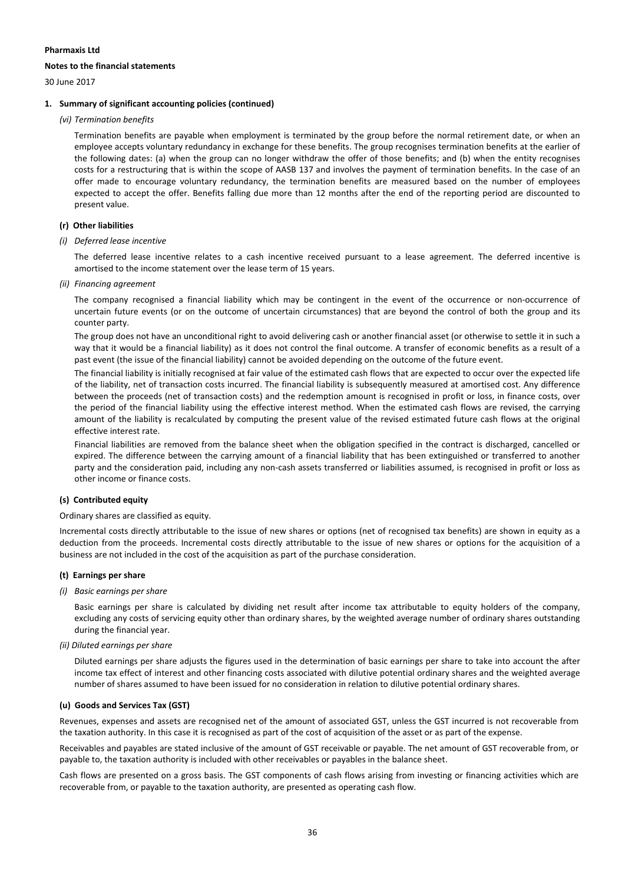**Pharmaxis Ltd**

**Notes to the financial statements**

30 June 2017

**1. Summary of significant accounting policies (continued)**

*(vi) Termination benefits*

Termination benefits are payable when employment is terminated by the group before the normal retirement date, or when an employee accepts voluntary redundancy in exchange for these benefits. The group recognises termination benefits at the earlier of the following dates: (a) when the group can no longer withdraw the offer of those benefits; and (b) when the entity recognises costs for a restructuring that is within the scope of AASB 137 and involves the payment of termination benefits. In the case of an offer made to encourage voluntary redundancy, the termination benefits are measured based on the number of employees expected to accept the offer. Benefits falling due more than 12 months after the end of the reporting period are discounted to present value.

**(r) Other liabilities**

*(i) Deferred lease incentive*

The deferred lease incentive relates to a cash incentive received pursuant to a lease agreement. The deferred incentive is amortised to the income statement over the lease term of 15 years.

*(ii) Financing agreement*

The company recognised a financial liability which may be contingent in the event of the occurrence or non-occurrence of uncertain future events (or on the outcome of uncertain circumstances) that are beyond the control of both the group and its counter party.

The group does not have an unconditional right to avoid delivering cash or another financial asset (or otherwise to settle it in such a way that it would be a financial liability) as it does not control the final outcome. A transfer of economic benefits as a result of a past event (the issue of the financial liability) cannot be avoided depending on the outcome of the future event.

The financial liability is initially recognised at fair value of the estimated cash flows that are expected to occur over the expected life of the liability, net of transaction costs incurred. The financial liability is subsequently measured at amortised cost. Any difference between the proceeds (net of transaction costs) and the redemption amount is recognised in profit or loss, in finance costs, over the period of the financial liability using the effective interest method. When the estimated cash flows are revised, the carrying amount of the liability is recalculated by computing the present value of the revised estimated future cash flows at the original effective interest rate.

Financial liabilities are removed from the balance sheet when the obligation specified in the contract is discharged, cancelled or expired. The difference between the carrying amount of a financial liability that has been extinguished or transferred to another party and the consideration paid, including any non-cash assets transferred or liabilities assumed, is recognised in profit or loss as other income or finance costs.

**(s) Contributed equity**

Ordinary shares are classified as equity.

Incremental costs directly attributable to the issue of new shares or options (net of recognised tax benefits) are shown in equity as a deduction from the proceeds. Incremental costs directly attributable to the issue of new shares or options for the acquisition of a business are not included in the cost of the acquisition as part of the purchase consideration.

**(t) Earnings per share**

*(i) Basic earnings per share*

Basic earnings per share is calculated by dividing net result after income tax attributable to equity holders of the company, excluding any costs of servicing equity other than ordinary shares, by the weighted average number of ordinary shares outstanding during the financial year.

*(ii) Diluted earnings per share*

Diluted earnings per share adjusts the figures used in the determination of basic earnings per share to take into account the after income tax effect of interest and other financing costs associated with dilutive potential ordinary shares and the weighted average number of shares assumed to have been issued for no consideration in relation to dilutive potential ordinary shares.

**(u) Goods and Services Tax (GST)**

Revenues, expenses and assets are recognised net of the amount of associated GST, unless the GST incurred is not recoverable from the taxation authority. In this case it is recognised as part of the cost of acquisition of the asset or as part of the expense.

Receivables and payables are stated inclusive of the amount of GST receivable or payable. The net amount of GST recoverable from, or payable to, the taxation authority is included with other receivables or payables in the balance sheet.

Cash flows are presented on a gross basis. The GST components of cash flows arising from investing or financing activities which are recoverable from, or payable to the taxation authority, are presented as operating cash flow.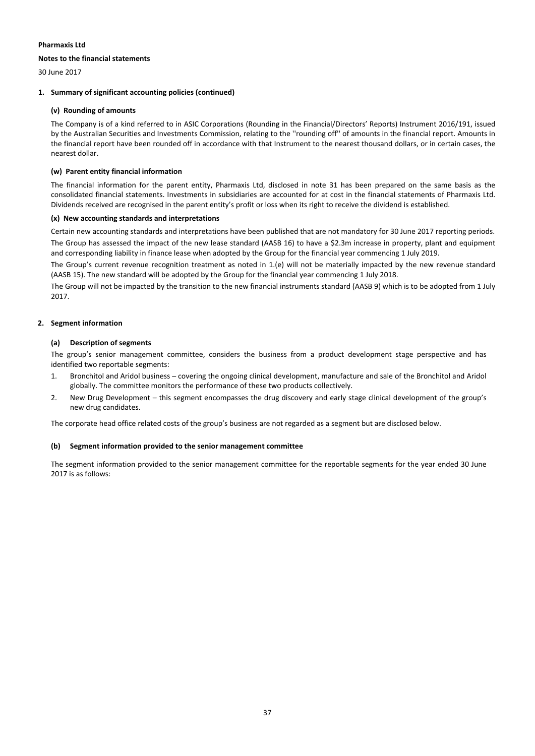**Pharmaxis Ltd**

**Notes to the financial statements**

30 June 2017

**1. Summary of significant accounting policies (continued)**

**(v) Rounding of amounts**

The Company is of a kind referred to in ASIC Corporations (Rounding in the Financial/Directors' Reports) Instrument 2016/191, issued by the Australian Securities and Investments Commission, relating to the ''rounding off'' of amounts in the financial report. Amounts in the financial report have been rounded off in accordance with that Instrument to the nearest thousand dollars, or in certain cases, the nearest dollar.

**(w) Parent entity financial information**

The financial information for the parent entity, Pharmaxis Ltd, disclosed in note 31 has been prepared on the same basis as the consolidated financial statements. Investments in subsidiaries are accounted for at cost in the financial statements of Pharmaxis Ltd. Dividends received are recognised in the parent entity's profit or loss when its right to receive the dividend is established.

**(x) New accounting standards and interpretations**

Certain new accounting standards and interpretations have been published that are not mandatory for 30 June 2017 reporting periods.

The Group has assessed the impact of the new lease standard (AASB 16) to have a $2.3m increase in property, plant and equipment and corresponding liability in finance lease when adopted by the Group for the financial year commencing 1 July 2019.

The Group's current revenue recognition treatment as noted in 1.(e) will not be materially impacted by the new revenue standard (AASB 15). The new standard will be adopted by the Group for the financial year commencing 1 July 2018.

The Group will not be impacted by the transition to the new financial instruments standard (AASB 9) which is to be adopted from 1 July 2017.

**2. Segment information**

**(a) Description of segments**

The group's senior management committee, considers the business from a product development stage perspective and has identified two reportable segments:

1. Bronchitol and Aridol business – covering the ongoing clinical development, manufacture and sale of the Bronchitol and Aridol globally. The committee monitors the performance of these two products collectively.
2. New Drug Development – this segment encompasses the drug discovery and early stage clinical development of the group's new drug candidates.

The corporate head office related costs of the group's business are not regarded as a segment but are disclosed below.

**(b) Segment information provided to the senior management committee**

The segment information provided to the senior management committee for the reportable segments for the year ended 30 June 2017 is as follows: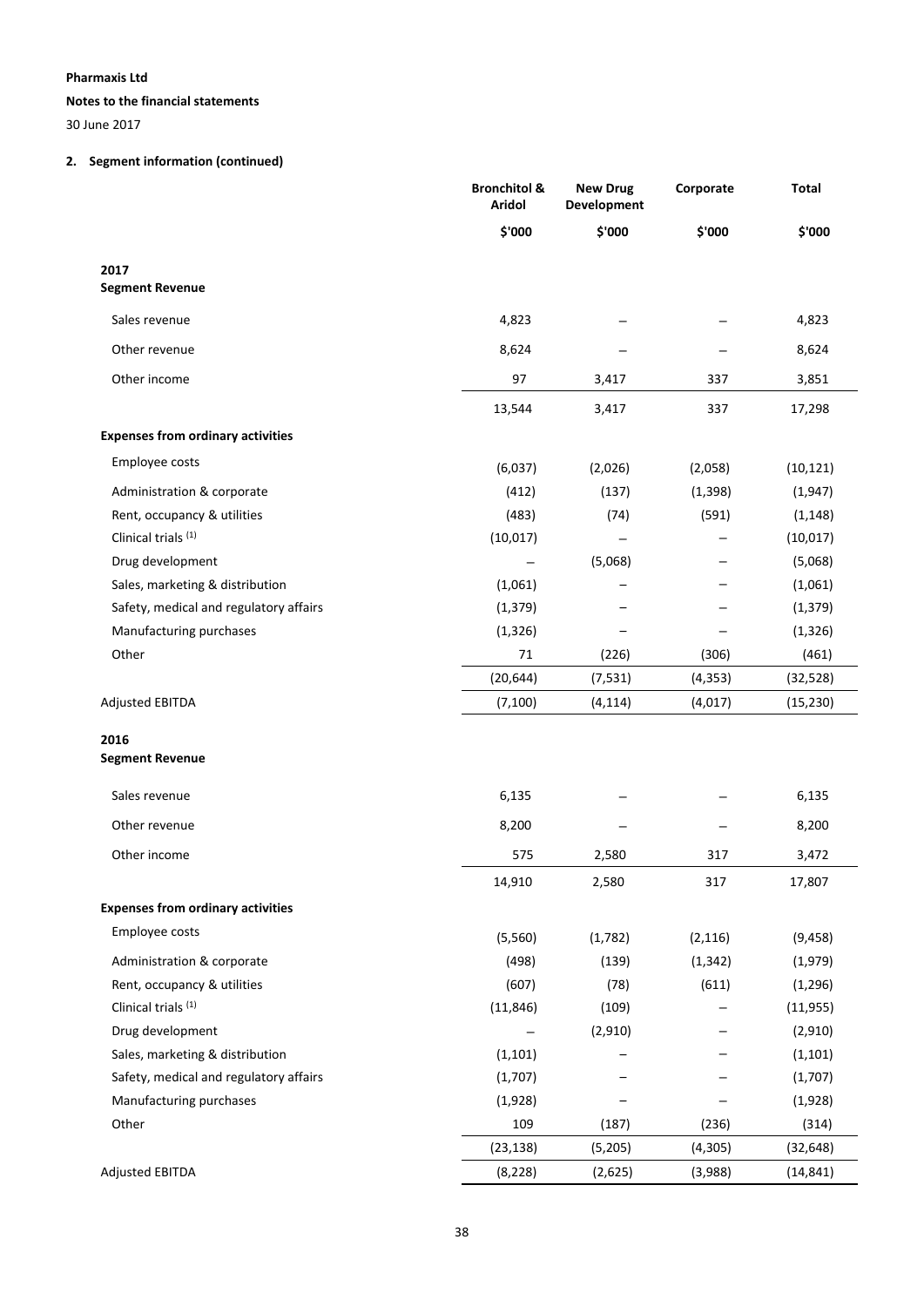**Pharmaxis Ltd**

**Notes to the financial statements**

30 June 2017

## 2. Segment information (continued)

| | Bronchitol & Aridol | New Drug Development | Corporate | Total |
|---|---|---|---|---|
| | $'000 | $'000 | $'000 | $'000 |
| **2017** | | | | |
| **Segment Revenue** | | | | |
| Sales revenue | 4,823 | – | – | 4,823 |
| Other revenue | 8,624 | – | – | 8,624 |
| Other income | 97 | 3,417 | 337 | 3,851 |
| | 13,544 | 3,417 | 337 | 17,298 |
| **Expenses from ordinary activities** | | | | |
| Employee costs | (6,037) | (2,026) | (2,058) | (10,121) |
| Administration & corporate | (412) | (137) | (1,398) | (1,947) |
| Rent, occupancy & utilities | (483) | (74) | (591) | (1,148) |
| Clinical trials [(1)] | (10,017) | – | – | (10,017) |
| Drug development | – | (5,068) | – | (5,068) |
| Sales, marketing & distribution | (1,061) | – | – | (1,061) |
| Safety, medical and regulatory affairs | (1,379) | – | – | (1,379) |
| Manufacturing purchases | (1,326) | – | – | (1,326) |
| Other | 71 | (226) | (306) | (461) |
| | (20,644) | (7,531) | (4,353) | (32,528) |
| Adjusted EBITDA | (7,100) | (4,114) | (4,017) | (15,230) |
| **2016** | | | | |
| **Segment Revenue** | | | | |
| Sales revenue | 6,135 | – | – | 6,135 |
| Other revenue | 8,200 | – | – | 8,200 |
| Other income | 575 | 2,580 | 317 | 3,472 |
| | 14,910 | 2,580 | 317 | 17,807 |
| **Expenses from ordinary activities** | | | | |
| Employee costs | (5,560) | (1,782) | (2,116) | (9,458) |
| Administration & corporate | (498) | (139) | (1,342) | (1,979) |
| Rent, occupancy & utilities | (607) | (78) | (611) | (1,296) |
| Clinical trials [(1)] | (11,846) | (109) | – | (11,955) |
| Drug development | – | (2,910) | – | (2,910) |
| Sales, marketing & distribution | (1,101) | – | – | (1,101) |
| Safety, medical and regulatory affairs | (1,707) | – | – | (1,707) |
| Manufacturing purchases | (1,928) | – | – | (1,928) |
| Other | 109 | (187) | (236) | (314) |
| | (23,138) | (5,205) | (4,305) | (32,648) |
| Adjusted EBITDA | (8,228) | (2,625) | (3,988) | (14,841) |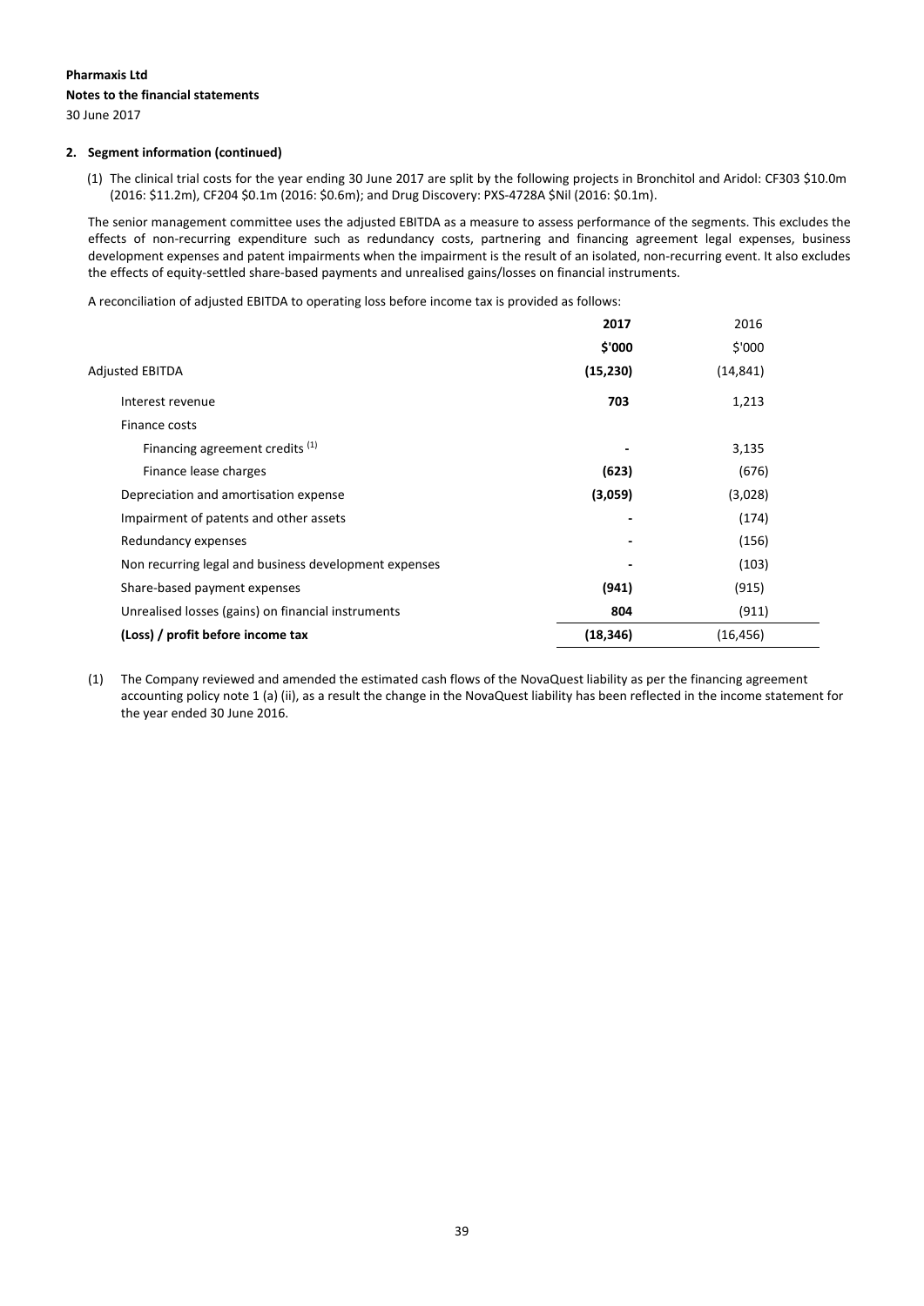**Pharmaxis Ltd**

**Notes to the financial statements**

30 June 2017

**2. Segment information (continued)**

(1) The clinical trial costs for the year ending 30 June 2017 are split by the following projects in Bronchitol and Aridol: CF303 \$10.0m (2016: \$11.2m), CF204 \$0.1m (2016: \$0.6m); and Drug Discovery: PXS-4728A \$Nil (2016: \$0.1m).

The senior management committee uses the adjusted EBITDA as a measure to assess performance of the segments. This excludes the effects of non-recurring expenditure such as redundancy costs, partnering and financing agreement legal expenses, business development expenses and patent impairments when the impairment is the result of an isolated, non-recurring event. It also excludes the effects of equity-settled share-based payments and unrealised gains/losses on financial instruments.

A reconciliation of adjusted EBITDA to operating loss before income tax is provided as follows:

| | 2017 | 2016 |
|---|---|---|
| | \$'000 | \$'000 |
| Adjusted EBITDA | **(15,230)** | (14,841) |
| Interest revenue | **703** | 1,213 |
| Finance costs | | |
| Financing agreement credits [1] | **-** | 3,135 |
| Finance lease charges | **(623)** | (676) |
| Depreciation and amortisation expense | **(3,059)** | (3,028) |
| Impairment of patents and other assets | **-** | (174) |
| Redundancy expenses | **-** | (156) |
| Non recurring legal and business development expenses | **-** | (103) |
| Share-based payment expenses | **(941)** | (915) |
| Unrealised losses (gains) on financial instruments | **804** | (911) |
| **(Loss) / profit before income tax** | **(18,346)** | (16,456) |

(1) The Company reviewed and amended the estimated cash flows of the NovaQuest liability as per the financing agreement accounting policy note 1 (a) (ii), as a result the change in the NovaQuest liability has been reflected in the income statement for the year ended 30 June 2016.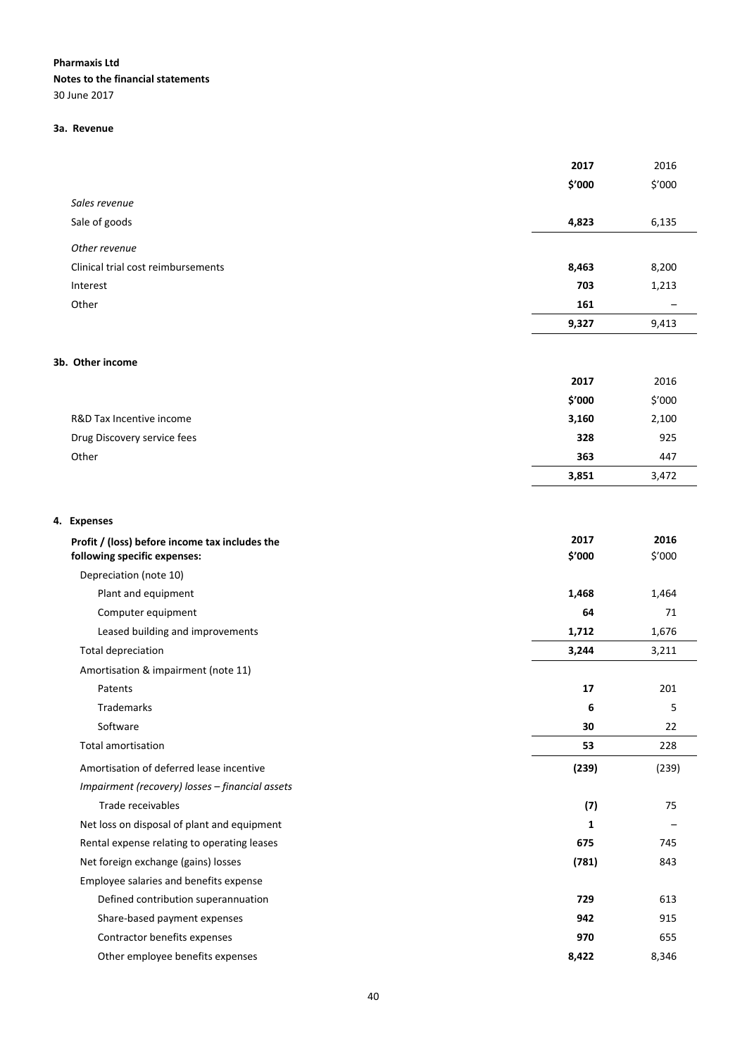**Pharmaxis Ltd**
**Notes to the financial statements**
30 June 2017

### 3a. Revenue

| | 2017 | 2016 |
|---|---|---|
| | $'000 | $'000 |
| *Sales revenue* | | |
| Sale of goods | **4,823** | 6,135 |
| *Other revenue* | | |
| Clinical trial cost reimbursements | **8,463** | 8,200 |
| Interest | **703** | 1,213 |
| Other | **161** | – |
| | **9,327** | 9,413 |

### 3b. Other income

| | 2017 | 2016 |
|---|---|---|
| | $'000 | $'000 |
| R&D Tax Incentive income | **3,160** | 2,100 |
| Drug Discovery service fees | **328** | 925 |
| Other | **363** | 447 |
| | **3,851** | 3,472 |

## 4. Expenses

| Profit / (loss) before income tax includes the following specific expenses: | 2017 $'000 | 2016 $'000 |
|---|---|---|
| Depreciation (note 10) | | |
| Plant and equipment | **1,468** | 1,464 |
| Computer equipment | **64** | 71 |
| Leased building and improvements | **1,712** | 1,676 |
| Total depreciation | **3,244** | 3,211 |
| Amortisation & impairment (note 11) | | |
| Patents | **17** | 201 |
| Trademarks | **6** | 5 |
| Software | **30** | 22 |
| Total amortisation | **53** | 228 |
| Amortisation of deferred lease incentive | **(239)** | (239) |
| *Impairment (recovery) losses – financial assets* | | |
| Trade receivables | **(7)** | 75 |
| Net loss on disposal of plant and equipment | **1** | – |
| Rental expense relating to operating leases | **675** | 745 |
| Net foreign exchange (gains) losses | **(781)** | 843 |
| Employee salaries and benefits expense | | |
| Defined contribution superannuation | **729** | 613 |
| Share-based payment expenses | **942** | 915 |
| Contractor benefits expenses | **970** | 655 |
| Other employee benefits expenses | **8,422** | 8,346 |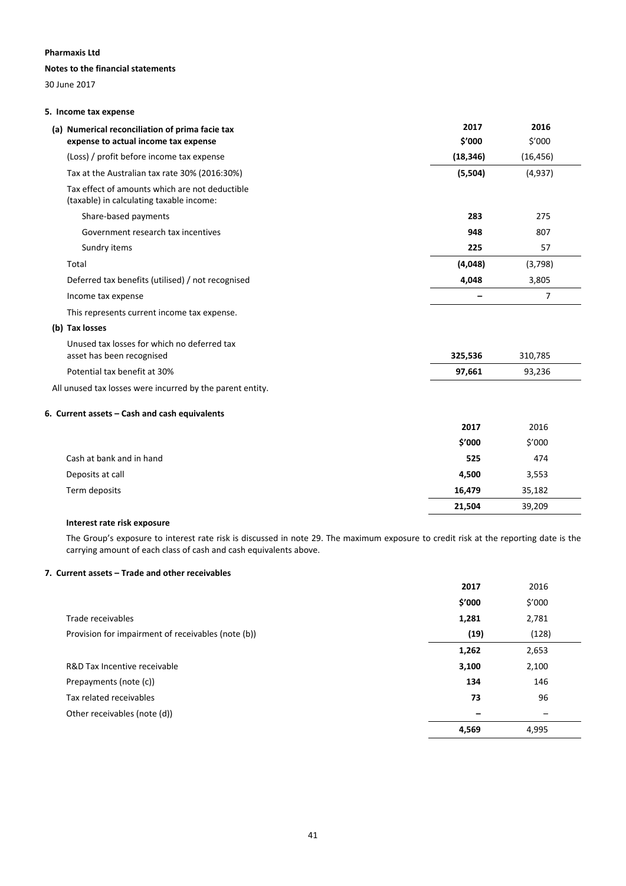**Pharmaxis Ltd**

**Notes to the financial statements**

30 June 2017

**5. Income tax expense**

| **(a) Numerical reconciliation of prima facie tax expense to actual income tax expense** | **2017** | **2016** |
|---|---|---|
| | **$'000** | $'000 |
| (Loss) / profit before income tax expense | **(18,346)** | (16,456) |
| Tax at the Australian tax rate 30% (2016:30%) | **(5,504)** | (4,937) |
| Tax effect of amounts which are not deductible (taxable) in calculating taxable income: | | |
| Share-based payments | **283** | 275 |
| Government research tax incentives | **948** | 807 |
| Sundry items | **225** | 57 |
| Total | **(4,048)** | (3,798) |
| Deferred tax benefits (utilised) / not recognised | **4,048** | 3,805 |
| Income tax expense | **–** | 7 |

This represents current income tax expense.

**(b) Tax losses**

| | **2017** | 2016 |
|---|---|---|
| Unused tax losses for which no deferred tax asset has been recognised | **325,536** | 310,785 |
| Potential tax benefit at 30% | **97,661** | 93,236 |

All unused tax losses were incurred by the parent entity.

**6. Current assets – Cash and cash equivalents**

| | **2017** | 2016 |
|---|---|---|
| | **$'000** | $'000 |
| Cash at bank and in hand | **525** | 474 |
| Deposits at call | **4,500** | 3,553 |
| Term deposits | **16,479** | 35,182 |
| | **21,504** | 39,209 |

**Interest rate risk exposure**

The Group's exposure to interest rate risk is discussed in note 29. The maximum exposure to credit risk at the reporting date is the carrying amount of each class of cash and cash equivalents above.

**7. Current assets – Trade and other receivables**

| | **2017** | 2016 |
|---|---|---|
| | **$'000** | $'000 |
| Trade receivables | **1,281** | 2,781 |
| Provision for impairment of receivables (note (b)) | **(19)** | (128) |
| | **1,262** | 2,653 |
| R&D Tax Incentive receivable | **3,100** | 2,100 |
| Prepayments (note (c)) | **134** | 146 |
| Tax related receivables | **73** | 96 |
| Other receivables (note (d)) | **–** | – |
| | **4,569** | 4,995 |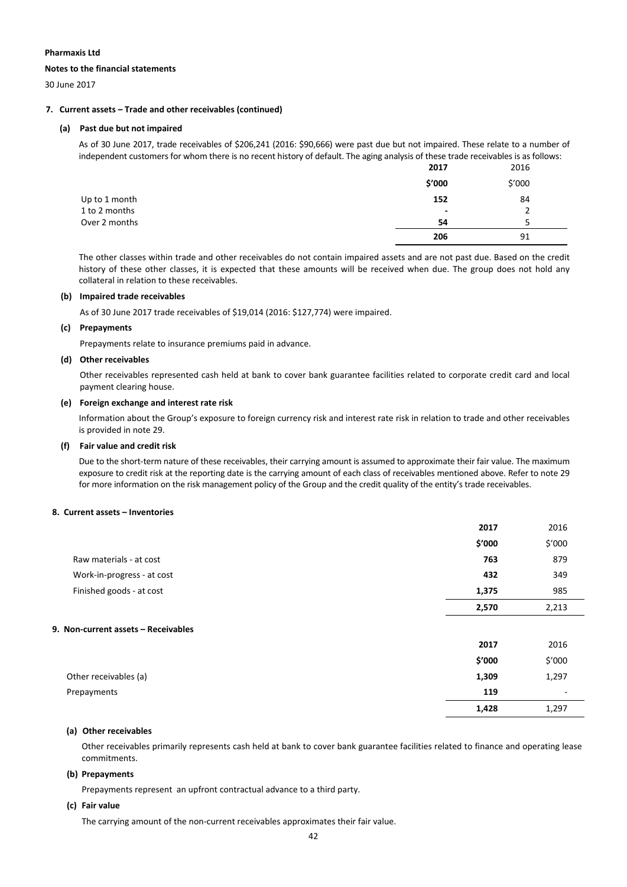**Pharmaxis Ltd**

**Notes to the financial statements**

30 June 2017

## 7. Current assets – Trade and other receivables (continued)

### (a) Past due but not impaired

As of 30 June 2017, trade receivables of $206,241 (2016: $90,666) were past due but not impaired. These relate to a number of independent customers for whom there is no recent history of default. The aging analysis of these trade receivables is as follows:

| | 2017 | 2016 |
|---|---|---|
| | $'000 | $'000 |
| Up to 1 month | 152 | 84 |
| 1 to 2 months | - | 2 |
| Over 2 months | 54 | 5 |
| | 206 | 91 |

The other classes within trade and other receivables do not contain impaired assets and are not past due. Based on the credit history of these other classes, it is expected that these amounts will be received when due. The group does not hold any collateral in relation to these receivables.

### (b) Impaired trade receivables

As of 30 June 2017 trade receivables of $19,014 (2016: $127,774) were impaired.

### (c) Prepayments

Prepayments relate to insurance premiums paid in advance.

### (d) Other receivables

Other receivables represented cash held at bank to cover bank guarantee facilities related to corporate credit card and local payment clearing house.

### (e) Foreign exchange and interest rate risk

Information about the Group's exposure to foreign currency risk and interest rate risk in relation to trade and other receivables is provided in note 29.

### (f) Fair value and credit risk

Due to the short-term nature of these receivables, their carrying amount is assumed to approximate their fair value. The maximum exposure to credit risk at the reporting date is the carrying amount of each class of receivables mentioned above. Refer to note 29 for more information on the risk management policy of the Group and the credit quality of the entity's trade receivables.

## 8. Current assets – Inventories

| | 2017 | 2016 |
|---|---|---|
| | $'000 | $'000 |
| Raw materials - at cost | 763 | 879 |
| Work-in-progress - at cost | 432 | 349 |
| Finished goods - at cost | 1,375 | 985 |
| | 2,570 | 2,213 |

## 9. Non-current assets – Receivables

| | 2017 | 2016 |
|---|---|---|
| | $'000 | $'000 |
| Other receivables (a) | 1,309 | 1,297 |
| Prepayments | 119 | - |
| | 1,428 | 1,297 |

### (a) Other receivables

Other receivables primarily represents cash held at bank to cover bank guarantee facilities related to finance and operating lease commitments.

### (b) Prepayments

Prepayments represent an upfront contractual advance to a third party.

### (c) Fair value

The carrying amount of the non-current receivables approximates their fair value.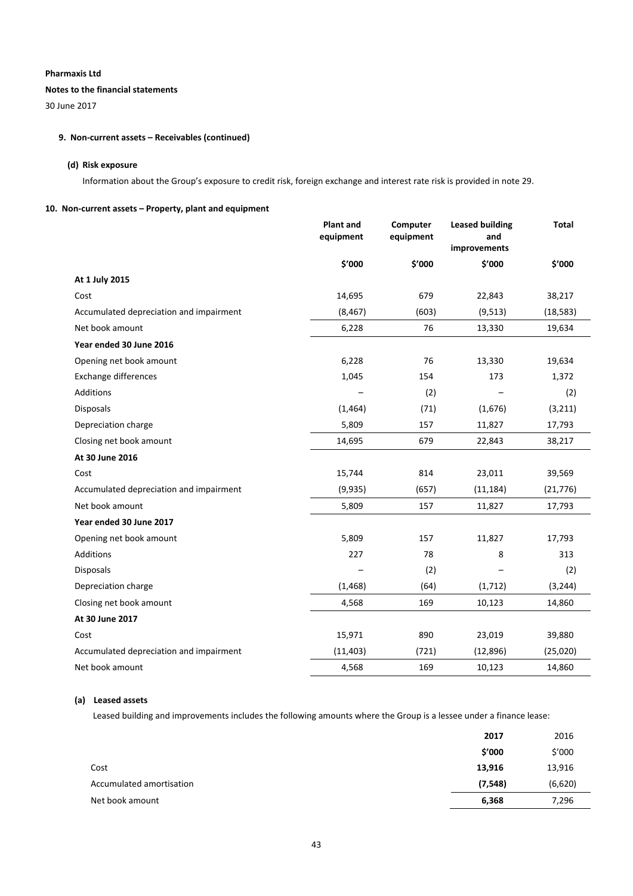**Pharmaxis Ltd**

**Notes to the financial statements**

30 June 2017

## 9. Non-current assets – Receivables (continued)

### (d) Risk exposure

Information about the Group's exposure to credit risk, foreign exchange and interest rate risk is provided in note 29.

## 10. Non-current assets – Property, plant and equipment

| | Plant and equipment | Computer equipment | Leased building and improvements | Total |
|---|---|---|---|---|
| | $'000 | $'000 | $'000 | $'000 |
| **At 1 July 2015** | | | | |
| Cost | 14,695 | 679 | 22,843 | 38,217 |
| Accumulated depreciation and impairment | (8,467) | (603) | (9,513) | (18,583) |
| Net book amount | 6,228 | 76 | 13,330 | 19,634 |
| **Year ended 30 June 2016** | | | | |
| Opening net book amount | 6,228 | 76 | 13,330 | 19,634 |
| Exchange differences | 1,045 | 154 | 173 | 1,372 |
| Additions | – | (2) | – | (2) |
| Disposals | (1,464) | (71) | (1,676) | (3,211) |
| Depreciation charge | 5,809 | 157 | 11,827 | 17,793 |
| Closing net book amount | 14,695 | 679 | 22,843 | 38,217 |
| **At 30 June 2016** | | | | |
| Cost | 15,744 | 814 | 23,011 | 39,569 |
| Accumulated depreciation and impairment | (9,935) | (657) | (11,184) | (21,776) |
| Net book amount | 5,809 | 157 | 11,827 | 17,793 |
| **Year ended 30 June 2017** | | | | |
| Opening net book amount | 5,809 | 157 | 11,827 | 17,793 |
| Additions | 227 | 78 | 8 | 313 |
| Disposals | – | (2) | – | (2) |
| Depreciation charge | (1,468) | (64) | (1,712) | (3,244) |
| Closing net book amount | 4,568 | 169 | 10,123 | 14,860 |
| **At 30 June 2017** | | | | |
| Cost | 15,971 | 890 | 23,019 | 39,880 |
| Accumulated depreciation and impairment | (11,403) | (721) | (12,896) | (25,020) |
| Net book amount | 4,568 | 169 | 10,123 | 14,860 |

### (a) Leased assets

Leased building and improvements includes the following amounts where the Group is a lessee under a finance lease:

| | **2017** | 2016 |
|---|---|---|
| | **$'000** | $'000 |
| Cost | **13,916** | 13,916 |
| Accumulated amortisation | **(7,548)** | (6,620) |
| Net book amount | **6,368** | 7,296 |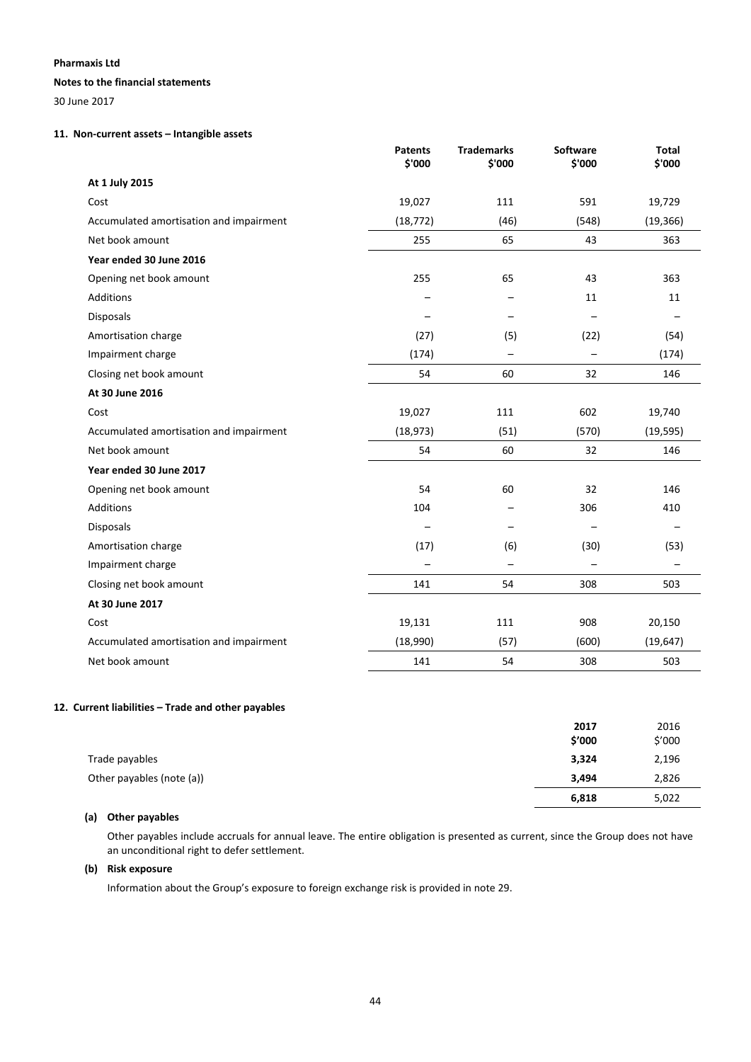**Pharmaxis Ltd**

**Notes to the financial statements**

30 June 2017

### 11. Non-current assets – Intangible assets

| | Patents $'000 | Trademarks $'000 | Software $'000 | Total $'000 |
|---|---|---|---|---|
| **At 1 July 2015** | | | | |
| Cost | 19,027 | 111 | 591 | 19,729 |
| Accumulated amortisation and impairment | (18,772) | (46) | (548) | (19,366) |
| Net book amount | 255 | 65 | 43 | 363 |
| **Year ended 30 June 2016** | | | | |
| Opening net book amount | 255 | 65 | 43 | 363 |
| Additions | – | – | 11 | 11 |
| Disposals | – | – | – | – |
| Amortisation charge | (27) | (5) | (22) | (54) |
| Impairment charge | (174) | – | – | (174) |
| Closing net book amount | 54 | 60 | 32 | 146 |
| **At 30 June 2016** | | | | |
| Cost | 19,027 | 111 | 602 | 19,740 |
| Accumulated amortisation and impairment | (18,973) | (51) | (570) | (19,595) |
| Net book amount | 54 | 60 | 32 | 146 |
| **Year ended 30 June 2017** | | | | |
| Opening net book amount | 54 | 60 | 32 | 146 |
| Additions | 104 | – | 306 | 410 |
| Disposals | – | – | – | – |
| Amortisation charge | (17) | (6) | (30) | (53) |
| Impairment charge | – | – | – | – |
| Closing net book amount | 141 | 54 | 308 | 503 |
| **At 30 June 2017** | | | | |
| Cost | 19,131 | 111 | 908 | 20,150 |
| Accumulated amortisation and impairment | (18,990) | (57) | (600) | (19,647) |
| Net book amount | 141 | 54 | 308 | 503 |

### 12. Current liabilities – Trade and other payables

| | **2017 $'000** | 2016 $'000 |
|---|---|---|
| Trade payables | **3,324** | 2,196 |
| Other payables (note (a)) | **3,494** | 2,826 |
| | **6,818** | 5,022 |

**(a) Other payables**

Other payables include accruals for annual leave. The entire obligation is presented as current, since the Group does not have an unconditional right to defer settlement.

**(b) Risk exposure**

Information about the Group's exposure to foreign exchange risk is provided in note 29.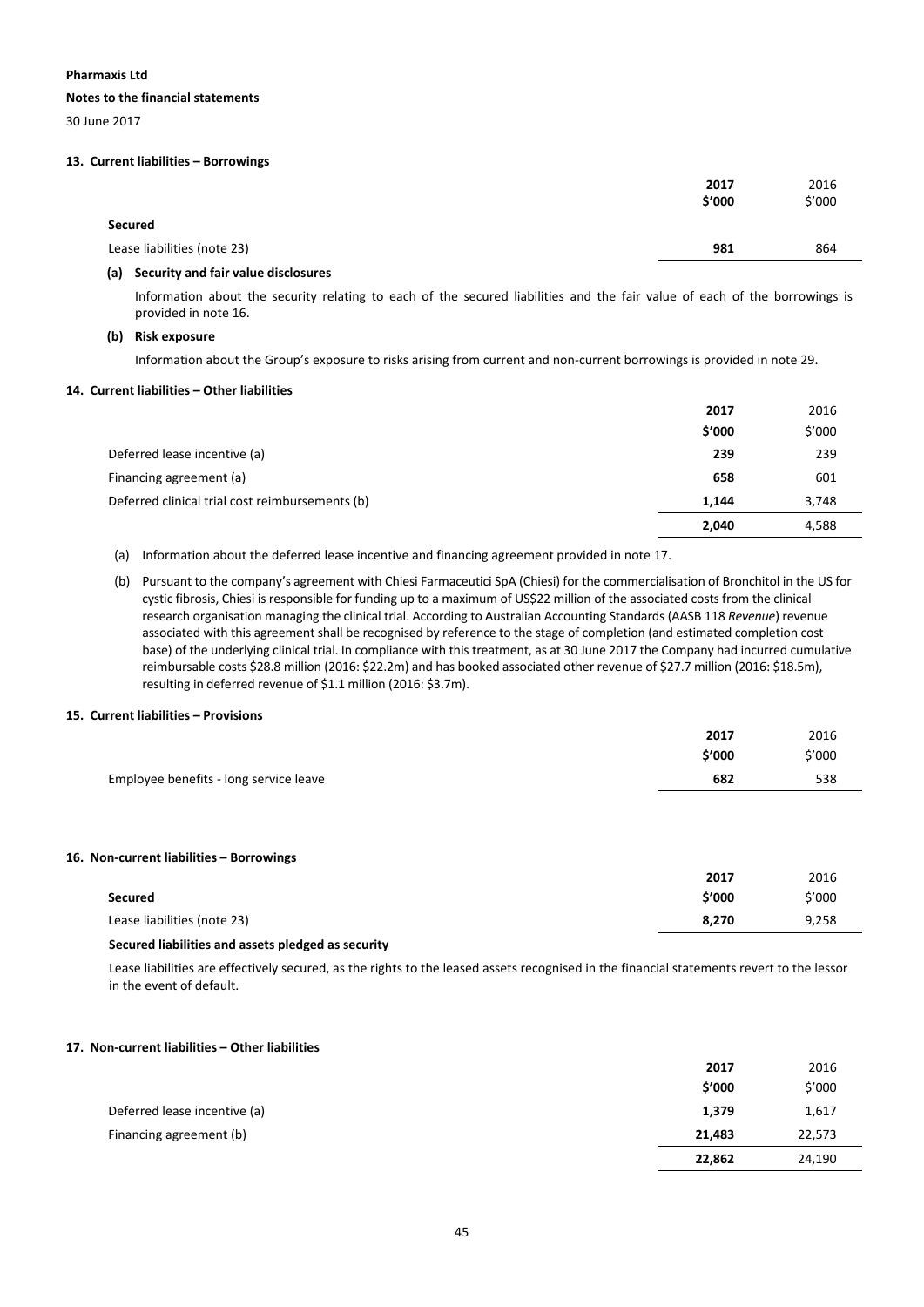**Pharmaxis Ltd**

**Notes to the financial statements**

30 June 2017

## 13. Current liabilities – Borrowings

| | 2017 $'000 | 2016 $'000 |
|---|---|---|
| **Secured** | | |
| Lease liabilities (note 23) | **981** | 864 |

### (a) Security and fair value disclosures

Information about the security relating to each of the secured liabilities and the fair value of each of the borrowings is provided in note 16.

### (b) Risk exposure

Information about the Group's exposure to risks arising from current and non-current borrowings is provided in note 29.

## 14. Current liabilities – Other liabilities

| | 2017 $'000 | 2016 $'000 |
|---|---|---|
| Deferred lease incentive (a) | **239** | 239 |
| Financing agreement (a) | **658** | 601 |
| Deferred clinical trial cost reimbursements (b) | **1,144** | 3,748 |
| | **2,040** | 4,588 |

(a) Information about the deferred lease incentive and financing agreement provided in note 17.

(b) Pursuant to the company's agreement with Chiesi Farmaceutici SpA (Chiesi) for the commercialisation of Bronchitol in the US for cystic fibrosis, Chiesi is responsible for funding up to a maximum of US$22 million of the associated costs from the clinical research organisation managing the clinical trial. According to Australian Accounting Standards (AASB 118 *Revenue*) revenue associated with this agreement shall be recognised by reference to the stage of completion (and estimated completion cost base) of the underlying clinical trial. In compliance with this treatment, as at 30 June 2017 the Company had incurred cumulative reimbursable costs $28.8 million (2016: $22.2m) and has booked associated other revenue of $27.7 million (2016: $18.5m), resulting in deferred revenue of $1.1 million (2016: $3.7m).

## 15. Current liabilities – Provisions

| | 2017 $'000 | 2016 $'000 |
|---|---|---|
| Employee benefits - long service leave | **682** | 538 |

## 16. Non-current liabilities – Borrowings

| | 2017 $'000 | 2016 $'000 |
|---|---|---|
| **Secured** | | |
| Lease liabilities (note 23) | **8,270** | 9,258 |

**Secured liabilities and assets pledged as security**

Lease liabilities are effectively secured, as the rights to the leased assets recognised in the financial statements revert to the lessor in the event of default.

## 17. Non-current liabilities – Other liabilities

| | 2017 $'000 | 2016 $'000 |
|---|---|---|
| Deferred lease incentive (a) | **1,379** | 1,617 |
| Financing agreement (b) | **21,483** | 22,573 |
| | **22,862** | 24,190 |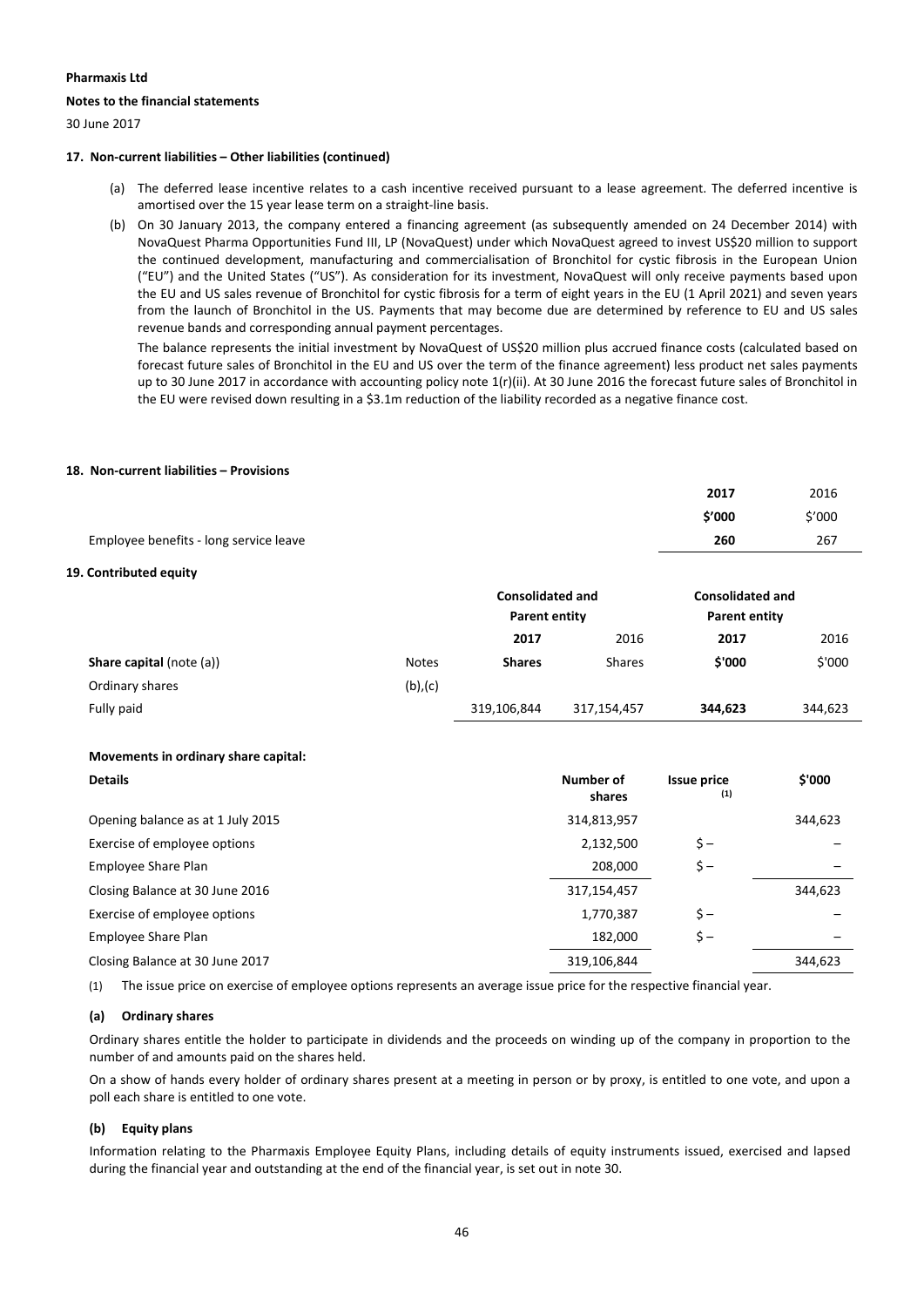**Pharmaxis Ltd**

**Notes to the financial statements**

30 June 2017

#### 17. Non-current liabilities – Other liabilities (continued)

(a) The deferred lease incentive relates to a cash incentive received pursuant to a lease agreement. The deferred incentive is amortised over the 15 year lease term on a straight-line basis.

(b) On 30 January 2013, the company entered a financing agreement (as subsequently amended on 24 December 2014) with NovaQuest Pharma Opportunities Fund III, LP (NovaQuest) under which NovaQuest agreed to invest US$20 million to support the continued development, manufacturing and commercialisation of Bronchitol for cystic fibrosis in the European Union ("EU") and the United States ("US"). As consideration for its investment, NovaQuest will only receive payments based upon the EU and US sales revenue of Bronchitol for cystic fibrosis for a term of eight years in the EU (1 April 2021) and seven years from the launch of Bronchitol in the US. Payments that may become due are determined by reference to EU and US sales revenue bands and corresponding annual payment percentages.

The balance represents the initial investment by NovaQuest of US$20 million plus accrued finance costs (calculated based on forecast future sales of Bronchitol in the EU and US over the term of the finance agreement) less product net sales payments up to 30 June 2017 in accordance with accounting policy note 1(r)(ii). At 30 June 2016 the forecast future sales of Bronchitol in the EU were revised down resulting in a $3.1m reduction of the liability recorded as a negative finance cost.

#### 18. Non-current liabilities – Provisions

| | **2017** | 2016 |
|---|---|---|
| | **$'000** | $'000 |
| Employee benefits - long service leave | **260** | 267 |

#### 19. Contributed equity

| | | **Consolidated and Parent entity** | | **Consolidated and Parent entity** | |
|---|---|---|---|---|---|
| | | **2017** | 2016 | **2017** | 2016 |
| **Share capital** (note (a)) | Notes | **Shares** | Shares | **$'000** | $'000 |
| Ordinary shares | (b),(c) | | | | |
| Fully paid | | 319,106,844 | 317,154,457 | **344,623** | 344,623 |

**Movements in ordinary share capital:**

| **Details** | **Number of shares** | **Issue price** (1) | **$'000** |
|---|---|---|---|
| Opening balance as at 1 July 2015 | 314,813,957 | | 344,623 |
| Exercise of employee options | 2,132,500 | $ – | – |
| Employee Share Plan | 208,000 | $ – | – |
| Closing Balance at 30 June 2016 | 317,154,457 | | 344,623 |
| Exercise of employee options | 1,770,387 | $ – | – |
| Employee Share Plan | 182,000 | $ – | – |
| Closing Balance at 30 June 2017 | 319,106,844 | | 344,623 |

(1) The issue price on exercise of employee options represents an average issue price for the respective financial year.

##### (a) Ordinary shares

Ordinary shares entitle the holder to participate in dividends and the proceeds on winding up of the company in proportion to the number of and amounts paid on the shares held.

On a show of hands every holder of ordinary shares present at a meeting in person or by proxy, is entitled to one vote, and upon a poll each share is entitled to one vote.

##### (b) Equity plans

Information relating to the Pharmaxis Employee Equity Plans, including details of equity instruments issued, exercised and lapsed during the financial year and outstanding at the end of the financial year, is set out in note 30.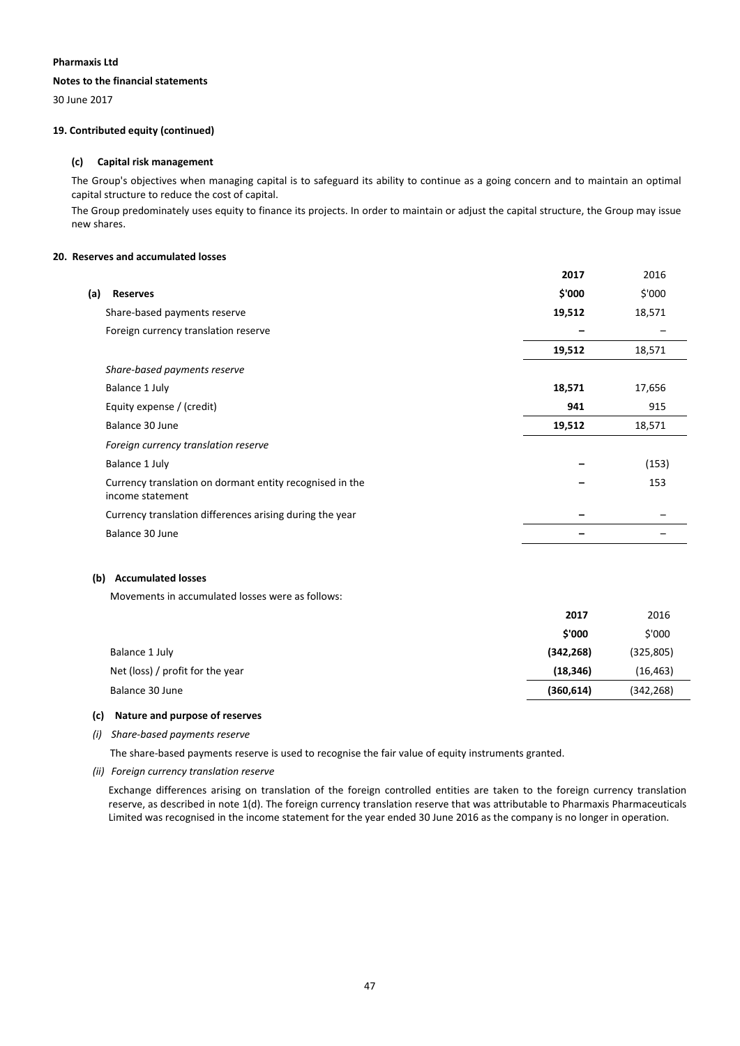**Pharmaxis Ltd**

**Notes to the financial statements**

30 June 2017

### 19. Contributed equity (continued)

#### (c) Capital risk management

The Group's objectives when managing capital is to safeguard its ability to continue as a going concern and to maintain an optimal capital structure to reduce the cost of capital.

The Group predominately uses equity to finance its projects. In order to maintain or adjust the capital structure, the Group may issue new shares.

### 20. Reserves and accumulated losses

| | **2017** | 2016 |
|---|---|---|
| **(a) Reserves** | **$'000** | $'000 |
| Share-based payments reserve | **19,512** | 18,571 |
| Foreign currency translation reserve | **–** | – |
| | **19,512** | 18,571 |
| *Share-based payments reserve* | | |
| Balance 1 July | **18,571** | 17,656 |
| Equity expense / (credit) | **941** | 915 |
| Balance 30 June | **19,512** | 18,571 |
| *Foreign currency translation reserve* | | |
| Balance 1 July | **–** | (153) |
| Currency translation on dormant entity recognised in the income statement | **–** | 153 |
| Currency translation differences arising during the year | **–** | – |
| Balance 30 June | **–** | – |

#### (b) Accumulated losses

Movements in accumulated losses were as follows:

| | **2017** | 2016 |
|---|---|---|
| | **$'000** | $'000 |
| Balance 1 July | **(342,268)** | (325,805) |
| Net (loss) / profit for the year | **(18,346)** | (16,463) |
| Balance 30 June | **(360,614)** | (342,268) |

#### (c) Nature and purpose of reserves

*(i) Share-based payments reserve*

The share-based payments reserve is used to recognise the fair value of equity instruments granted.

*(ii) Foreign currency translation reserve*

Exchange differences arising on translation of the foreign controlled entities are taken to the foreign currency translation reserve, as described in note 1(d). The foreign currency translation reserve that was attributable to Pharmaxis Pharmaceuticals Limited was recognised in the income statement for the year ended 30 June 2016 as the company is no longer in operation.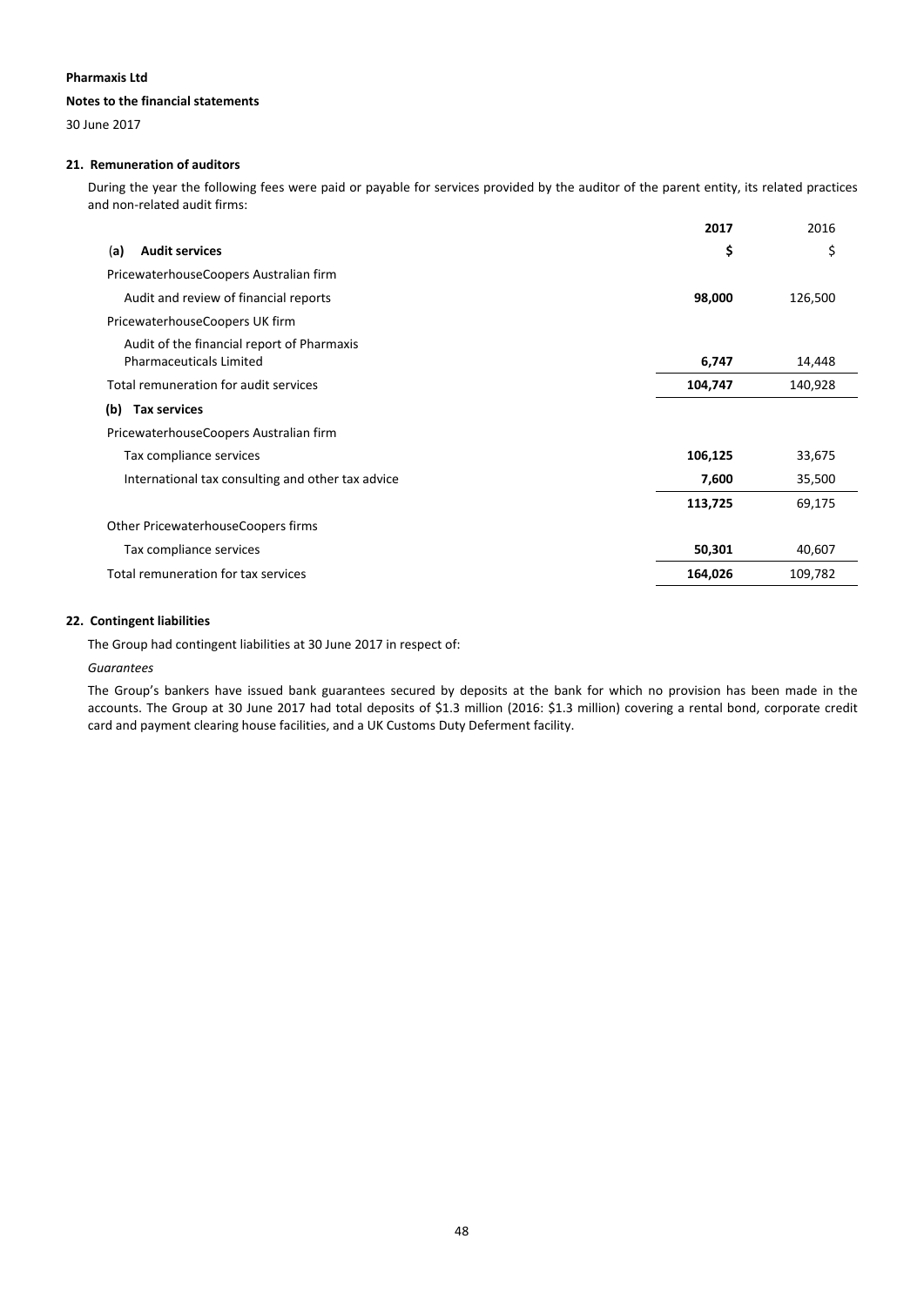**Pharmaxis Ltd**

**Notes to the financial statements**

30 June 2017

### 21. Remuneration of auditors

During the year the following fees were paid or payable for services provided by the auditor of the parent entity, its related practices and non-related audit firms:

| | **2017** | 2016 |
|---|---|---|
| **(a) Audit services** | **$** | $ |
| PricewaterhouseCoopers Australian firm | | |
| Audit and review of financial reports | **98,000** | 126,500 |
| PricewaterhouseCoopers UK firm | | |
| Audit of the financial report of Pharmaxis Pharmaceuticals Limited | **6,747** | 14,448 |
| Total remuneration for audit services | **104,747** | 140,928 |
| **(b) Tax services** | | |
| PricewaterhouseCoopers Australian firm | | |
| Tax compliance services | **106,125** | 33,675 |
| International tax consulting and other tax advice | **7,600** | 35,500 |
| | **113,725** | 69,175 |
| Other PricewaterhouseCoopers firms | | |
| Tax compliance services | **50,301** | 40,607 |
| Total remuneration for tax services | **164,026** | 109,782 |

### 22. Contingent liabilities

The Group had contingent liabilities at 30 June 2017 in respect of:

*Guarantees*

The Group's bankers have issued bank guarantees secured by deposits at the bank for which no provision has been made in the accounts. The Group at 30 June 2017 had total deposits of $1.3 million (2016: $1.3 million) covering a rental bond, corporate credit card and payment clearing house facilities, and a UK Customs Duty Deferment facility.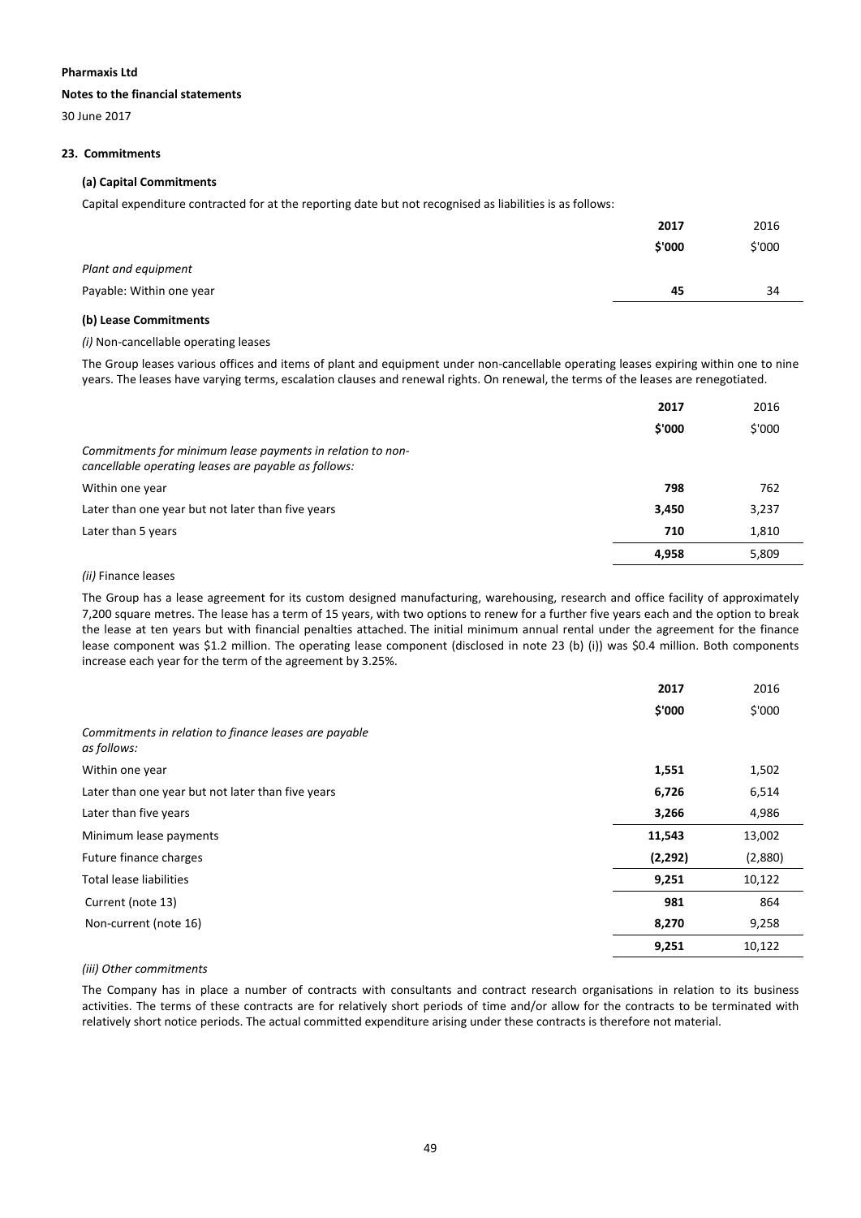**Pharmaxis Ltd**

**Notes to the financial statements**

30 June 2017

## 23. Commitments

### (a) Capital Commitments

Capital expenditure contracted for at the reporting date but not recognised as liabilities is as follows:

| | 2017 | 2016 |
|---|---|---|
| | $'000 | $'000 |
| *Plant and equipment* | | |
| Payable: Within one year | **45** | 34 |

### (b) Lease Commitments

*(i)* Non-cancellable operating leases

The Group leases various offices and items of plant and equipment under non-cancellable operating leases expiring within one to nine years. The leases have varying terms, escalation clauses and renewal rights. On renewal, the terms of the leases are renegotiated.

| | 2017 | 2016 |
|---|---|---|
| | $'000 | $'000 |
| *Commitments for minimum lease payments in relation to non-cancellable operating leases are payable as follows:* | | |
| Within one year | **798** | 762 |
| Later than one year but not later than five years | **3,450** | 3,237 |
| Later than 5 years | **710** | 1,810 |
| | **4,958** | 5,809 |

*(ii)* Finance leases

The Group has a lease agreement for its custom designed manufacturing, warehousing, research and office facility of approximately 7,200 square metres. The lease has a term of 15 years, with two options to renew for a further five years each and the option to break the lease at ten years but with financial penalties attached. The initial minimum annual rental under the agreement for the finance lease component was $1.2 million. The operating lease component (disclosed in note 23 (b) (i)) was $0.4 million. Both components increase each year for the term of the agreement by 3.25%.

| | 2017 | 2016 |
|---|---|---|
| | $'000 | $'000 |
| *Commitments in relation to finance leases are payable as follows:* | | |
| Within one year | **1,551** | 1,502 |
| Later than one year but not later than five years | **6,726** | 6,514 |
| Later than five years | **3,266** | 4,986 |
| Minimum lease payments | **11,543** | 13,002 |
| Future finance charges | **(2,292)** | (2,880) |
| Total lease liabilities | **9,251** | 10,122 |
| Current (note 13) | **981** | 864 |
| Non-current (note 16) | **8,270** | 9,258 |
| | **9,251** | 10,122 |

*(iii) Other commitments*

The Company has in place a number of contracts with consultants and contract research organisations in relation to its business activities. The terms of these contracts are for relatively short periods of time and/or allow for the contracts to be terminated with relatively short notice periods. The actual committed expenditure arising under these contracts is therefore not material.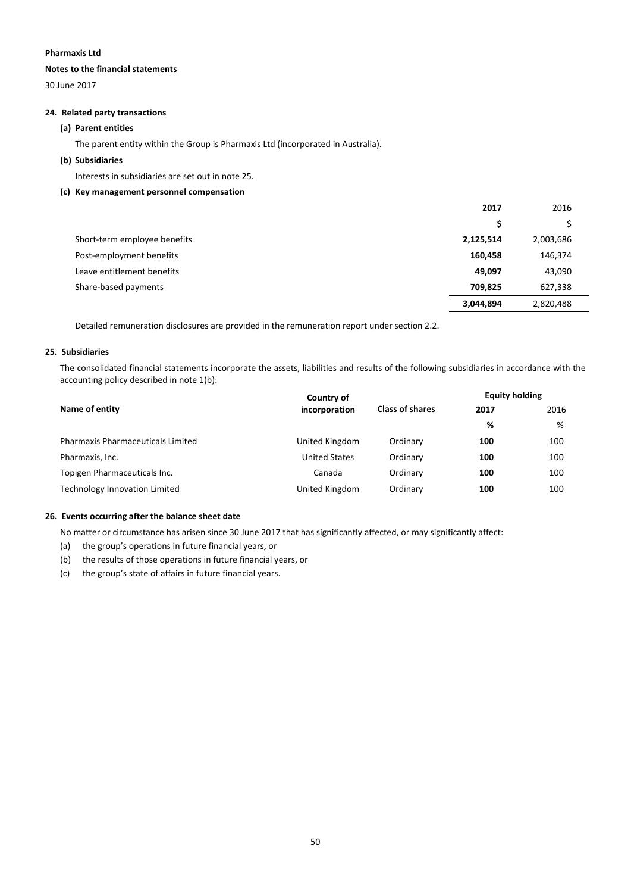**Pharmaxis Ltd**

**Notes to the financial statements**

30 June 2017

## 24. Related party transactions

### (a) Parent entities

The parent entity within the Group is Pharmaxis Ltd (incorporated in Australia).

### (b) Subsidiaries

Interests in subsidiaries are set out in note 25.

### (c) Key management personnel compensation

| | **2017** | 2016 |
|---|---|---|
| | **$** | $ |
| Short-term employee benefits | **2,125,514** | 2,003,686 |
| Post-employment benefits | **160,458** | 146,374 |
| Leave entitlement benefits | **49,097** | 43,090 |
| Share-based payments | **709,825** | 627,338 |
| | **3,044,894** | 2,820,488 |

Detailed remuneration disclosures are provided in the remuneration report under section 2.2.

## 25. Subsidiaries

The consolidated financial statements incorporate the assets, liabilities and results of the following subsidiaries in accordance with the accounting policy described in note 1(b):

| **Name of entity** | **Country of incorporation** | **Class of shares** | **Equity holding** | |
|---|---|---|---|---|
| | | | **2017** | 2016 |
| | | | **%** | % |
| Pharmaxis Pharmaceuticals Limited | United Kingdom | Ordinary | **100** | 100 |
| Pharmaxis, Inc. | United States | Ordinary | **100** | 100 |
| Topigen Pharmaceuticals Inc. | Canada | Ordinary | **100** | 100 |
| Technology Innovation Limited | United Kingdom | Ordinary | **100** | 100 |

## 26. Events occurring after the balance sheet date

No matter or circumstance has arisen since 30 June 2017 that has significantly affected, or may significantly affect:

(a) the group's operations in future financial years, or

(b) the results of those operations in future financial years, or

(c) the group's state of affairs in future financial years.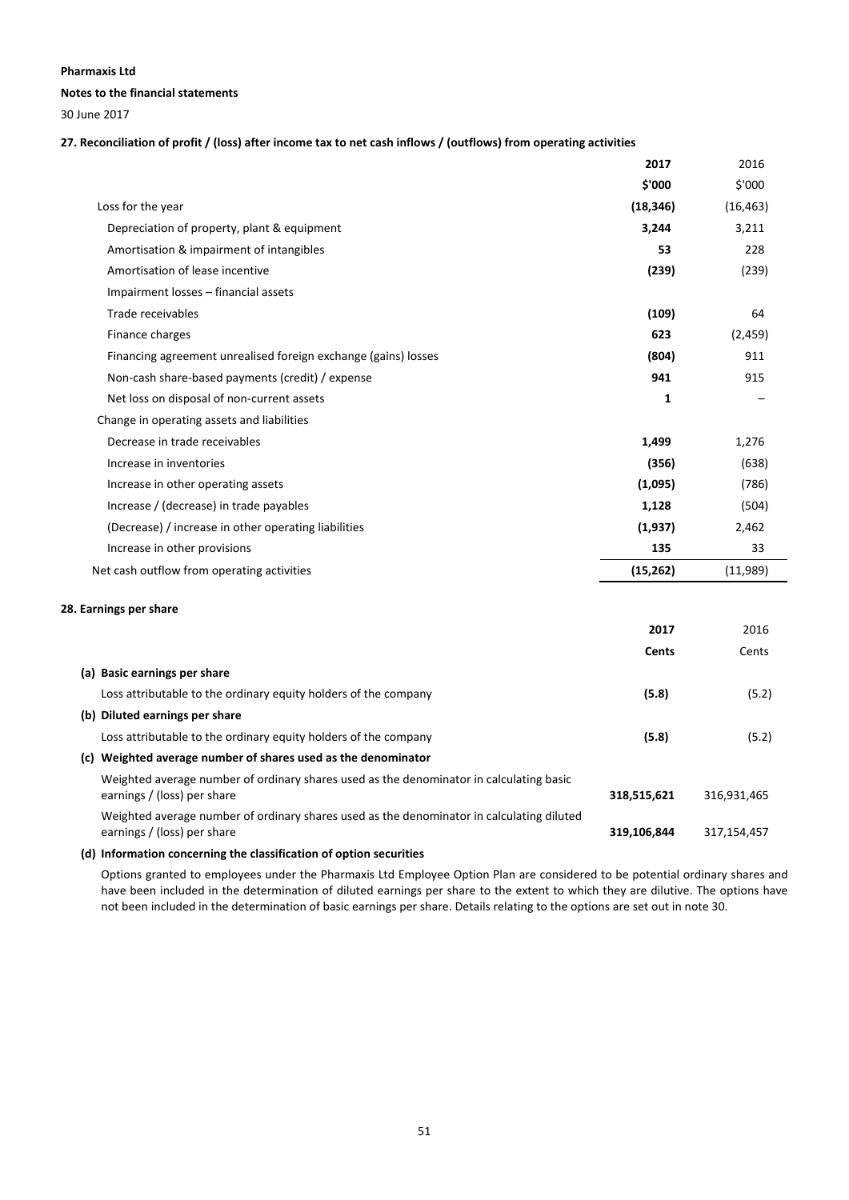**Pharmaxis Ltd**

**Notes to the financial statements**

30 June 2017

**27. Reconciliation of profit / (loss) after income tax to net cash inflows / (outflows) from operating activities**

| | **2017** | 2016 |
|---|---|---|
| | **$'000** | $'000 |
| Loss for the year | **(18,346)** | (16,463) |
| Depreciation of property, plant & equipment | **3,244** | 3,211 |
| Amortisation & impairment of intangibles | **53** | 228 |
| Amortisation of lease incentive | **(239)** | (239) |
| Impairment losses – financial assets | | |
| Trade receivables | **(109)** | 64 |
| Finance charges | **623** | (2,459) |
| Financing agreement unrealised foreign exchange (gains) losses | **(804)** | 911 |
| Non-cash share-based payments (credit) / expense | **941** | 915 |
| Net loss on disposal of non-current assets | **1** | – |
| Change in operating assets and liabilities | | |
| Decrease in trade receivables | **1,499** | 1,276 |
| Increase in inventories | **(356)** | (638) |
| Increase in other operating assets | **(1,095)** | (786) |
| Increase / (decrease) in trade payables | **1,128** | (504) |
| (Decrease) / increase in other operating liabilities | **(1,937)** | 2,462 |
| Increase in other provisions | **135** | 33 |
| Net cash outflow from operating activities | **(15,262)** | (11,989) |

**28. Earnings per share**

| | **2017** | 2016 |
|---|---|---|
| | **Cents** | Cents |
| **(a) Basic earnings per share** | | |
| Loss attributable to the ordinary equity holders of the company | **(5.8)** | (5.2) |
| **(b) Diluted earnings per share** | | |
| Loss attributable to the ordinary equity holders of the company | **(5.8)** | (5.2) |
| **(c) Weighted average number of shares used as the denominator** | | |
| Weighted average number of ordinary shares used as the denominator in calculating basic earnings / (loss) per share | **318,515,621** | 316,931,465 |
| Weighted average number of ordinary shares used as the denominator in calculating diluted earnings / (loss) per share | **319,106,844** | 317,154,457 |

**(d) Information concerning the classification of option securities**

Options granted to employees under the Pharmaxis Ltd Employee Option Plan are considered to be potential ordinary shares and have been included in the determination of diluted earnings per share to the extent to which they are dilutive. The options have not been included in the determination of basic earnings per share. Details relating to the options are set out in note 30.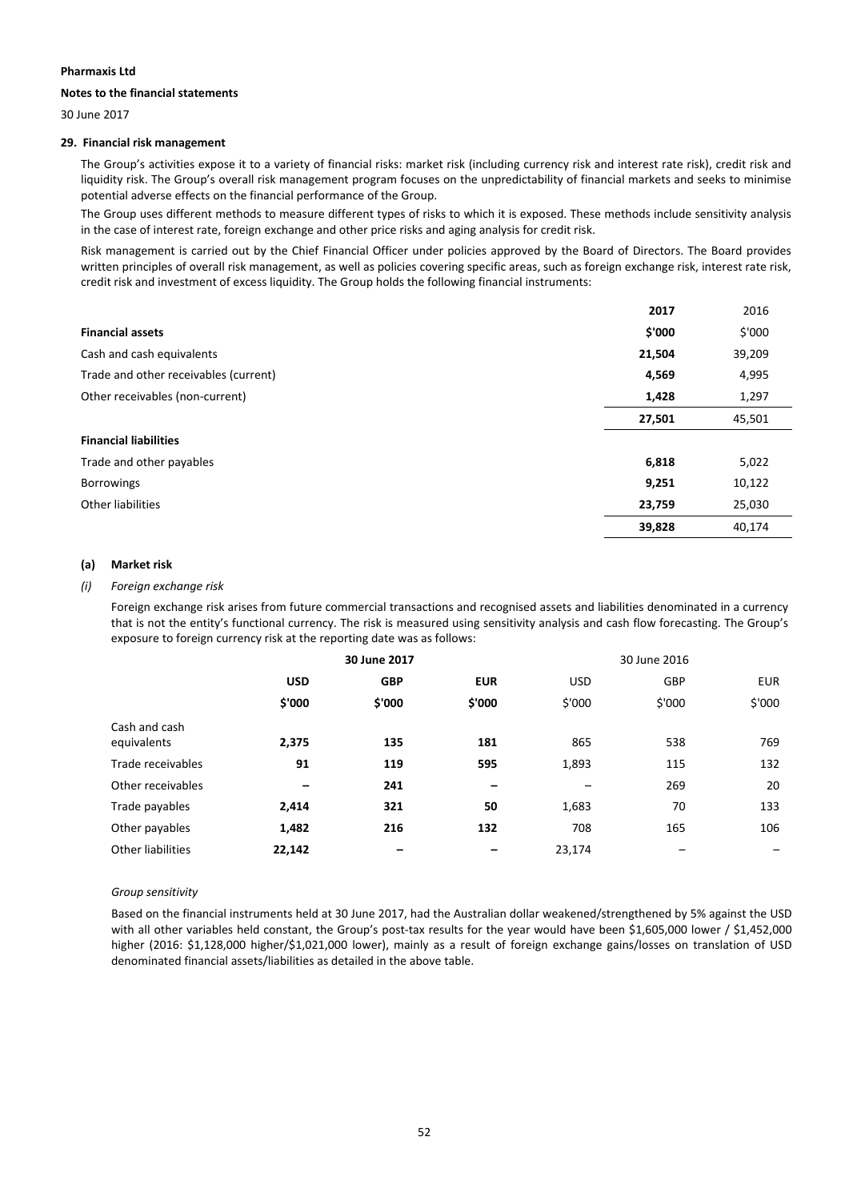**Pharmaxis Ltd**

**Notes to the financial statements**

30 June 2017

**29. Financial risk management**

The Group's activities expose it to a variety of financial risks: market risk (including currency risk and interest rate risk), credit risk and liquidity risk. The Group's overall risk management program focuses on the unpredictability of financial markets and seeks to minimise potential adverse effects on the financial performance of the Group.

The Group uses different methods to measure different types of risks to which it is exposed. These methods include sensitivity analysis in the case of interest rate, foreign exchange and other price risks and aging analysis for credit risk.

Risk management is carried out by the Chief Financial Officer under policies approved by the Board of Directors. The Board provides written principles of overall risk management, as well as policies covering specific areas, such as foreign exchange risk, interest rate risk, credit risk and investment of excess liquidity. The Group holds the following financial instruments:

| | **2017** | 2016 |
|---|---|---|
| **Financial assets** | **$'000** | $'000 |
| Cash and cash equivalents | **21,504** | 39,209 |
| Trade and other receivables (current) | **4,569** | 4,995 |
| Other receivables (non-current) | **1,428** | 1,297 |
| | **27,501** | 45,501 |
| **Financial liabilities** | | |
| Trade and other payables | **6,818** | 5,022 |
| Borrowings | **9,251** | 10,122 |
| Other liabilities | **23,759** | 25,030 |
| | **39,828** | 40,174 |

**(a) Market risk**

*(i) Foreign exchange risk*

Foreign exchange risk arises from future commercial transactions and recognised assets and liabilities denominated in a currency that is not the entity's functional currency. The risk is measured using sensitivity analysis and cash flow forecasting. The Group's exposure to foreign currency risk at the reporting date was as follows:

| | **30 June 2017** | | | 30 June 2016 | | |
|---|---|---|---|---|---|---|
| | **USD** | **GBP** | **EUR** | USD | GBP | EUR |
| | **$'000** | **$'000** | **$'000** | $'000 | $'000 | $'000 |
| Cash and cash equivalents | **2,375** | **135** | **181** | 865 | 538 | 769 |
| Trade receivables | **91** | **119** | **595** | 1,893 | 115 | 132 |
| Other receivables | **–** | **241** | **–** | – | 269 | 20 |
| Trade payables | **2,414** | **321** | **50** | 1,683 | 70 | 133 |
| Other payables | **1,482** | **216** | **132** | 708 | 165 | 106 |
| Other liabilities | **22,142** | **–** | **–** | 23,174 | – | – |

*Group sensitivity*

Based on the financial instruments held at 30 June 2017, had the Australian dollar weakened/strengthened by 5% against the USD with all other variables held constant, the Group's post-tax results for the year would have been $1,605,000 lower / $1,452,000 higher (2016: $1,128,000 higher/$1,021,000 lower), mainly as a result of foreign exchange gains/losses on translation of USD denominated financial assets/liabilities as detailed in the above table.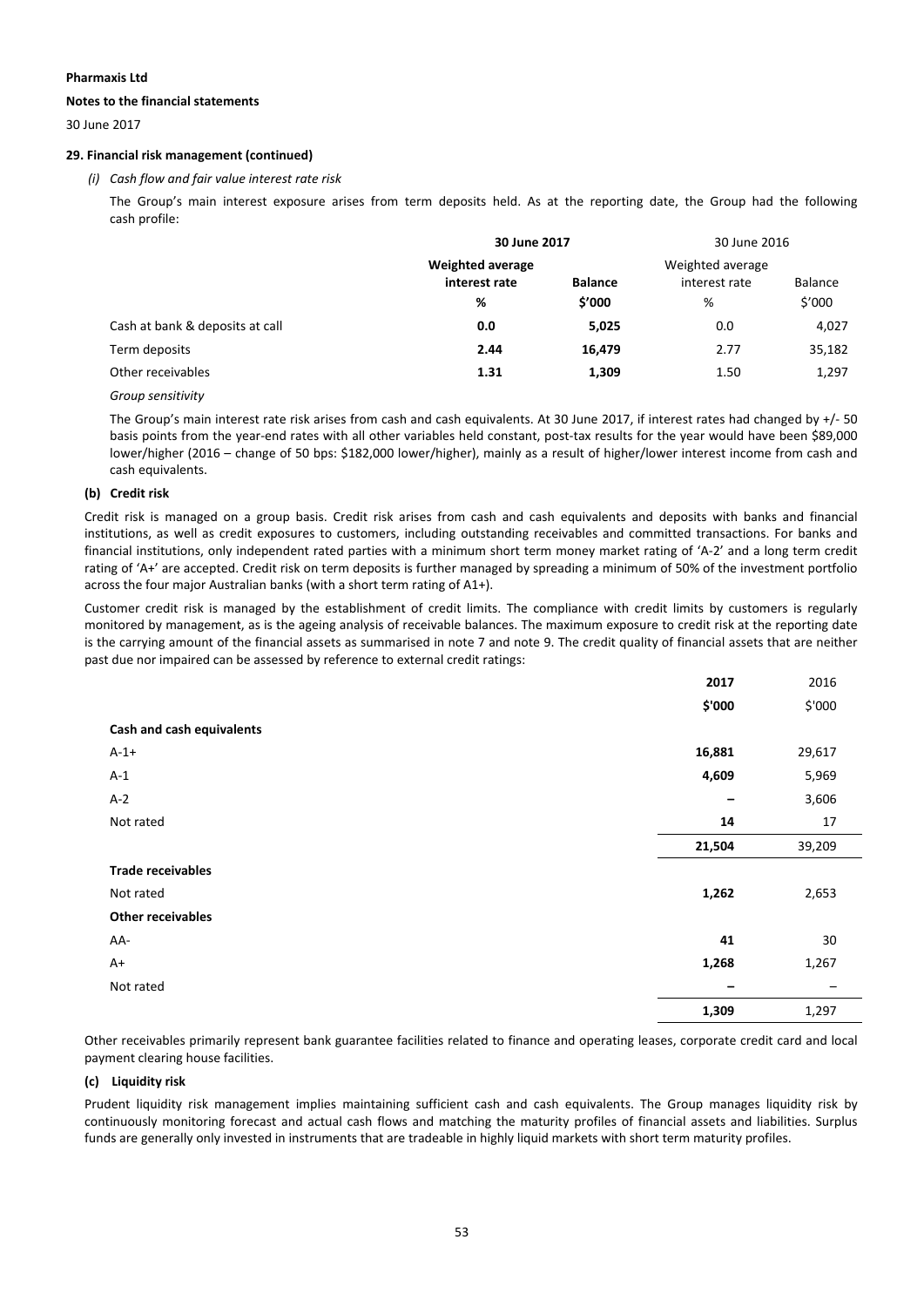**Pharmaxis Ltd**

**Notes to the financial statements**

30 June 2017

**29. Financial risk management (continued)**

*(i) Cash flow and fair value interest rate risk*

The Group's main interest exposure arises from term deposits held. As at the reporting date, the Group had the following cash profile:

| | **30 June 2017** | | 30 June 2016 | |
|---|---|---|---|---|
| | **Weighted average interest rate** | **Balance** | Weighted average interest rate | Balance |
| | **%** | **$'000** | % | $'000 |
| Cash at bank & deposits at call | **0.0** | **5,025** | 0.0 | 4,027 |
| Term deposits | **2.44** | **16,479** | 2.77 | 35,182 |
| Other receivables | **1.31** | **1,309** | 1.50 | 1,297 |

*Group sensitivity*

The Group's main interest rate risk arises from cash and cash equivalents. At 30 June 2017, if interest rates had changed by +/- 50 basis points from the year-end rates with all other variables held constant, post-tax results for the year would have been $89,000 lower/higher (2016 – change of 50 bps: $182,000 lower/higher), mainly as a result of higher/lower interest income from cash and cash equivalents.

**(b) Credit risk**

Credit risk is managed on a group basis. Credit risk arises from cash and cash equivalents and deposits with banks and financial institutions, as well as credit exposures to customers, including outstanding receivables and committed transactions. For banks and financial institutions, only independent rated parties with a minimum short term money market rating of 'A-2' and a long term credit rating of 'A+' are accepted. Credit risk on term deposits is further managed by spreading a minimum of 50% of the investment portfolio across the four major Australian banks (with a short term rating of A1+).

Customer credit risk is managed by the establishment of credit limits. The compliance with credit limits by customers is regularly monitored by management, as is the ageing analysis of receivable balances. The maximum exposure to credit risk at the reporting date is the carrying amount of the financial assets as summarised in note 7 and note 9. The credit quality of financial assets that are neither past due nor impaired can be assessed by reference to external credit ratings:

| | **2017** | 2016 |
|---|---|---|
| | **$'000** | $'000 |
| **Cash and cash equivalents** | | |
| A-1+ | **16,881** | 29,617 |
| A-1 | **4,609** | 5,969 |
| A-2 | **–** | 3,606 |
| Not rated | **14** | 17 |
| | **21,504** | 39,209 |
| **Trade receivables** | | |
| Not rated | **1,262** | 2,653 |
| **Other receivables** | | |
| AA- | **41** | 30 |
| A+ | **1,268** | 1,267 |
| Not rated | **–** | – |
| | **1,309** | 1,297 |

Other receivables primarily represent bank guarantee facilities related to finance and operating leases, corporate credit card and local payment clearing house facilities.

**(c) Liquidity risk**

Prudent liquidity risk management implies maintaining sufficient cash and cash equivalents. The Group manages liquidity risk by continuously monitoring forecast and actual cash flows and matching the maturity profiles of financial assets and liabilities. Surplus funds are generally only invested in instruments that are tradeable in highly liquid markets with short term maturity profiles.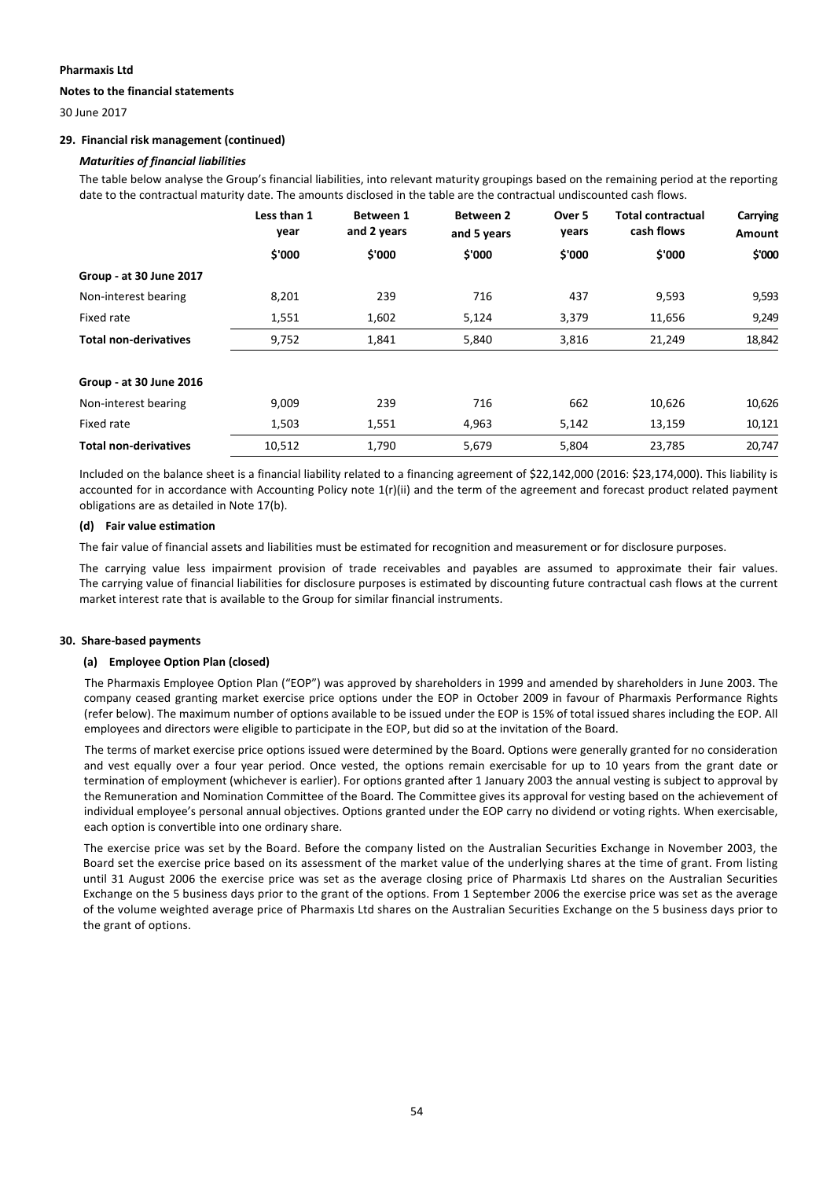**Pharmaxis Ltd**

**Notes to the financial statements**

30 June 2017

**29. Financial risk management (continued)**

***Maturities of financial liabilities***

The table below analyse the Group's financial liabilities, into relevant maturity groupings based on the remaining period at the reporting date to the contractual maturity date. The amounts disclosed in the table are the contractual undiscounted cash flows.

| | Less than 1 year | Between 1 and 2 years | Between 2 and 5 years | Over 5 years | Total contractual cash flows | Carrying Amount |
|---|---|---|---|---|---|---|
| | $'000 | $'000 | $'000 | $'000 | $'000 | $'000 |
| **Group - at 30 June 2017** | | | | | | |
| Non-interest bearing | 8,201 | 239 | 716 | 437 | 9,593 | 9,593 |
| Fixed rate | 1,551 | 1,602 | 5,124 | 3,379 | 11,656 | 9,249 |
| **Total non-derivatives** | 9,752 | 1,841 | 5,840 | 3,816 | 21,249 | 18,842 |
| | | | | | | |
| **Group - at 30 June 2016** | | | | | | |
| Non-interest bearing | 9,009 | 239 | 716 | 662 | 10,626 | 10,626 |
| Fixed rate | 1,503 | 1,551 | 4,963 | 5,142 | 13,159 | 10,121 |
| **Total non-derivatives** | 10,512 | 1,790 | 5,679 | 5,804 | 23,785 | 20,747 |

Included on the balance sheet is a financial liability related to a financing agreement of $22,142,000 (2016: $23,174,000). This liability is accounted for in accordance with Accounting Policy note 1(r)(ii) and the term of the agreement and forecast product related payment obligations are as detailed in Note 17(b).

**(d) Fair value estimation**

The fair value of financial assets and liabilities must be estimated for recognition and measurement or for disclosure purposes.

The carrying value less impairment provision of trade receivables and payables are assumed to approximate their fair values. The carrying value of financial liabilities for disclosure purposes is estimated by discounting future contractual cash flows at the current market interest rate that is available to the Group for similar financial instruments.

**30. Share-based payments**

**(a) Employee Option Plan (closed)**

The Pharmaxis Employee Option Plan ("EOP") was approved by shareholders in 1999 and amended by shareholders in June 2003. The company ceased granting market exercise price options under the EOP in October 2009 in favour of Pharmaxis Performance Rights (refer below). The maximum number of options available to be issued under the EOP is 15% of total issued shares including the EOP. All employees and directors were eligible to participate in the EOP, but did so at the invitation of the Board.

The terms of market exercise price options issued were determined by the Board. Options were generally granted for no consideration and vest equally over a four year period. Once vested, the options remain exercisable for up to 10 years from the grant date or termination of employment (whichever is earlier). For options granted after 1 January 2003 the annual vesting is subject to approval by the Remuneration and Nomination Committee of the Board. The Committee gives its approval for vesting based on the achievement of individual employee's personal annual objectives. Options granted under the EOP carry no dividend or voting rights. When exercisable, each option is convertible into one ordinary share.

The exercise price was set by the Board. Before the company listed on the Australian Securities Exchange in November 2003, the Board set the exercise price based on its assessment of the market value of the underlying shares at the time of grant. From listing until 31 August 2006 the exercise price was set as the average closing price of Pharmaxis Ltd shares on the Australian Securities Exchange on the 5 business days prior to the grant of the options. From 1 September 2006 the exercise price was set as the average of the volume weighted average price of Pharmaxis Ltd shares on the Australian Securities Exchange on the 5 business days prior to the grant of options.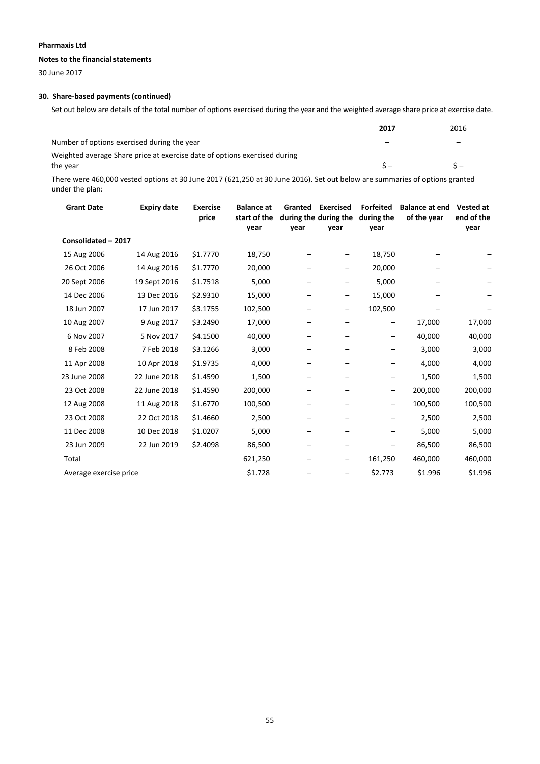**Pharmaxis Ltd**

**Notes to the financial statements**

30 June 2017

**30. Share-based payments (continued)**

Set out below are details of the total number of options exercised during the year and the weighted average share price at exercise date.

| | **2017** | 2016 |
|---|---|---|
| Number of options exercised during the year | – | – |
| Weighted average Share price at exercise date of options exercised during the year | $ – | $ – |

There were 460,000 vested options at 30 June 2017 (621,250 at 30 June 2016). Set out below are summaries of options granted under the plan:

| **Grant Date** | **Expiry date** | **Exercise price** | **Balance at start of the year** | **Granted during the year** | **Exercised during the year** | **Forfeited during the year** | **Balance at end of the year** | **Vested at end of the year** |
|---|---|---|---|---|---|---|---|---|
| **Consolidated – 2017** | | | | | | | | |
| 15 Aug 2006 | 14 Aug 2016 | $1.7770 | 18,750 | – | – | 18,750 | – | – |
| 26 Oct 2006 | 14 Aug 2016 | $1.7770 | 20,000 | – | – | 20,000 | – | – |
| 20 Sept 2006 | 19 Sept 2016 | $1.7518 | 5,000 | – | – | 5,000 | – | – |
| 14 Dec 2006 | 13 Dec 2016 | $2.9310 | 15,000 | – | – | 15,000 | – | – |
| 18 Jun 2007 | 17 Jun 2017 | $3.1755 | 102,500 | – | – | 102,500 | – | – |
| 10 Aug 2007 | 9 Aug 2017 | $3.2490 | 17,000 | – | – | – | 17,000 | 17,000 |
| 6 Nov 2007 | 5 Nov 2017 | $4.1500 | 40,000 | – | – | – | 40,000 | 40,000 |
| 8 Feb 2008 | 7 Feb 2018 | $3.1266 | 3,000 | – | – | – | 3,000 | 3,000 |
| 11 Apr 2008 | 10 Apr 2018 | $1.9735 | 4,000 | – | – | – | 4,000 | 4,000 |
| 23 June 2008 | 22 June 2018 | $1.4590 | 1,500 | – | – | – | 1,500 | 1,500 |
| 23 Oct 2008 | 22 June 2018 | $1.4590 | 200,000 | – | – | – | 200,000 | 200,000 |
| 12 Aug 2008 | 11 Aug 2018 | $1.6770 | 100,500 | – | – | – | 100,500 | 100,500 |
| 23 Oct 2008 | 22 Oct 2018 | $1.4660 | 2,500 | – | – | – | 2,500 | 2,500 |
| 11 Dec 2008 | 10 Dec 2018 | $1.0207 | 5,000 | – | – | – | 5,000 | 5,000 |
| 23 Jun 2009 | 22 Jun 2019 | $2.4098 | 86,500 | – | – | – | 86,500 | 86,500 |
| Total | | | 621,250 | – | – | 161,250 | 460,000 | 460,000 |
| Average exercise price | | | $1.728 | – | – | $2.773 | $1.996 | $1.996 |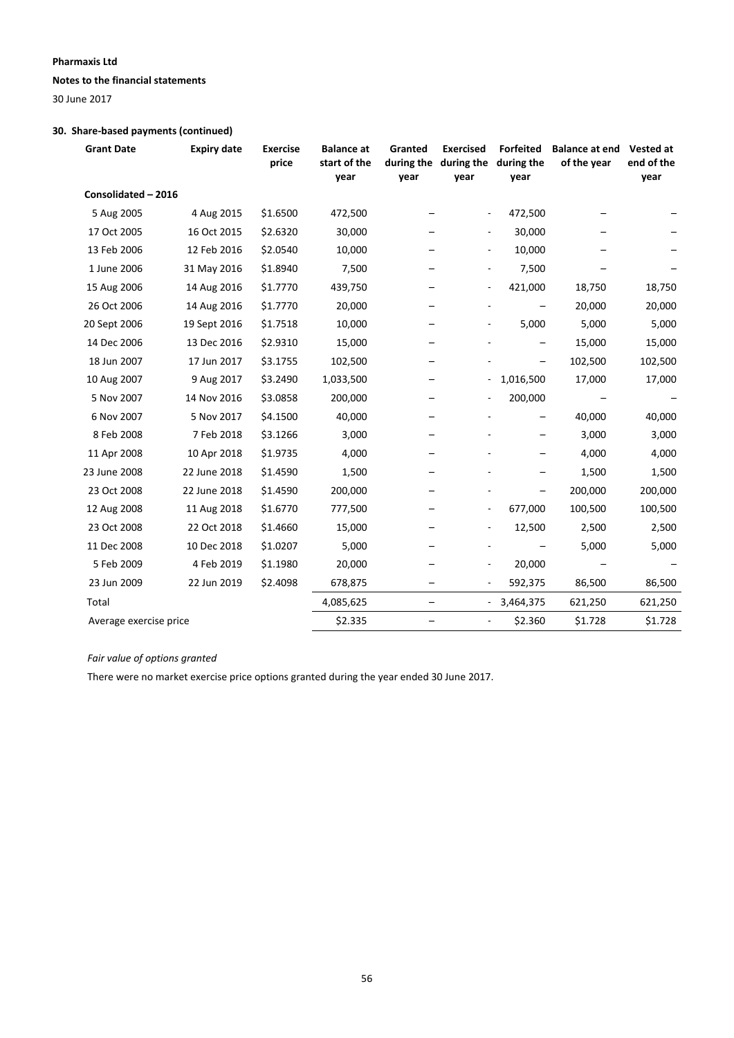**Pharmaxis Ltd**

**Notes to the financial statements**

30 June 2017

### 30. Share-based payments (continued)

| Grant Date | Expiry date | Exercise price | Balance at start of the year | Granted during the year | Exercised during the year | Forfeited during the year | Balance at end of the year | Vested at end of the year |
|---|---|---|---|---|---|---|---|---|
| **Consolidated – 2016** | | | | | | | | |
| 5 Aug 2005 | 4 Aug 2015 | \$1.6500 | 472,500 | – | - | 472,500 | – | – |
| 17 Oct 2005 | 16 Oct 2015 | \$2.6320 | 30,000 | – | - | 30,000 | – | – |
| 13 Feb 2006 | 12 Feb 2016 | \$2.0540 | 10,000 | – | - | 10,000 | – | – |
| 1 June 2006 | 31 May 2016 | \$1.8940 | 7,500 | – | - | 7,500 | – | – |
| 15 Aug 2006 | 14 Aug 2016 | \$1.7770 | 439,750 | – | - | 421,000 | 18,750 | 18,750 |
| 26 Oct 2006 | 14 Aug 2016 | \$1.7770 | 20,000 | – | - | – | 20,000 | 20,000 |
| 20 Sept 2006 | 19 Sept 2016 | \$1.7518 | 10,000 | – | - | 5,000 | 5,000 | 5,000 |
| 14 Dec 2006 | 13 Dec 2016 | \$2.9310 | 15,000 | – | - | – | 15,000 | 15,000 |
| 18 Jun 2007 | 17 Jun 2017 | \$3.1755 | 102,500 | – | - | – | 102,500 | 102,500 |
| 10 Aug 2007 | 9 Aug 2017 | \$3.2490 | 1,033,500 | – | - | 1,016,500 | 17,000 | 17,000 |
| 5 Nov 2007 | 14 Nov 2016 | \$3.0858 | 200,000 | – | - | 200,000 | – | – |
| 6 Nov 2007 | 5 Nov 2017 | \$4.1500 | 40,000 | – | - | – | 40,000 | 40,000 |
| 8 Feb 2008 | 7 Feb 2018 | \$3.1266 | 3,000 | – | - | – | 3,000 | 3,000 |
| 11 Apr 2008 | 10 Apr 2018 | \$1.9735 | 4,000 | – | - | – | 4,000 | 4,000 |
| 23 June 2008 | 22 June 2018 | \$1.4590 | 1,500 | – | - | – | 1,500 | 1,500 |
| 23 Oct 2008 | 22 June 2018 | \$1.4590 | 200,000 | – | - | – | 200,000 | 200,000 |
| 12 Aug 2008 | 11 Aug 2018 | \$1.6770 | 777,500 | – | - | 677,000 | 100,500 | 100,500 |
| 23 Oct 2008 | 22 Oct 2018 | \$1.4660 | 15,000 | – | - | 12,500 | 2,500 | 2,500 |
| 11 Dec 2008 | 10 Dec 2018 | \$1.0207 | 5,000 | – | - | – | 5,000 | 5,000 |
| 5 Feb 2009 | 4 Feb 2019 | \$1.1980 | 20,000 | – | - | 20,000 | – | – |
| 23 Jun 2009 | 22 Jun 2019 | \$2.4098 | 678,875 | – | - | 592,375 | 86,500 | 86,500 |
| Total | | | 4,085,625 | – | - | 3,464,375 | 621,250 | 621,250 |
| Average exercise price | | | \$2.335 | – | - | \$2.360 | \$1.728 | \$1.728 |

*Fair value of options granted*

There were no market exercise price options granted during the year ended 30 June 2017.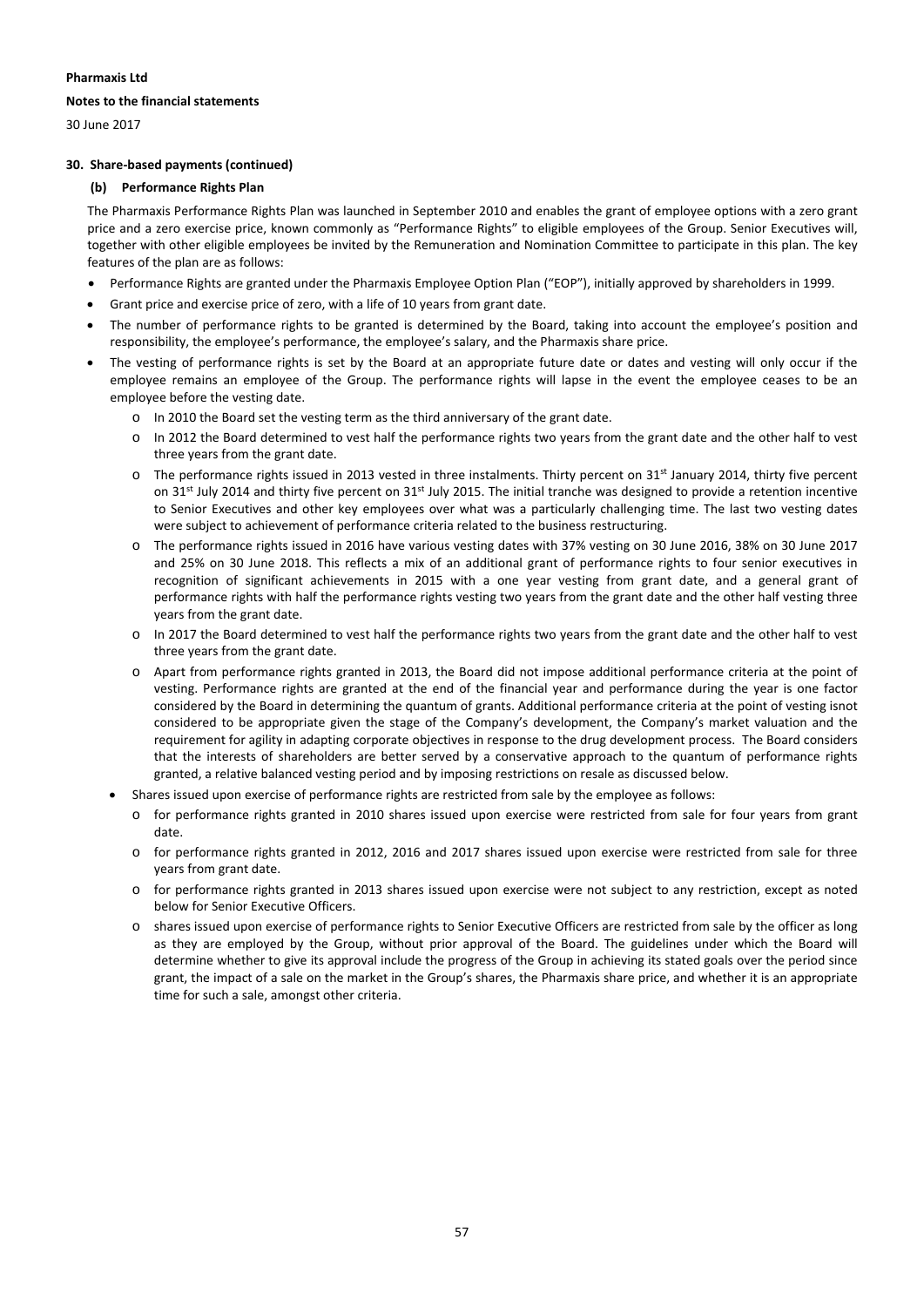**Pharmaxis Ltd**

**Notes to the financial statements**

30 June 2017

## 30. Share-based payments (continued)

### (b) Performance Rights Plan

The Pharmaxis Performance Rights Plan was launched in September 2010 and enables the grant of employee options with a zero grant price and a zero exercise price, known commonly as "Performance Rights" to eligible employees of the Group. Senior Executives will, together with other eligible employees be invited by the Remuneration and Nomination Committee to participate in this plan. The key features of the plan are as follows:

- Performance Rights are granted under the Pharmaxis Employee Option Plan ("EOP"), initially approved by shareholders in 1999.
- Grant price and exercise price of zero, with a life of 10 years from grant date.
- The number of performance rights to be granted is determined by the Board, taking into account the employee's position and responsibility, the employee's performance, the employee's salary, and the Pharmaxis share price.
- The vesting of performance rights is set by the Board at an appropriate future date or dates and vesting will only occur if the employee remains an employee of the Group. The performance rights will lapse in the event the employee ceases to be an employee before the vesting date.
  - In 2010 the Board set the vesting term as the third anniversary of the grant date.
  - In 2012 the Board determined to vest half the performance rights two years from the grant date and the other half to vest three years from the grant date.
  - The performance rights issued in 2013 vested in three instalments. Thirty percent on 31st January 2014, thirty five percent on 31st July 2014 and thirty five percent on 31st July 2015. The initial tranche was designed to provide a retention incentive to Senior Executives and other key employees over what was a particularly challenging time. The last two vesting dates were subject to achievement of performance criteria related to the business restructuring.
  - The performance rights issued in 2016 have various vesting dates with 37% vesting on 30 June 2016, 38% on 30 June 2017 and 25% on 30 June 2018. This reflects a mix of an additional grant of performance rights to four senior executives in recognition of significant achievements in 2015 with a one year vesting from grant date, and a general grant of performance rights with half the performance rights vesting two years from the grant date and the other half vesting three years from the grant date.
  - In 2017 the Board determined to vest half the performance rights two years from the grant date and the other half to vest three years from the grant date.
  - Apart from performance rights granted in 2013, the Board did not impose additional performance criteria at the point of vesting. Performance rights are granted at the end of the financial year and performance during the year is one factor considered by the Board in determining the quantum of grants. Additional performance criteria at the point of vesting isnot considered to be appropriate given the stage of the Company's development, the Company's market valuation and the requirement for agility in adapting corporate objectives in response to the drug development process. The Board considers that the interests of shareholders are better served by a conservative approach to the quantum of performance rights granted, a relative balanced vesting period and by imposing restrictions on resale as discussed below.
- Shares issued upon exercise of performance rights are restricted from sale by the employee as follows:
  - for performance rights granted in 2010 shares issued upon exercise were restricted from sale for four years from grant date.
  - for performance rights granted in 2012, 2016 and 2017 shares issued upon exercise were restricted from sale for three years from grant date.
  - for performance rights granted in 2013 shares issued upon exercise were not subject to any restriction, except as noted below for Senior Executive Officers.
  - shares issued upon exercise of performance rights to Senior Executive Officers are restricted from sale by the officer as long as they are employed by the Group, without prior approval of the Board. The guidelines under which the Board will determine whether to give its approval include the progress of the Group in achieving its stated goals over the period since grant, the impact of a sale on the market in the Group's shares, the Pharmaxis share price, and whether it is an appropriate time for such a sale, amongst other criteria.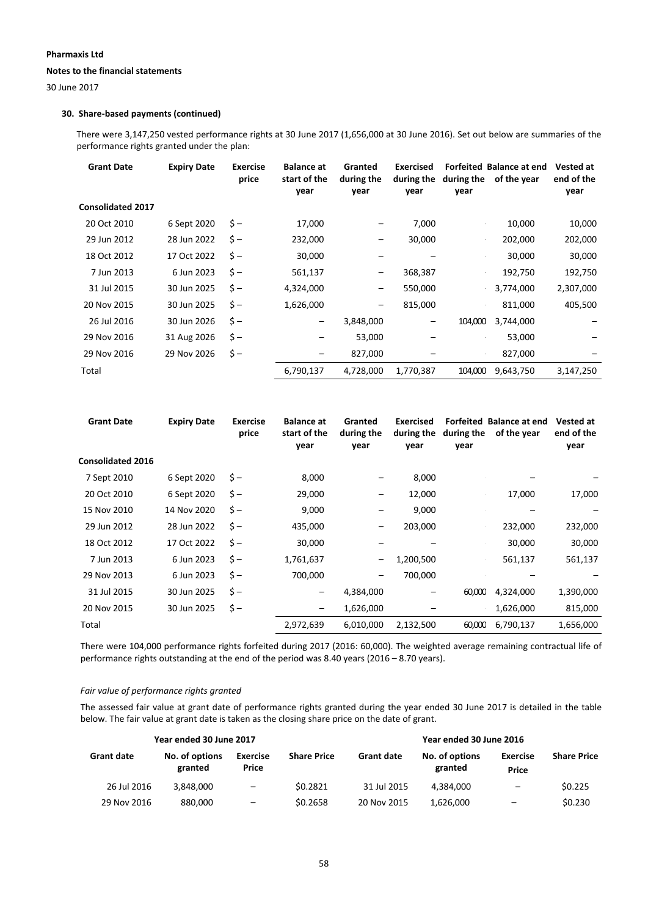**Pharmaxis Ltd**

**Notes to the financial statements**

30 June 2017

### 30. Share-based payments (continued)

There were 3,147,250 vested performance rights at 30 June 2017 (1,656,000 at 30 June 2016). Set out below are summaries of the performance rights granted under the plan:

| Grant Date | Expiry Date | Exercise price | Balance at start of the year | Granted during the year | Exercised during the year | Forfeited during the year | Balance at end of the year | Vested at end of the year |
|---|---|---|---|---|---|---|---|---|
| **Consolidated 2017** | | | | | | | | |
| 20 Oct 2010 | 6 Sept 2020 | $ – | 17,000 | – | 7,000 | | 10,000 | 10,000 |
| 29 Jun 2012 | 28 Jun 2022 | $ – | 232,000 | – | 30,000 | | 202,000 | 202,000 |
| 18 Oct 2012 | 17 Oct 2022 | $ – | 30,000 | – | – | | 30,000 | 30,000 |
| 7 Jun 2013 | 6 Jun 2023 | $ – | 561,137 | – | 368,387 | | 192,750 | 192,750 |
| 31 Jul 2015 | 30 Jun 2025 | $ – | 4,324,000 | – | 550,000 | | 3,774,000 | 2,307,000 |
| 20 Nov 2015 | 30 Jun 2025 | $ – | 1,626,000 | – | 815,000 | | 811,000 | 405,500 |
| 26 Jul 2016 | 30 Jun 2026 | $ – | – | 3,848,000 | – | 104,000 | 3,744,000 | – |
| 29 Nov 2016 | 31 Aug 2026 | $ – | – | 53,000 | – | | 53,000 | – |
| 29 Nov 2016 | 29 Nov 2026 | $ – | – | 827,000 | – | | 827,000 | – |
| Total | | | 6,790,137 | 4,728,000 | 1,770,387 | 104,000 | 9,643,750 | 3,147,250 |

| Grant Date | Expiry Date | Exercise price | Balance at start of the year | Granted during the year | Exercised during the year | Forfeited during the year | Balance at end of the year | Vested at end of the year |
|---|---|---|---|---|---|---|---|---|
| **Consolidated 2016** | | | | | | | | |
| 7 Sept 2010 | 6 Sept 2020 | $ – | 8,000 | – | 8,000 | | – | – |
| 20 Oct 2010 | 6 Sept 2020 | $ – | 29,000 | – | 12,000 | | 17,000 | 17,000 |
| 15 Nov 2010 | 14 Nov 2020 | $ – | 9,000 | – | 9,000 | | – | – |
| 29 Jun 2012 | 28 Jun 2022 | $ – | 435,000 | – | 203,000 | | 232,000 | 232,000 |
| 18 Oct 2012 | 17 Oct 2022 | $ – | 30,000 | – | – | | 30,000 | 30,000 |
| 7 Jun 2013 | 6 Jun 2023 | $ – | 1,761,637 | – | 1,200,500 | | 561,137 | 561,137 |
| 29 Nov 2013 | 6 Jun 2023 | $ – | 700,000 | – | 700,000 | | – | – |
| 31 Jul 2015 | 30 Jun 2025 | $ – | – | 4,384,000 | – | 60,000 | 4,324,000 | 1,390,000 |
| 20 Nov 2015 | 30 Jun 2025 | $ – | – | 1,626,000 | – | | 1,626,000 | 815,000 |
| Total | | | 2,972,639 | 6,010,000 | 2,132,500 | 60,000 | 6,790,137 | 1,656,000 |

There were 104,000 performance rights forfeited during 2017 (2016: 60,000). The weighted average remaining contractual life of performance rights outstanding at the end of the period was 8.40 years (2016 – 8.70 years).

*Fair value of performance rights granted*

The assessed fair value at grant date of performance rights granted during the year ended 30 June 2017 is detailed in the table below. The fair value at grant date is taken as the closing share price on the date of grant.

| Year ended 30 June 2017 | | | | Year ended 30 June 2016 | | | |
|---|---|---|---|---|---|---|---|
| **Grant date** | **No. of options granted** | **Exercise Price** | **Share Price** | **Grant date** | **No. of options granted** | **Exercise Price** | **Share Price** |
| 26 Jul 2016 | 3,848,000 | – | $0.2821 | 31 Jul 2015 | 4,384,000 | – | $0.225 |
| 29 Nov 2016 | 880,000 | – | $0.2658 | 20 Nov 2015 | 1,626,000 | – | $0.230 |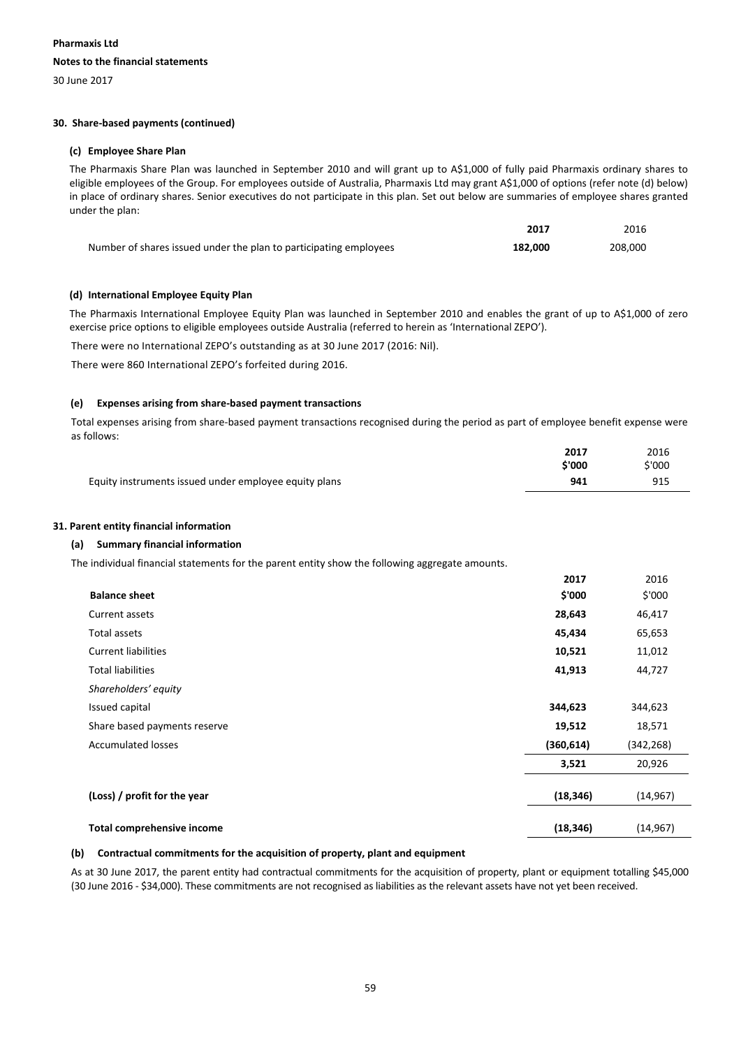**Pharmaxis Ltd**
**Notes to the financial statements**
30 June 2017

### 30. Share-based payments (continued)

#### (c) Employee Share Plan

The Pharmaxis Share Plan was launched in September 2010 and will grant up to A$1,000 of fully paid Pharmaxis ordinary shares to eligible employees of the Group. For employees outside of Australia, Pharmaxis Ltd may grant A$1,000 of options (refer note (d) below) in place of ordinary shares. Senior executives do not participate in this plan. Set out below are summaries of employee shares granted under the plan:

| | 2017 | 2016 |
|---|---|---|
| Number of shares issued under the plan to participating employees | **182,000** | 208,000 |

#### (d) International Employee Equity Plan

The Pharmaxis International Employee Equity Plan was launched in September 2010 and enables the grant of up to A$1,000 of zero exercise price options to eligible employees outside Australia (referred to herein as 'International ZEPO').

There were no International ZEPO's outstanding as at 30 June 2017 (2016: Nil).

There were 860 International ZEPO's forfeited during 2016.

#### (e) Expenses arising from share-based payment transactions

Total expenses arising from share-based payment transactions recognised during the period as part of employee benefit expense were as follows:

| | 2017 $'000 | 2016 $'000 |
|---|---|---|
| Equity instruments issued under employee equity plans | **941** | 915 |

### 31. Parent entity financial information

#### (a) Summary financial information

The individual financial statements for the parent entity show the following aggregate amounts.

| | 2017 | 2016 |
|---|---|---|
| **Balance sheet** | **$'000** | $'000 |
| Current assets | **28,643** | 46,417 |
| Total assets | **45,434** | 65,653 |
| Current liabilities | **10,521** | 11,012 |
| Total liabilities | **41,913** | 44,727 |
| *Shareholders' equity* | | |
| Issued capital | **344,623** | 344,623 |
| Share based payments reserve | **19,512** | 18,571 |
| Accumulated losses | **(360,614)** | (342,268) |
| | **3,521** | 20,926 |
| **(Loss) / profit for the year** | **(18,346)** | (14,967) |
| **Total comprehensive income** | **(18,346)** | (14,967) |

#### (b) Contractual commitments for the acquisition of property, plant and equipment

As at 30 June 2017, the parent entity had contractual commitments for the acquisition of property, plant or equipment totalling $45,000 (30 June 2016 - $34,000). These commitments are not recognised as liabilities as the relevant assets have not yet been received.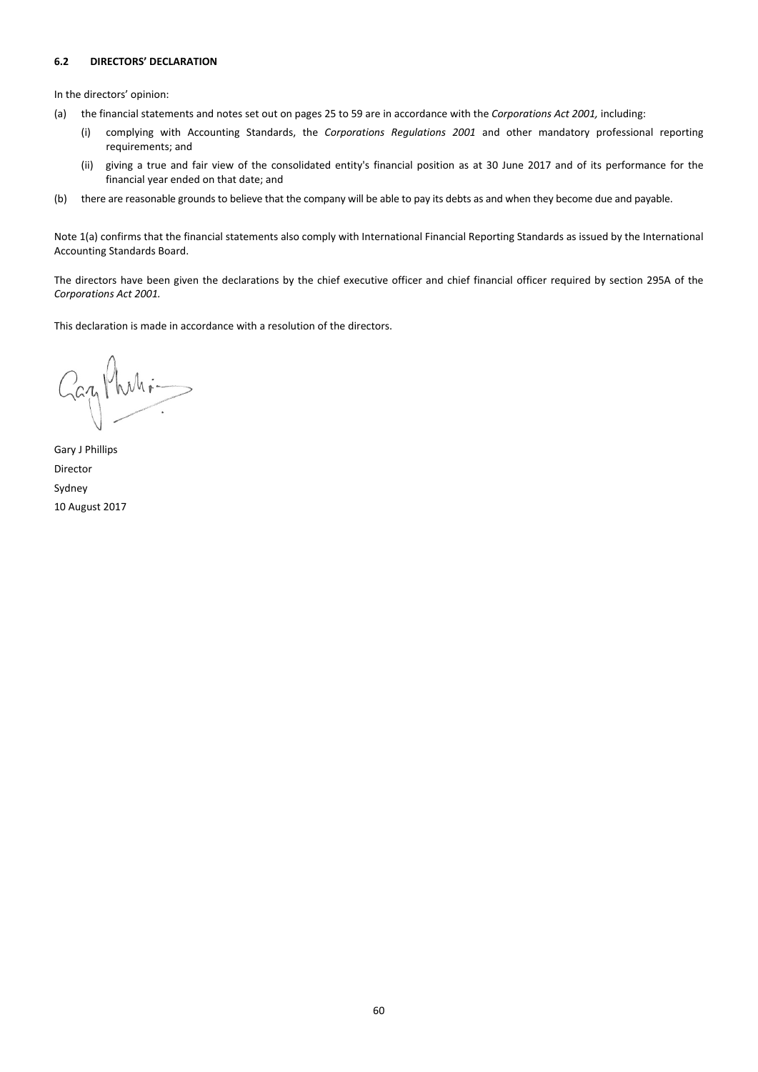### 6.2 DIRECTORS' DECLARATION

In the directors' opinion:

(a) the financial statements and notes set out on pages 25 to 59 are in accordance with the *Corporations Act 2001,* including:

   (i) complying with Accounting Standards, the *Corporations Regulations 2001* and other mandatory professional reporting requirements; and

   (ii) giving a true and fair view of the consolidated entity's financial position as at 30 June 2017 and of its performance for the financial year ended on that date; and

(b) there are reasonable grounds to believe that the company will be able to pay its debts as and when they become due and payable.

Note 1(a) confirms that the financial statements also comply with International Financial Reporting Standards as issued by the International Accounting Standards Board.

The directors have been given the declarations by the chief executive officer and chief financial officer required by section 295A of the *Corporations Act 2001.*

This declaration is made in accordance with a resolution of the directors.

Gary J Phillips
Director
Sydney
10 August 2017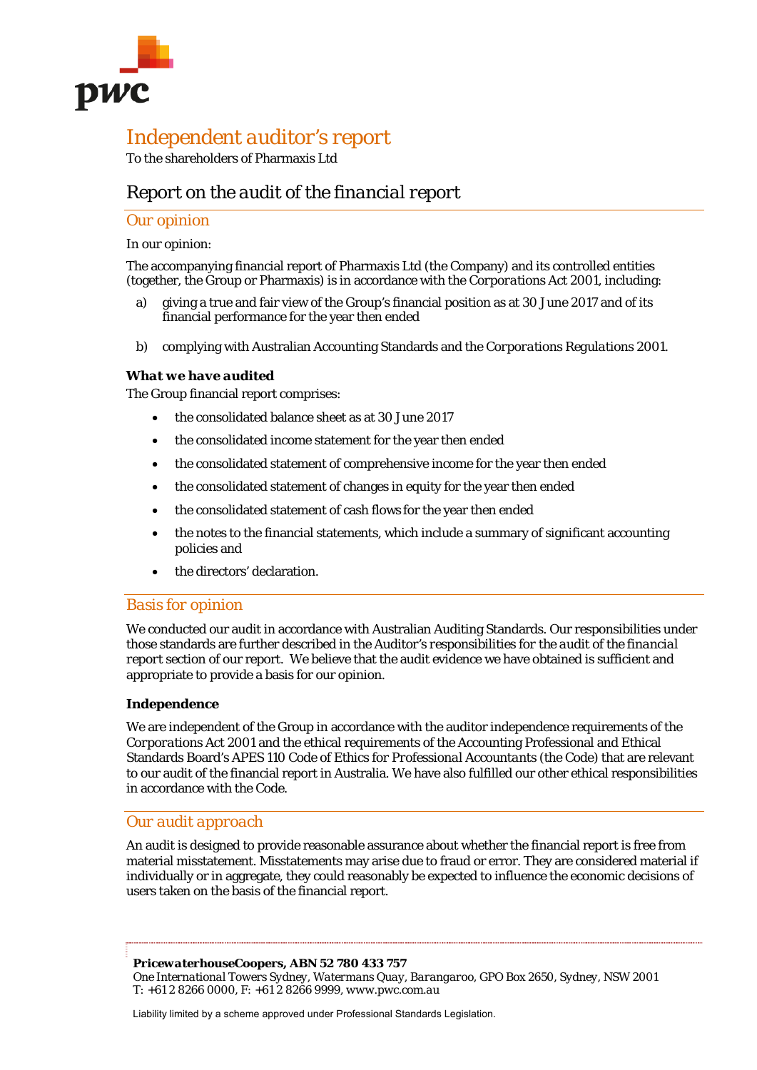# Independent auditor's report

To the shareholders of Pharmaxis Ltd

## Report on the audit of the financial report

### Our opinion

In our opinion:

The accompanying financial report of Pharmaxis Ltd (the Company) and its controlled entities (together, the Group or Pharmaxis) is in accordance with the *Corporations Act 2001*, including:

a) giving a true and fair view of the Group's financial position as at 30 June 2017 and of its financial performance for the year then ended

b) complying with Australian Accounting Standards and the *Corporations Regulations 2001*.

***What we have audited***

The Group financial report comprises:

- the consolidated balance sheet as at 30 June 2017
- the consolidated income statement for the year then ended
- the consolidated statement of comprehensive income for the year then ended
- the consolidated statement of changes in equity for the year then ended
- the consolidated statement of cash flows for the year then ended
- the notes to the financial statements, which include a summary of significant accounting policies and
- the directors' declaration.

### Basis for opinion

We conducted our audit in accordance with Australian Auditing Standards. Our responsibilities under those standards are further described in the *Auditor's responsibilities for the audit of the financial report* section of our report. We believe that the audit evidence we have obtained is sufficient and appropriate to provide a basis for our opinion.

**Independence**

We are independent of the Group in accordance with the auditor independence requirements of the *Corporations Act 2001* and the ethical requirements of the Accounting Professional and Ethical Standards Board's APES 110 *Code of Ethics for Professional Accountants* (the Code) that are relevant to our audit of the financial report in Australia. We have also fulfilled our other ethical responsibilities in accordance with the Code.

### Our audit approach

An audit is designed to provide reasonable assurance about whether the financial report is free from material misstatement. Misstatements may arise due to fraud or error. They are considered material if individually or in aggregate, they could reasonably be expected to influence the economic decisions of users taken on the basis of the financial report.

***PricewaterhouseCoopers, ABN 52 780 433 757***
One International Towers Sydney, Watermans Quay, Barangaroo, GPO Box 2650, Sydney, NSW 2001
T: +61 2 8266 0000, F: +61 2 8266 9999, www.pwc.com.au

Liability limited by a scheme approved under Professional Standards Legislation.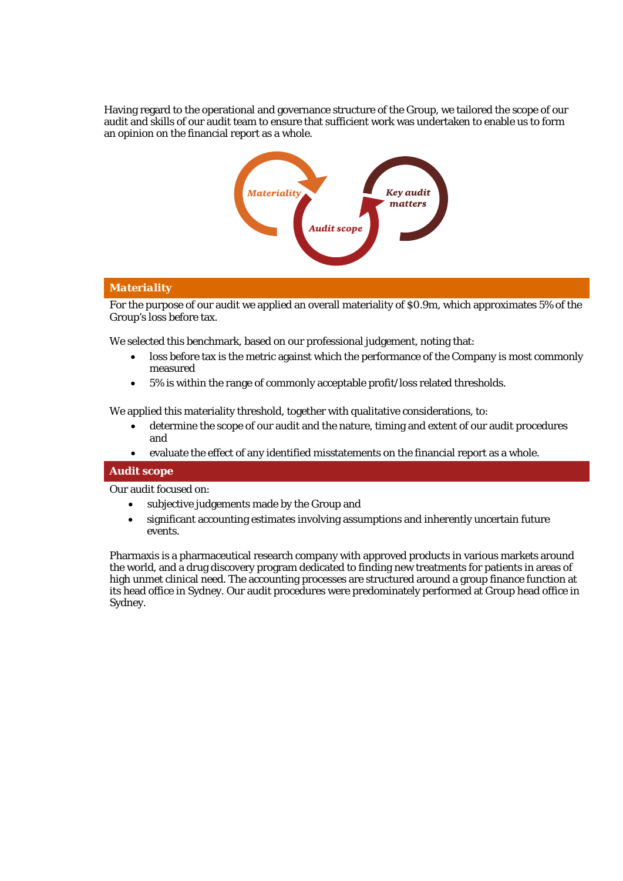Having regard to the operational and governance structure of the Group, we tailored the scope of our audit and skills of our audit team to ensure that sufficient work was undertaken to enable us to form an opinion on the financial report as a whole.

### *Materiality*

For the purpose of our audit we applied an overall materiality of $0.9m, which approximates 5% of the Group's loss before tax.

We selected this benchmark, based on our professional judgement, noting that:

- loss before tax is the metric against which the performance of the Company is most commonly measured
- 5% is within the range of commonly acceptable profit/loss related thresholds.

We applied this materiality threshold, together with qualitative considerations, to:

- determine the scope of our audit and the nature, timing and extent of our audit procedures and
- evaluate the effect of any identified misstatements on the financial report as a whole.

### Audit scope

Our audit focused on:

- subjective judgements made by the Group and
- significant accounting estimates involving assumptions and inherently uncertain future events.

Pharmaxis is a pharmaceutical research company with approved products in various markets around the world, and a drug discovery program dedicated to finding new treatments for patients in areas of high unmet clinical need. The accounting processes are structured around a group finance function at its head office in Sydney. Our audit procedures were predominately performed at Group head office in Sydney.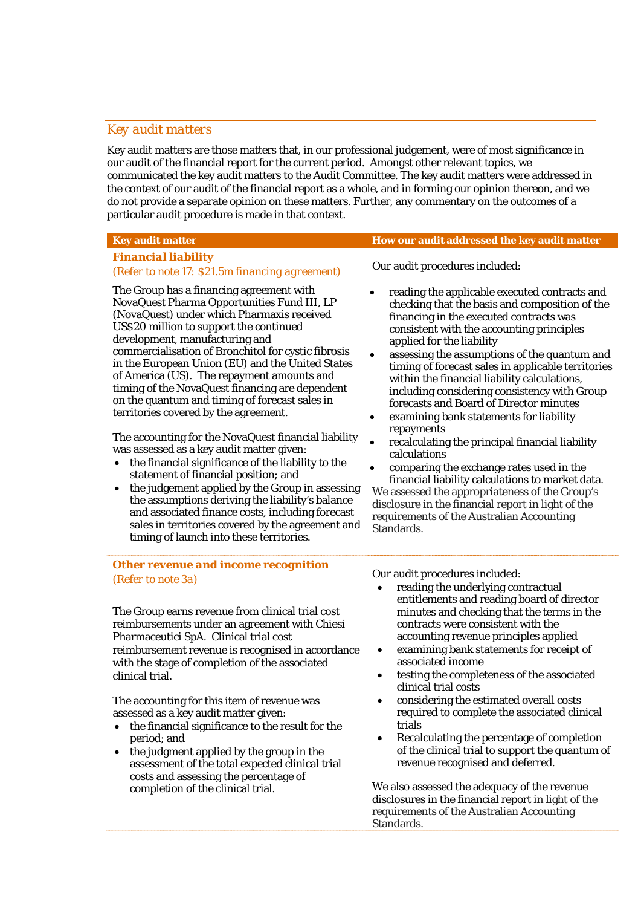## *Key audit matters*

Key audit matters are those matters that, in our professional judgement, were of most significance in our audit of the financial report for the current period. Amongst other relevant topics, we communicated the key audit matters to the Audit Committee. The key audit matters were addressed in the context of our audit of the financial report as a whole, and in forming our opinion thereon, and we do not provide a separate opinion on these matters. Further, any commentary on the outcomes of a particular audit procedure is made in that context.

| Key audit matter | How our audit addressed the key audit matter |
|---|---|
| ***Financial liability***<br>(Refer to note 17: $21.5m financing agreement)<br><br>The Group has a financing agreement with NovaQuest Pharma Opportunities Fund III, LP (NovaQuest) under which Pharmaxis received US$20 million to support the continued development, manufacturing and commercialisation of Bronchitol for cystic fibrosis in the European Union (EU) and the United States of America (US). The repayment amounts and timing of the NovaQuest financing are dependent on the quantum and timing of forecast sales in territories covered by the agreement.<br><br>The accounting for the NovaQuest financial liability was assessed as a key audit matter given:<br>• the financial significance of the liability to the statement of financial position; and<br>• the judgement applied by the Group in assessing the assumptions deriving the liability's balance and associated finance costs, including forecast sales in territories covered by the agreement and timing of launch into these territories. | Our audit procedures included:<br><br>• reading the applicable executed contracts and checking that the basis and composition of the financing in the executed contracts was consistent with the accounting principles applied for the liability<br>• assessing the assumptions of the quantum and timing of forecast sales in applicable territories within the financial liability calculations, including considering consistency with Group forecasts and Board of Director minutes<br>• examining bank statements for liability repayments<br>• recalculating the principal financial liability calculations<br>• comparing the exchange rates used in the financial liability calculations to market data.<br><br>We assessed the appropriateness of the Group's disclosure in the financial report in light of the requirements of the Australian Accounting Standards. |
| ***Other revenue and income recognition***<br>(Refer to note 3a)<br><br>The Group earns revenue from clinical trial cost reimbursements under an agreement with Chiesi Pharmaceutici SpA. Clinical trial cost reimbursement revenue is recognised in accordance with the stage of completion of the associated clinical trial.<br><br>The accounting for this item of revenue was assessed as a key audit matter given:<br>• the financial significance to the result for the period; and<br>• the judgment applied by the group in the assessment of the total expected clinical trial costs and assessing the percentage of completion of the clinical trial. | Our audit procedures included:<br>• reading the underlying contractual entitlements and reading board of director minutes and checking that the terms in the contracts were consistent with the accounting revenue principles applied<br>• examining bank statements for receipt of associated income<br>• testing the completeness of the associated clinical trial costs<br>• considering the estimated overall costs required to complete the associated clinical trials<br>• Recalculating the percentage of completion of the clinical trial to support the quantum of revenue recognised and deferred.<br><br>We also assessed the adequacy of the revenue disclosures in the financial report in light of the requirements of the Australian Accounting Standards. |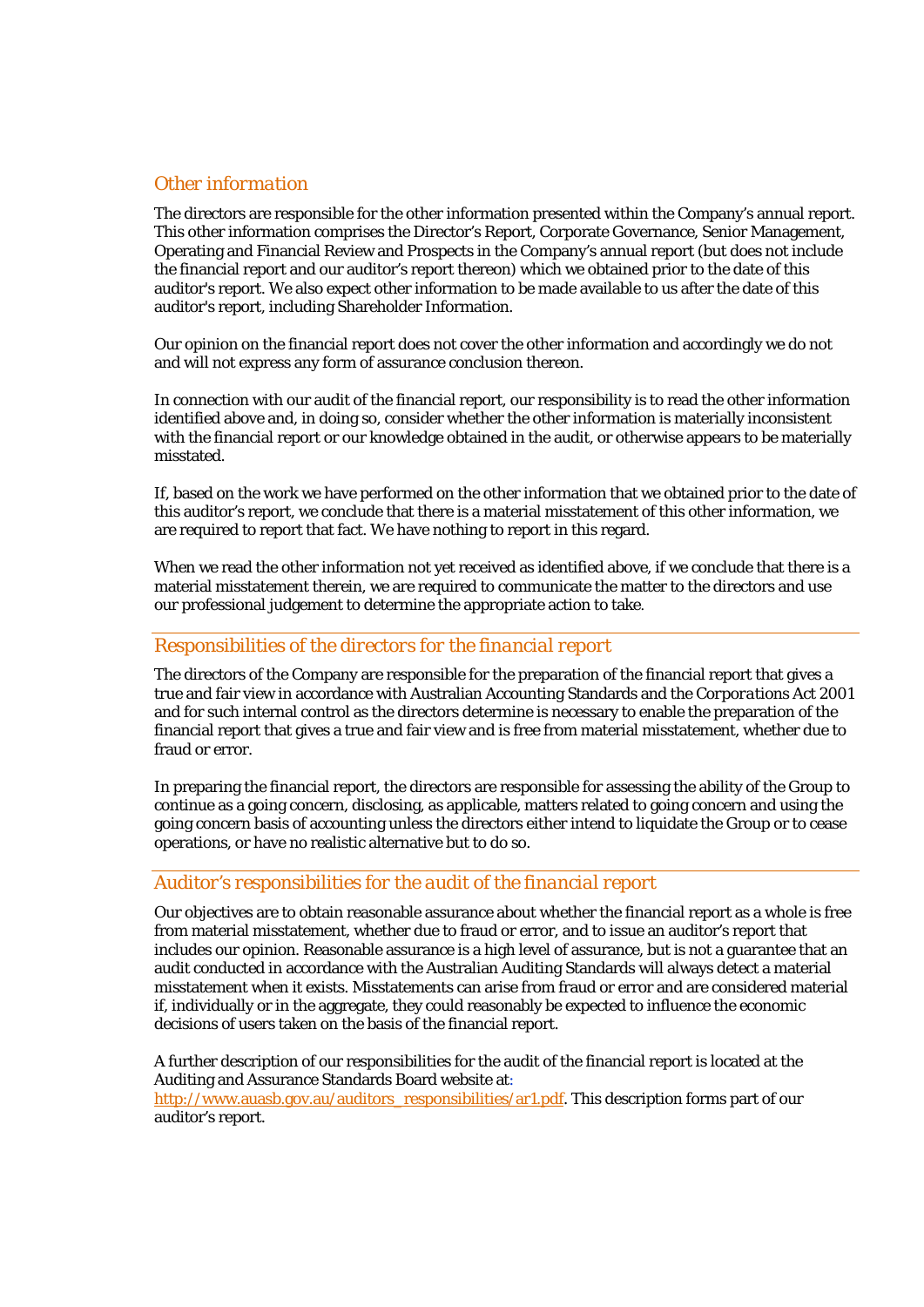## *Other information*

The directors are responsible for the other information presented within the Company's annual report. This other information comprises the Director's Report, Corporate Governance, Senior Management, Operating and Financial Review and Prospects in the Company's annual report (but does not include the financial report and our auditor's report thereon) which we obtained prior to the date of this auditor's report. We also expect other information to be made available to us after the date of this auditor's report, including Shareholder Information.

Our opinion on the financial report does not cover the other information and accordingly we do not and will not express any form of assurance conclusion thereon.

In connection with our audit of the financial report, our responsibility is to read the other information identified above and, in doing so, consider whether the other information is materially inconsistent with the financial report or our knowledge obtained in the audit, or otherwise appears to be materially misstated.

If, based on the work we have performed on the other information that we obtained prior to the date of this auditor's report, we conclude that there is a material misstatement of this other information, we are required to report that fact. We have nothing to report in this regard.

When we read the other information not yet received as identified above, if we conclude that there is a material misstatement therein, we are required to communicate the matter to the directors and use our professional judgement to determine the appropriate action to take.

## *Responsibilities of the directors for the financial report*

The directors of the Company are responsible for the preparation of the financial report that gives a true and fair view in accordance with Australian Accounting Standards and the *Corporations Act 2001* and for such internal control as the directors determine is necessary to enable the preparation of the financial report that gives a true and fair view and is free from material misstatement, whether due to fraud or error.

In preparing the financial report, the directors are responsible for assessing the ability of the Group to continue as a going concern, disclosing, as applicable, matters related to going concern and using the going concern basis of accounting unless the directors either intend to liquidate the Group or to cease operations, or have no realistic alternative but to do so.

## *Auditor's responsibilities for the audit of the financial report*

Our objectives are to obtain reasonable assurance about whether the financial report as a whole is free from material misstatement, whether due to fraud or error, and to issue an auditor's report that includes our opinion. Reasonable assurance is a high level of assurance, but is not a guarantee that an audit conducted in accordance with the Australian Auditing Standards will always detect a material misstatement when it exists. Misstatements can arise from fraud or error and are considered material if, individually or in the aggregate, they could reasonably be expected to influence the economic decisions of users taken on the basis of the financial report.

A further description of our responsibilities for the audit of the financial report is located at the Auditing and Assurance Standards Board website at: http://www.auasb.gov.au/auditors_responsibilities/ar1.pdf. This description forms part of our auditor's report.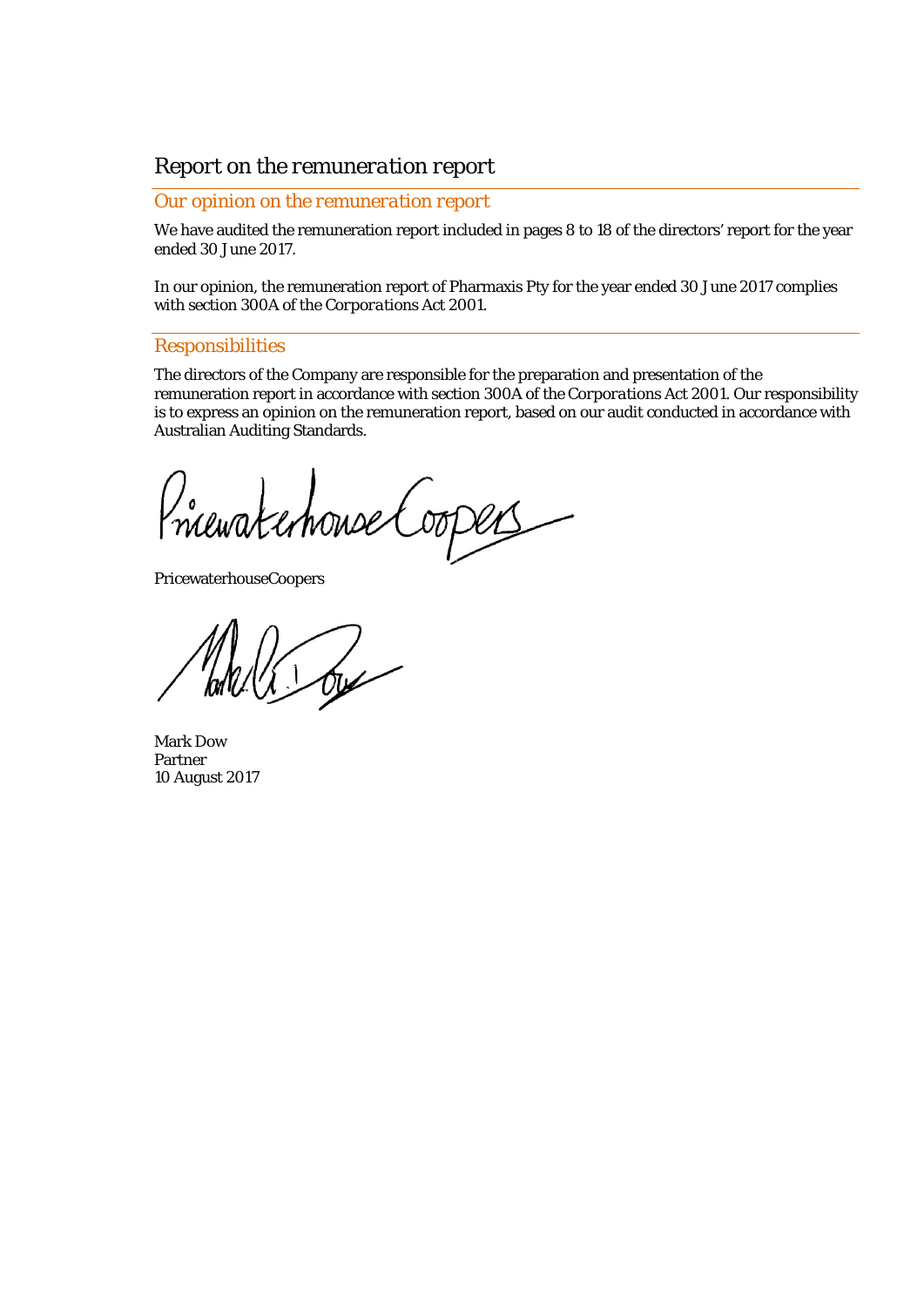## *Report on the remuneration report*

### *Our opinion on the remuneration report*

We have audited the remuneration report included in pages 8 to 18 of the directors' report for the year ended 30 June 2017.

In our opinion, the remuneration report of Pharmaxis Pty for the year ended 30 June 2017 complies with section 300A of the *Corporations Act 2001*.

### Responsibilities

The directors of the Company are responsible for the preparation and presentation of the remuneration report in accordance with section 300A of the *Corporations Act 2001*. Our responsibility is to express an opinion on the remuneration report, based on our audit conducted in accordance with Australian Auditing Standards.

PricewaterhouseCoopers

Mark Dow
Partner
10 August 2017